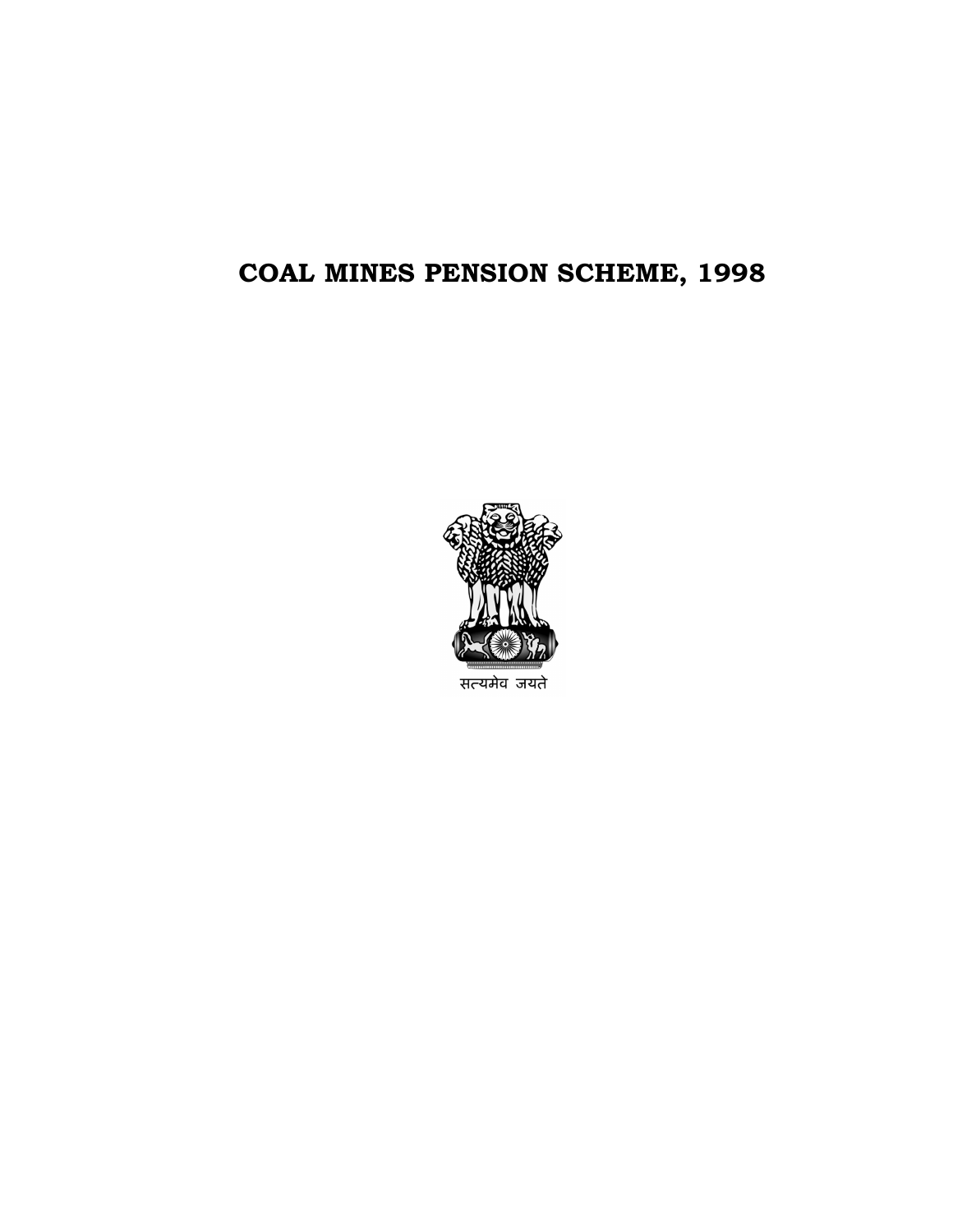# COAL MINES PENSION SCHEME, 1998

सत्यमेव जयते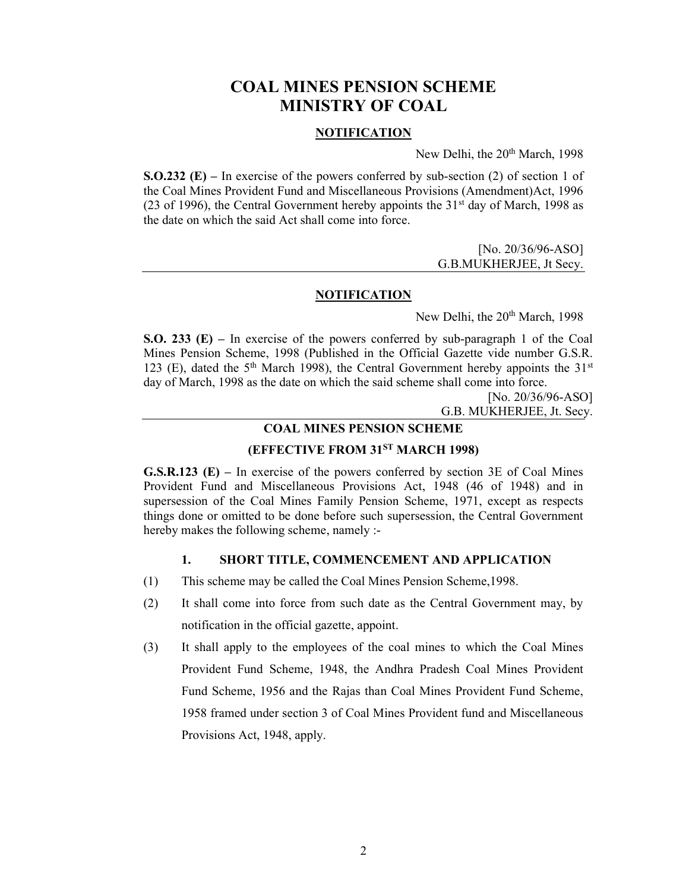# COAL MINES PENSION SCHEME
# MINISTRY OF COAL

## NOTIFICATION

New Delhi, the 20th March, 1998

**S.O.232 (E) –** In exercise of the powers conferred by sub-section (2) of section 1 of the Coal Mines Provident Fund and Miscellaneous Provisions (Amendment)Act, 1996 (23 of 1996), the Central Government hereby appoints the 31st day of March, 1998 as the date on which the said Act shall come into force.

[No. 20/36/96-ASO]
G.B.MUKHERJEE, Jt Secy.

---

## NOTIFICATION

New Delhi, the 20th March, 1998

**S.O. 233 (E) –** In exercise of the powers conferred by sub-paragraph 1 of the Coal Mines Pension Scheme, 1998 (Published in the Official Gazette vide number G.S.R. 123 (E), dated the 5th March 1998), the Central Government hereby appoints the 31st day of March, 1998 as the date on which the said scheme shall come into force.

[No. 20/36/96-ASO]
G.B. MUKHERJEE, Jt. Secy.

---

### COAL MINES PENSION SCHEME

### (EFFECTIVE FROM 31ST MARCH 1998)

**G.S.R.123 (E) –** In exercise of the powers conferred by section 3E of Coal Mines Provident Fund and Miscellaneous Provisions Act, 1948 (46 of 1948) and in supersession of the Coal Mines Family Pension Scheme, 1971, except as respects things done or omitted to be done before such supersession, the Central Government hereby makes the following scheme, namely :-

#### 1. SHORT TITLE, COMMENCEMENT AND APPLICATION

(1) This scheme may be called the Coal Mines Pension Scheme,1998.

(2) It shall come into force from such date as the Central Government may, by notification in the official gazette, appoint.

(3) It shall apply to the employees of the coal mines to which the Coal Mines Provident Fund Scheme, 1948, the Andhra Pradesh Coal Mines Provident Fund Scheme, 1956 and the Rajas than Coal Mines Provident Fund Scheme, 1958 framed under section 3 of Coal Mines Provident fund and Miscellaneous Provisions Act, 1948, apply.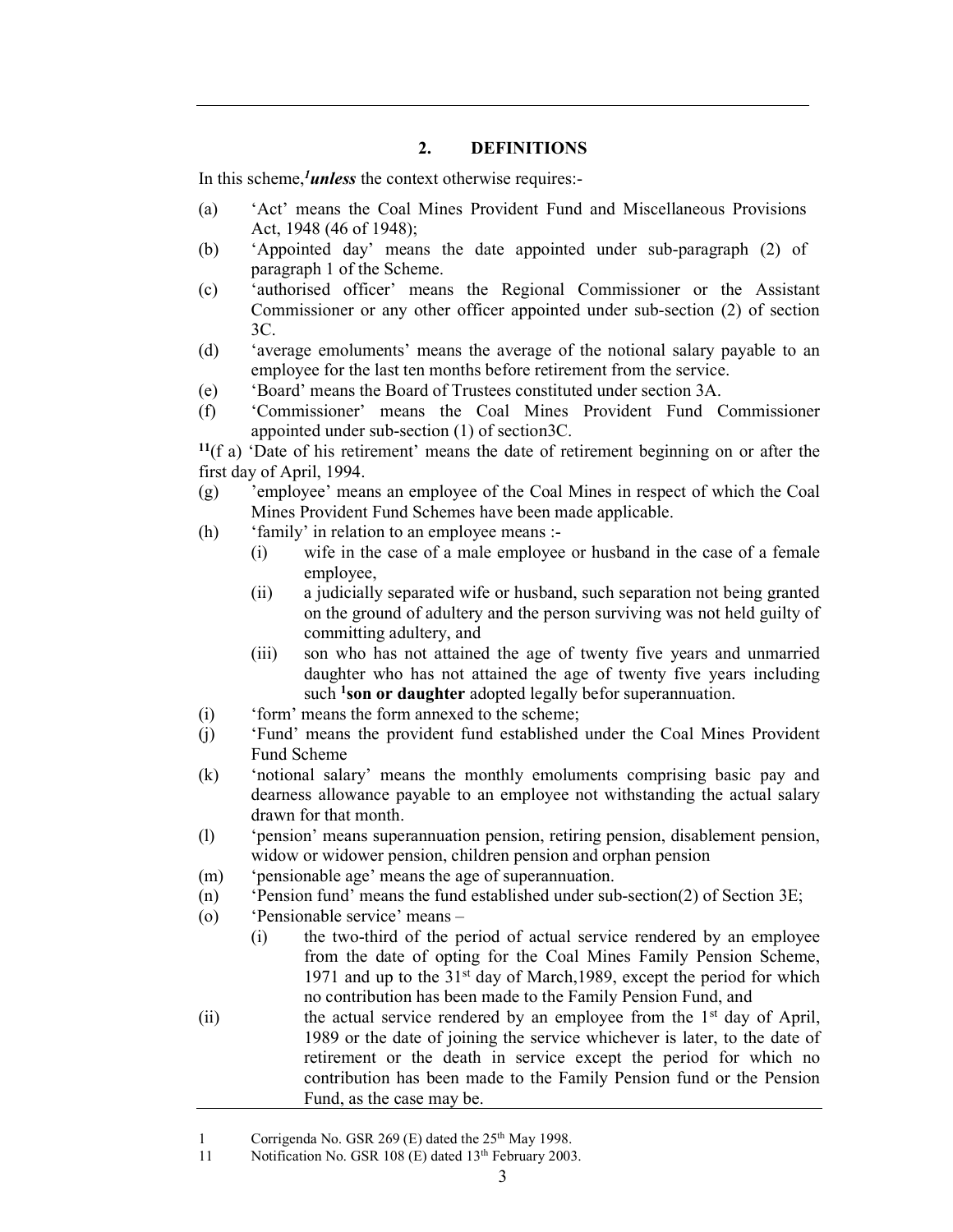## 2. DEFINITIONS

In this scheme,[1] ***unless*** the context otherwise requires:-

(a) 'Act' means the Coal Mines Provident Fund and Miscellaneous Provisions Act, 1948 (46 of 1948);

(b) 'Appointed day' means the date appointed under sub-paragraph (2) of paragraph 1 of the Scheme.

(c) 'authorised officer' means the Regional Commissioner or the Assistant Commissioner or any other officer appointed under sub-section (2) of section 3C.

(d) 'average emoluments' means the average of the notional salary payable to an employee for the last ten months before retirement from the service.

(e) 'Board' means the Board of Trustees constituted under section 3A.

(f) 'Commissioner' means the Coal Mines Provident Fund Commissioner appointed under sub-section (1) of section3C.

[11](f a) 'Date of his retirement' means the date of retirement beginning on or after the first day of April, 1994.

(g) 'employee' means an employee of the Coal Mines in respect of which the Coal Mines Provident Fund Schemes have been made applicable.

(h) 'family' in relation to an employee means :-

   (i) wife in the case of a male employee or husband in the case of a female employee,

   (ii) a judicially separated wife or husband, such separation not being granted on the ground of adultery and the person surviving was not held guilty of committing adultery, and

   (iii) son who has not attained the age of twenty five years and unmarried daughter who has not attained the age of twenty five years including such [1]**son or daughter** adopted legally befor superannuation.

(i) 'form' means the form annexed to the scheme;

(j) 'Fund' means the provident fund established under the Coal Mines Provident Fund Scheme

(k) 'notional salary' means the monthly emoluments comprising basic pay and dearness allowance payable to an employee not withstanding the actual salary drawn for that month.

(l) 'pension' means superannuation pension, retiring pension, disablement pension, widow or widower pension, children pension and orphan pension

(m) 'pensionable age' means the age of superannuation.

(n) 'Pension fund' means the fund established under sub-section(2) of Section 3E;

(o) 'Pensionable service' means –

   (i) the two-third of the period of actual service rendered by an employee from the date of opting for the Coal Mines Family Pension Scheme, 1971 and up to the 31st day of March,1989, except the period for which no contribution has been made to the Family Pension Fund, and

   (ii) the actual service rendered by an employee from the 1st day of April, 1989 or the date of joining the service whichever is later, to the date of retirement or the death in service except the period for which no contribution has been made to the Family Pension fund or the Pension Fund, as the case may be.

---

1 Corrigenda No. GSR 269 (E) dated the 25th May 1998.

11 Notification No. GSR 108 (E) dated 13th February 2003.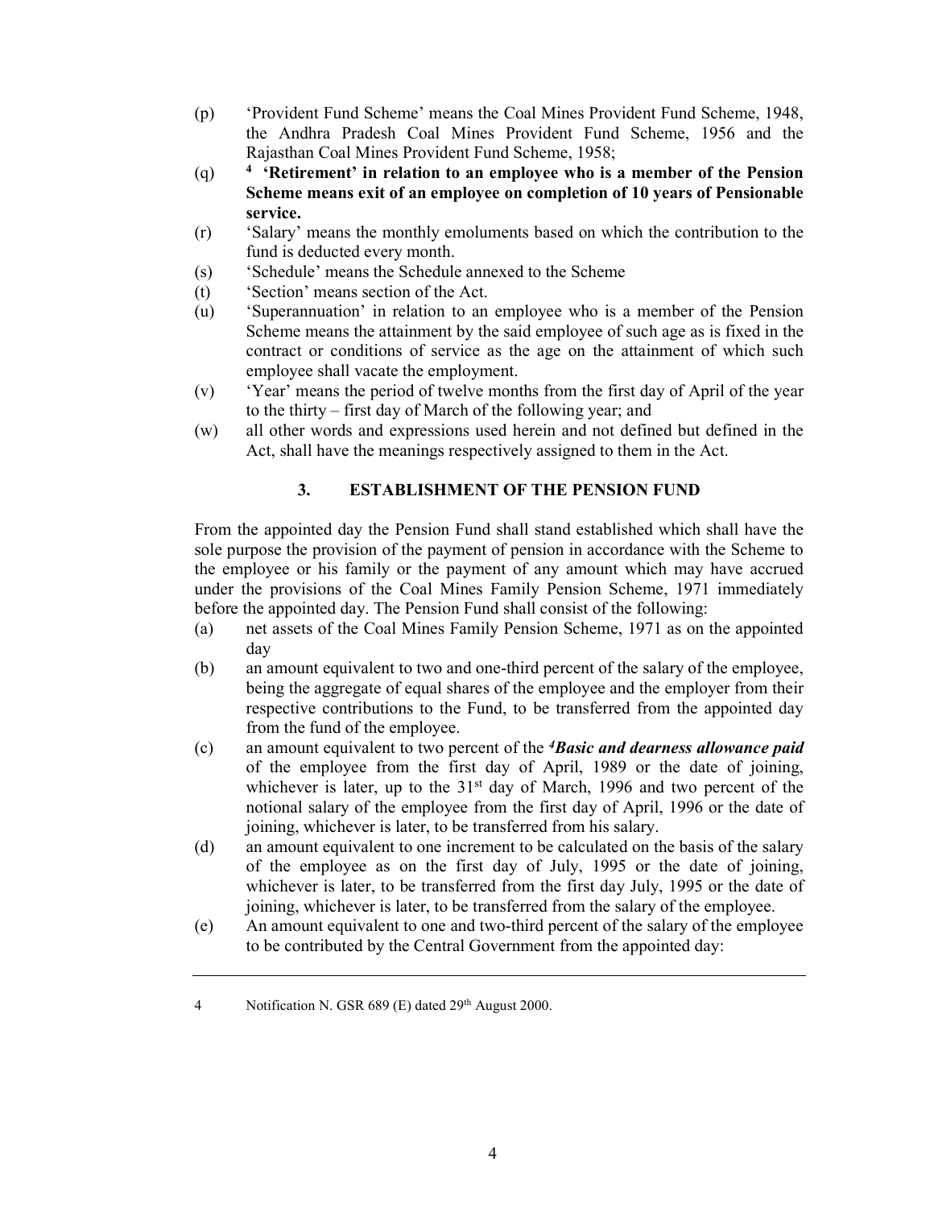(p) 'Provident Fund Scheme' means the Coal Mines Provident Fund Scheme, 1948, the Andhra Pradesh Coal Mines Provident Fund Scheme, 1956 and the Rajasthan Coal Mines Provident Fund Scheme, 1958;

(q) [4] **'Retirement' in relation to an employee who is a member of the Pension Scheme means exit of an employee on completion of 10 years of Pensionable service.**

(r) 'Salary' means the monthly emoluments based on which the contribution to the fund is deducted every month.

(s) 'Schedule' means the Schedule annexed to the Scheme

(t) 'Section' means section of the Act.

(u) 'Superannuation' in relation to an employee who is a member of the Pension Scheme means the attainment by the said employee of such age as is fixed in the contract or conditions of service as the age on the attainment of which such employee shall vacate the employment.

(v) 'Year' means the period of twelve months from the first day of April of the year to the thirty – first day of March of the following year; and

(w) all other words and expressions used herein and not defined but defined in the Act, shall have the meanings respectively assigned to them in the Act.

### 3. ESTABLISHMENT OF THE PENSION FUND

From the appointed day the Pension Fund shall stand established which shall have the sole purpose the provision of the payment of pension in accordance with the Scheme to the employee or his family or the payment of any amount which may have accrued under the provisions of the Coal Mines Family Pension Scheme, 1971 immediately before the appointed day. The Pension Fund shall consist of the following:

(a) net assets of the Coal Mines Family Pension Scheme, 1971 as on the appointed day

(b) an amount equivalent to two and one-third percent of the salary of the employee, being the aggregate of equal shares of the employee and the employer from their respective contributions to the Fund, to be transferred from the appointed day from the fund of the employee.

(c) an amount equivalent to two percent of the [4]***Basic and dearness allowance paid*** of the employee from the first day of April, 1989 or the date of joining, whichever is later, up to the 31st day of March, 1996 and two percent of the notional salary of the employee from the first day of April, 1996 or the date of joining, whichever is later, to be transferred from his salary.

(d) an amount equivalent to one increment to be calculated on the basis of the salary of the employee as on the first day of July, 1995 or the date of joining, whichever is later, to be transferred from the first day July, 1995 or the date of joining, whichever is later, to be transferred from the salary of the employee.

(e) An amount equivalent to one and two-third percent of the salary of the employee to be contributed by the Central Government from the appointed day:

---

4 Notification N. GSR 689 (E) dated 29th August 2000.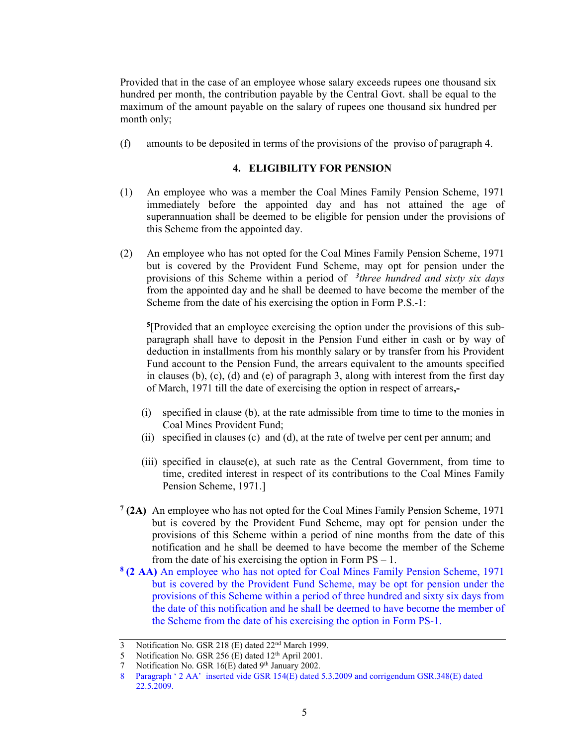Provided that in the case of an employee whose salary exceeds rupees one thousand six hundred per month, the contribution payable by the Central Govt. shall be equal to the maximum of the amount payable on the salary of rupees one thousand six hundred per month only;

(f) amounts to be deposited in terms of the provisions of the proviso of paragraph 4.

### 4. ELIGIBILITY FOR PENSION

(1) An employee who was a member the Coal Mines Family Pension Scheme, 1971 immediately before the appointed day and has not attained the age of superannuation shall be deemed to be eligible for pension under the provisions of this Scheme from the appointed day.

(2) An employee who has not opted for the Coal Mines Family Pension Scheme, 1971 but is covered by the Provident Fund Scheme, may opt for pension under the provisions of this Scheme within a period of [3]*three hundred and sixty six days* from the appointed day and he shall be deemed to have become the member of the Scheme from the date of his exercising the option in Form P.S.-1:

[5][Provided that an employee exercising the option under the provisions of this sub-paragraph shall have to deposit in the Pension Fund either in cash or by way of deduction in installments from his monthly salary or by transfer from his Provident Fund account to the Pension Fund, the arrears equivalent to the amounts specified in clauses (b), (c), (d) and (e) of paragraph 3, along with interest from the first day of March, 1971 till the date of exercising the option in respect of arrears**,-**

- (i) specified in clause (b), at the rate admissible from time to time to the monies in Coal Mines Provident Fund;
- (ii) specified in clauses (c) and (d), at the rate of twelve per cent per annum; and
- (iii) specified in clause(e), at such rate as the Central Government, from time to time, credited interest in respect of its contributions to the Coal Mines Family Pension Scheme, 1971.]

[7] **(2A)** An employee who has not opted for the Coal Mines Family Pension Scheme, 1971 but is covered by the Provident Fund Scheme, may opt for pension under the provisions of this Scheme within a period of nine months from the date of this notification and he shall be deemed to have become the member of the Scheme from the date of his exercising the option in Form PS – 1.

[8] **(2 AA)** An employee who has not opted for Coal Mines Family Pension Scheme, 1971 but is covered by the Provident Fund Scheme, may be opt for pension under the provisions of this Scheme within a period of three hundred and sixty six days from the date of this notification and he shall be deemed to have become the member of the Scheme from the date of his exercising the option in Form PS-1.

---

3 Notification No. GSR 218 (E) dated 22nd March 1999.
5 Notification No. GSR 256 (E) dated 12th April 2001.
7 Notification No. GSR 16(E) dated 9th January 2002.
8 Paragraph ' 2 AA' inserted vide GSR 154(E) dated 5.3.2009 and corrigendum GSR.348(E) dated 22.5.2009.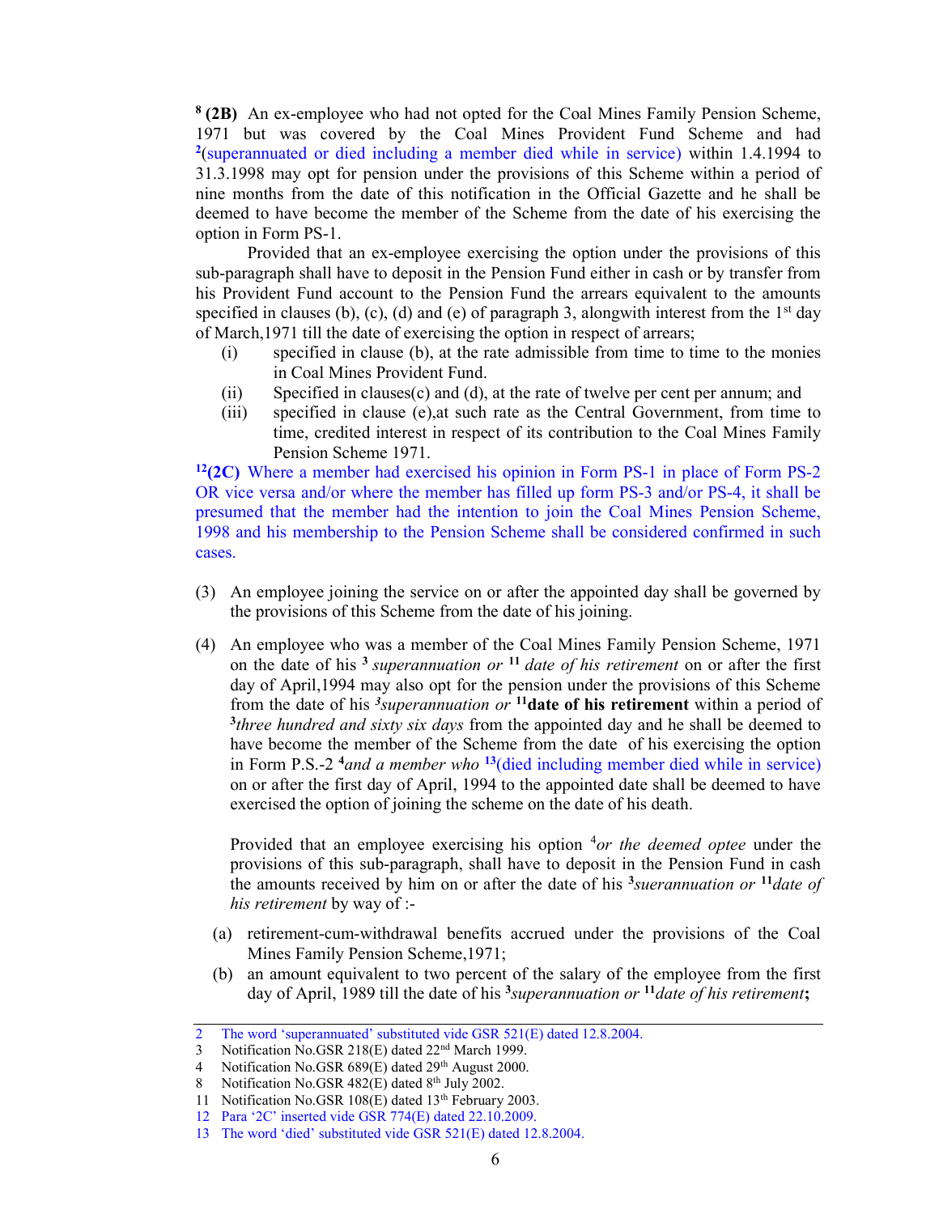[8] **(2B)** An ex-employee who had not opted for the Coal Mines Family Pension Scheme, 1971 but was covered by the Coal Mines Provident Fund Scheme and had [2](superannuated or died including a member died while in service) within 1.4.1994 to 31.3.1998 may opt for pension under the provisions of this Scheme within a period of nine months from the date of this notification in the Official Gazette and he shall be deemed to have become the member of the Scheme from the date of his exercising the option in Form PS-1.

Provided that an ex-employee exercising the option under the provisions of this sub-paragraph shall have to deposit in the Pension Fund either in cash or by transfer from his Provident Fund account to the Pension Fund the arrears equivalent to the amounts specified in clauses (b), (c), (d) and (e) of paragraph 3, alongwith interest from the 1st day of March,1971 till the date of exercising the option in respect of arrears;

- (i) specified in clause (b), at the rate admissible from time to time to the monies in Coal Mines Provident Fund.
- (ii) Specified in clauses(c) and (d), at the rate of twelve per cent per annum; and
- (iii) specified in clause (e),at such rate as the Central Government, from time to time, credited interest in respect of its contribution to the Coal Mines Family Pension Scheme 1971.

[12]**(2C)** Where a member had exercised his opinion in Form PS-1 in place of Form PS-2 OR vice versa and/or where the member has filled up form PS-3 and/or PS-4, it shall be presumed that the member had the intention to join the Coal Mines Pension Scheme, 1998 and his membership to the Pension Scheme shall be considered confirmed in such cases.

(3) An employee joining the service on or after the appointed day shall be governed by the provisions of this Scheme from the date of his joining.

(4) An employee who was a member of the Coal Mines Family Pension Scheme, 1971 on the date of his [3] *superannuation or* [11] *date of his retirement* on or after the first day of April,1994 may also opt for the pension under the provisions of this Scheme from the date of his [3]*superannuation or* [11]**date of his retirement** within a period of [3]*three hundred and sixty six days* from the appointed day and he shall be deemed to have become the member of the Scheme from the date of his exercising the option in Form P.S.-2 [4]*and a member who* [13](died including member died while in service) on or after the first day of April, 1994 to the appointed date shall be deemed to have exercised the option of joining the scheme on the date of his death.

Provided that an employee exercising his option [4]*or the deemed optee* under the provisions of this sub-paragraph, shall have to deposit in the Pension Fund in cash the amounts received by him on or after the date of his [3]*sueranuation or* [11]*date of his retirement* by way of :-

- (a) retirement-cum-withdrawal benefits accrued under the provisions of the Coal Mines Family Pension Scheme,1971;
- (b) an amount equivalent to two percent of the salary of the employee from the first day of April, 1989 till the date of his [3]*superannuation or* [11]*date of his retirement***;**

---

2 The word 'superannuated' substituted vide GSR 521(E) dated 12.8.2004.
3 Notification No.GSR 218(E) dated 22nd March 1999.
4 Notification No.GSR 689(E) dated 29th August 2000.
8 Notification No.GSR 482(E) dated 8th July 2002.
11 Notification No.GSR 108(E) dated 13th February 2003.
12 Para '2C' inserted vide GSR 774(E) dated 22.10.2009.
13 The word 'died' substituted vide GSR 521(E) dated 12.8.2004.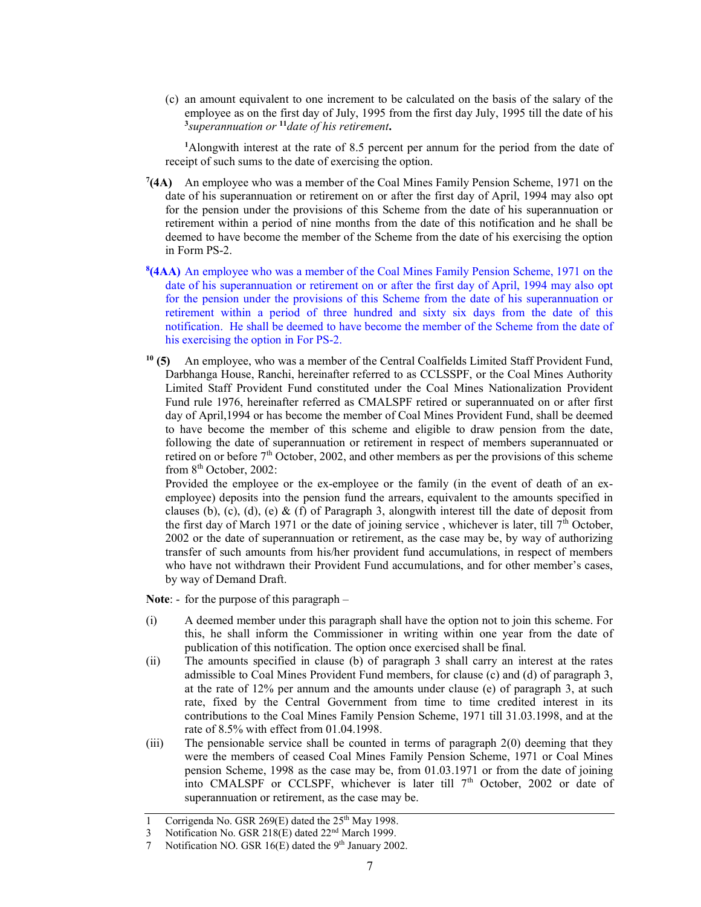(c) an amount equivalent to one increment to be calculated on the basis of the salary of the employee as on the first day of July, 1995 from the first day July, 1995 till the date of his [3]*superannuation or* [11]*date of his retirement***.**

[1]Alongwith interest at the rate of 8.5 percent per annum for the period from the date of receipt of such sums to the date of exercising the option.

[7]**(4A)** An employee who was a member of the Coal Mines Family Pension Scheme, 1971 on the date of his superannuation or retirement on or after the first day of April, 1994 may also opt for the pension under the provisions of this Scheme from the date of his superannuation or retirement within a period of nine months from the date of this notification and he shall be deemed to have become the member of the Scheme from the date of his exercising the option in Form PS-2.

[8]**(4AA)** An employee who was a member of the Coal Mines Family Pension Scheme, 1971 on the date of his superannuation or retirement on or after the first day of April, 1994 may also opt for the pension under the provisions of this Scheme from the date of his superannuation or retirement within a period of three hundred and sixty six days from the date of this notification. He shall be deemed to have become the member of the Scheme from the date of his exercising the option in For PS-2.

[10] **(5)** An employee, who was a member of the Central Coalfields Limited Staff Provident Fund, Darbhanga House, Ranchi, hereinafter referred to as CCLSSPF, or the Coal Mines Authority Limited Staff Provident Fund constituted under the Coal Mines Nationalization Provident Fund rule 1976, hereinafter referred as CMALSPF retired or superannuated on or after first day of April,1994 or has become the member of Coal Mines Provident Fund, shall be deemed to have become the member of this scheme and eligible to draw pension from the date, following the date of superannuation or retirement in respect of members superannuated or retired on or before 7th October, 2002, and other members as per the provisions of this scheme from 8th October, 2002:

Provided the employee or the ex-employee or the family (in the event of death of an ex-employee) deposits into the pension fund the arrears, equivalent to the amounts specified in clauses (b), (c), (d), (e) & (f) of Paragraph 3, alongwith interest till the date of deposit from the first day of March 1971 or the date of joining service , whichever is later, till 7th October, 2002 or the date of superannuation or retirement, as the case may be, by way of authorizing transfer of such amounts from his/her provident fund accumulations, in respect of members who have not withdrawn their Provident Fund accumulations, and for other member's cases, by way of Demand Draft.

**Note**: - for the purpose of this paragraph –

(i) A deemed member under this paragraph shall have the option not to join this scheme. For this, he shall inform the Commissioner in writing within one year from the date of publication of this notification. The option once exercised shall be final.

(ii) The amounts specified in clause (b) of paragraph 3 shall carry an interest at the rates admissible to Coal Mines Provident Fund members, for clause (c) and (d) of paragraph 3, at the rate of 12% per annum and the amounts under clause (e) of paragraph 3, at such rate, fixed by the Central Government from time to time credited interest in its contributions to the Coal Mines Family Pension Scheme, 1971 till 31.03.1998, and at the rate of 8.5% with effect from 01.04.1998.

(iii) The pensionable service shall be counted in terms of paragraph 2(0) deeming that they were the members of ceased Coal Mines Family Pension Scheme, 1971 or Coal Mines pension Scheme, 1998 as the case may be, from 01.03.1971 or from the date of joining into CMALSPF or CCLSPF, whichever is later till 7th October, 2002 or date of superannuation or retirement, as the case may be.

---

1 Corrigenda No. GSR 269(E) dated the 25th May 1998.
3 Notification No. GSR 218(E) dated 22nd March 1999.
7 Notification NO. GSR 16(E) dated the 9th January 2002.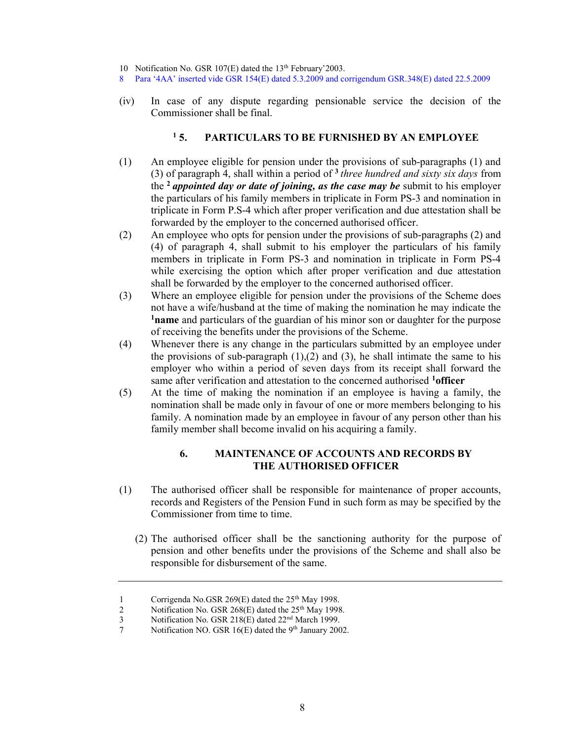10 Notification No. GSR 107(E) dated the 13th February'2003.

8 Para '4AA' inserted vide GSR 154(E) dated 5.3.2009 and corrigendum GSR.348(E) dated 22.5.2009

(iv) In case of any dispute regarding pensionable service the decision of the Commissioner shall be final.

### [1] 5. PARTICULARS TO BE FURNISHED BY AN EMPLOYEE

(1) An employee eligible for pension under the provisions of sub-paragraphs (1) and (3) of paragraph 4, shall within a period of [3] *three hundred and sixty six days* from the [2] ***appointed day or date of joining, as the case may be*** submit to his employer the particulars of his family members in triplicate in Form PS-3 and nomination in triplicate in Form P.S-4 which after proper verification and due attestation shall be forwarded by the employer to the concerned authorised officer.

(2) An employee who opts for pension under the provisions of sub-paragraphs (2) and (4) of paragraph 4, shall submit to his employer the particulars of his family members in triplicate in Form PS-3 and nomination in triplicate in Form PS-4 while exercising the option which after proper verification and due attestation shall be forwarded by the employer to the concerned authorised officer.

(3) Where an employee eligible for pension under the provisions of the Scheme does not have a wife/husband at the time of making the nomination he may indicate the [1]**name** and particulars of the guardian of his minor son or daughter for the purpose of receiving the benefits under the provisions of the Scheme.

(4) Whenever there is any change in the particulars submitted by an employee under the provisions of sub-paragraph (1),(2) and (3), he shall intimate the same to his employer who within a period of seven days from its receipt shall forward the same after verification and attestation to the concerned authorised [1]**officer**

(5) At the time of making the nomination if an employee is having a family, the nomination shall be made only in favour of one or more members belonging to his family. A nomination made by an employee in favour of any person other than his family member shall become invalid on his acquiring a family.

### 6. MAINTENANCE OF ACCOUNTS AND RECORDS BY THE AUTHORISED OFFICER

(1) The authorised officer shall be responsible for maintenance of proper accounts, records and Registers of the Pension Fund in such form as may be specified by the Commissioner from time to time.

(2) The authorised officer shall be the sanctioning authority for the purpose of pension and other benefits under the provisions of the Scheme and shall also be responsible for disbursement of the same.

---

1 Corrigenda No.GSR 269(E) dated the 25th May 1998.

2 Notification No. GSR 268(E) dated the 25th May 1998.

3 Notification No. GSR 218(E) dated 22nd March 1999.

7 Notification NO. GSR 16(E) dated the 9th January 2002.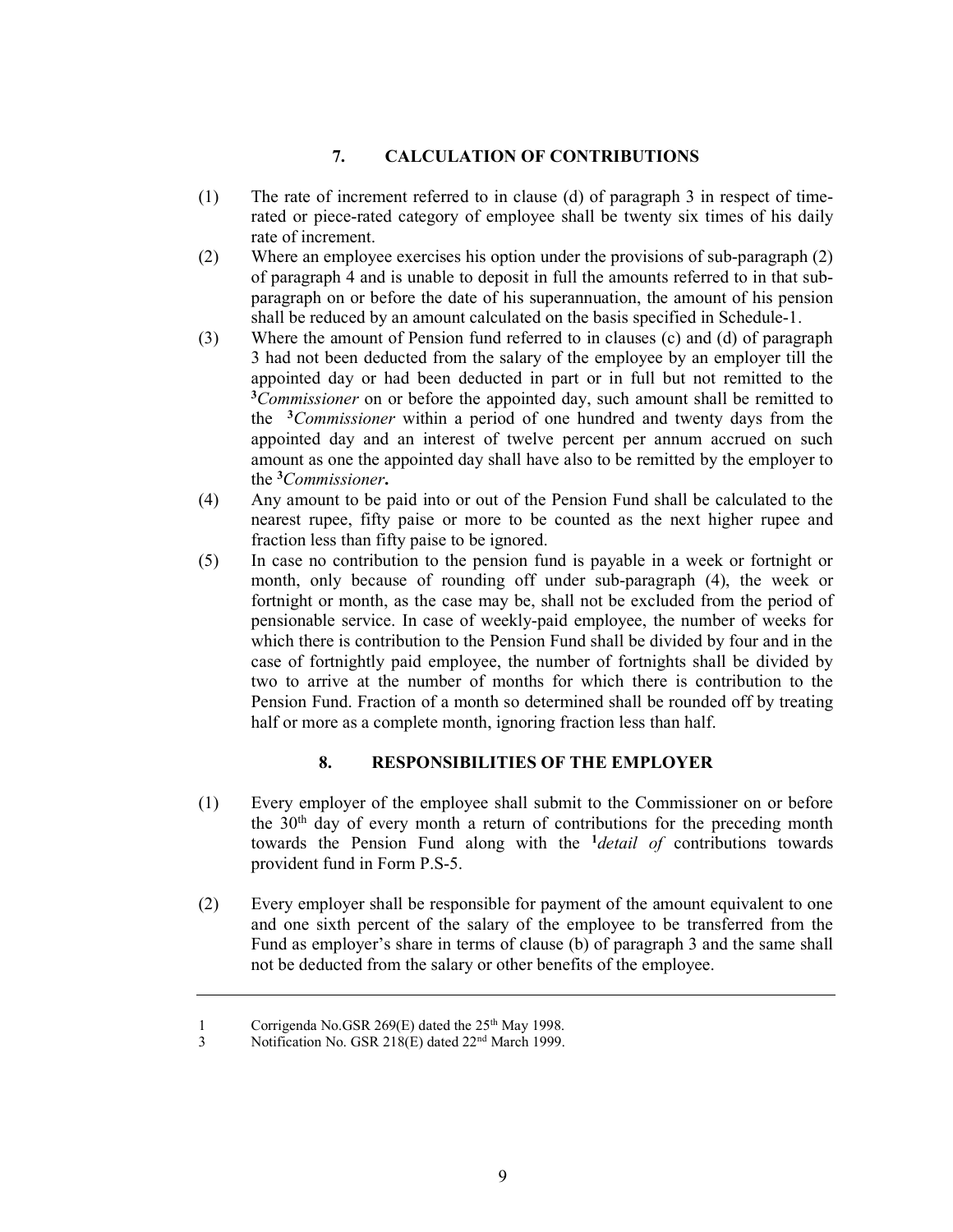## 7. CALCULATION OF CONTRIBUTIONS

(1) The rate of increment referred to in clause (d) of paragraph 3 in respect of time-rated or piece-rated category of employee shall be twenty six times of his daily rate of increment.

(2) Where an employee exercises his option under the provisions of sub-paragraph (2) of paragraph 4 and is unable to deposit in full the amounts referred to in that sub-paragraph on or before the date of his superannuation, the amount of his pension shall be reduced by an amount calculated on the basis specified in Schedule-1.

(3) Where the amount of Pension fund referred to in clauses (c) and (d) of paragraph 3 had not been deducted from the salary of the employee by an employer till the appointed day or had been deducted in part or in full but not remitted to the [3]*Commissioner* on or before the appointed day, such amount shall be remitted to the [3]*Commissioner* within a period of one hundred and twenty days from the appointed day and an interest of twelve percent per annum accrued on such amount as one the appointed day shall have also to be remitted by the employer to the [3]*Commissioner*.

(4) Any amount to be paid into or out of the Pension Fund shall be calculated to the nearest rupee, fifty paise or more to be counted as the next higher rupee and fraction less than fifty paise to be ignored.

(5) In case no contribution to the pension fund is payable in a week or fortnight or month, only because of rounding off under sub-paragraph (4), the week or fortnight or month, as the case may be, shall not be excluded from the period of pensionable service. In case of weekly-paid employee, the number of weeks for which there is contribution to the Pension Fund shall be divided by four and in the case of fortnightly paid employee, the number of fortnights shall be divided by two to arrive at the number of months for which there is contribution to the Pension Fund. Fraction of a month so determined shall be rounded off by treating half or more as a complete month, ignoring fraction less than half.

## 8. RESPONSIBILITIES OF THE EMPLOYER

(1) Every employer of the employee shall submit to the Commissioner on or before the 30th day of every month a return of contributions for the preceding month towards the Pension Fund along with the [1]*detail of* contributions towards provident fund in Form P.S-5.

(2) Every employer shall be responsible for payment of the amount equivalent to one and one sixth percent of the salary of the employee to be transferred from the Fund as employer's share in terms of clause (b) of paragraph 3 and the same shall not be deducted from the salary or other benefits of the employee.

---

1 Corrigenda No.GSR 269(E) dated the 25th May 1998.

3 Notification No. GSR 218(E) dated 22nd March 1999.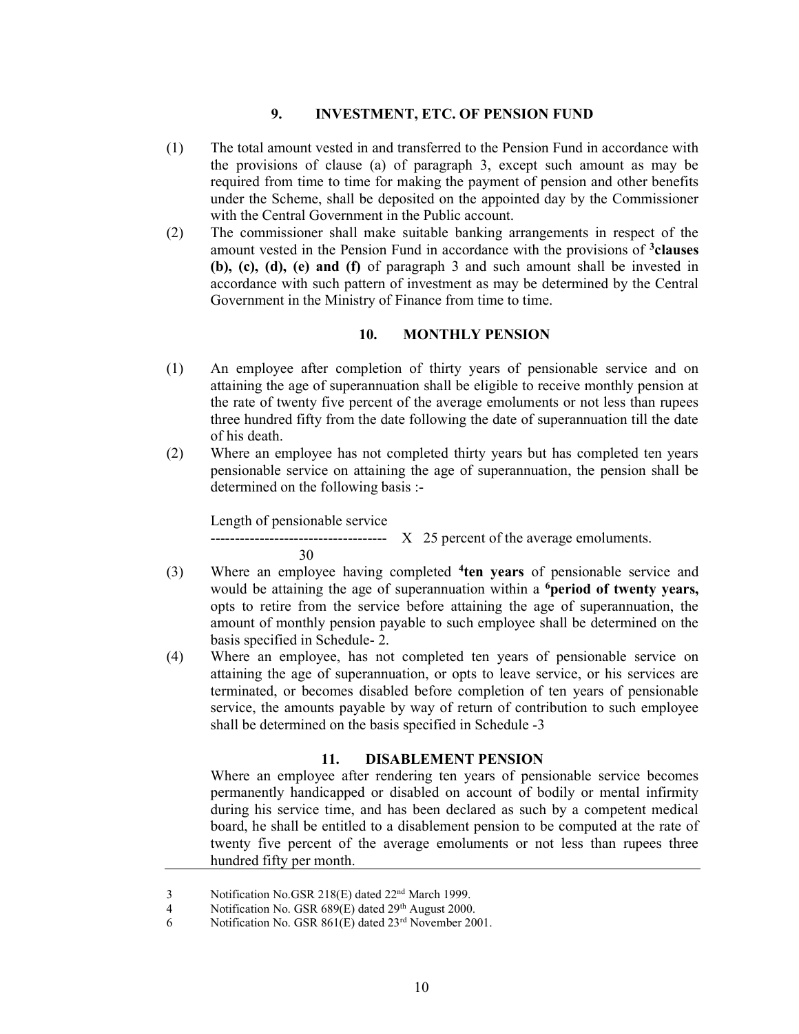## 9. INVESTMENT, ETC. OF PENSION FUND

(1) The total amount vested in and transferred to the Pension Fund in accordance with the provisions of clause (a) of paragraph 3, except such amount as may be required from time to time for making the payment of pension and other benefits under the Scheme, shall be deposited on the appointed day by the Commissioner with the Central Government in the Public account.

(2) The commissioner shall make suitable banking arrangements in respect of the amount vested in the Pension Fund in accordance with the provisions of [3]**clauses (b), (c), (d), (e) and (f)** of paragraph 3 and such amount shall be invested in accordance with such pattern of investment as may be determined by the Central Government in the Ministry of Finance from time to time.

## 10. MONTHLY PENSION

(1) An employee after completion of thirty years of pensionable service and on attaining the age of superannuation shall be eligible to receive monthly pension at the rate of twenty five percent of the average emoluments or not less than rupees three hundred fifty from the date following the date of superannuation till the date of his death.

(2) Where an employee has not completed thirty years but has completed ten years pensionable service on attaining the age of superannuation, the pension shall be determined on the following basis :-

$$\frac{\text{Length of pensionable service}}{30} \times 25 \text{ percent of the average emoluments.}$$

(3) Where an employee having completed [4]**ten years** of pensionable service and would be attaining the age of superannuation within a [6]**period of twenty years,** opts to retire from the service before attaining the age of superannuation, the amount of monthly pension payable to such employee shall be determined on the basis specified in Schedule- 2.

(4) Where an employee, has not completed ten years of pensionable service on attaining the age of superannuation, or opts to leave service, or his services are terminated, or becomes disabled before completion of ten years of pensionable service, the amounts payable by way of return of contribution to such employee shall be determined on the basis specified in Schedule -3

## 11. DISABLEMENT PENSION

Where an employee after rendering ten years of pensionable service becomes permanently handicapped or disabled on account of bodily or mental infirmity during his service time, and has been declared as such by a competent medical board, he shall be entitled to a disablement pension to be computed at the rate of twenty five percent of the average emoluments or not less than rupees three hundred fifty per month.

---

3 Notification No.GSR 218(E) dated 22nd March 1999.

4 Notification No. GSR 689(E) dated 29th August 2000.

6 Notification No. GSR 861(E) dated 23rd November 2001.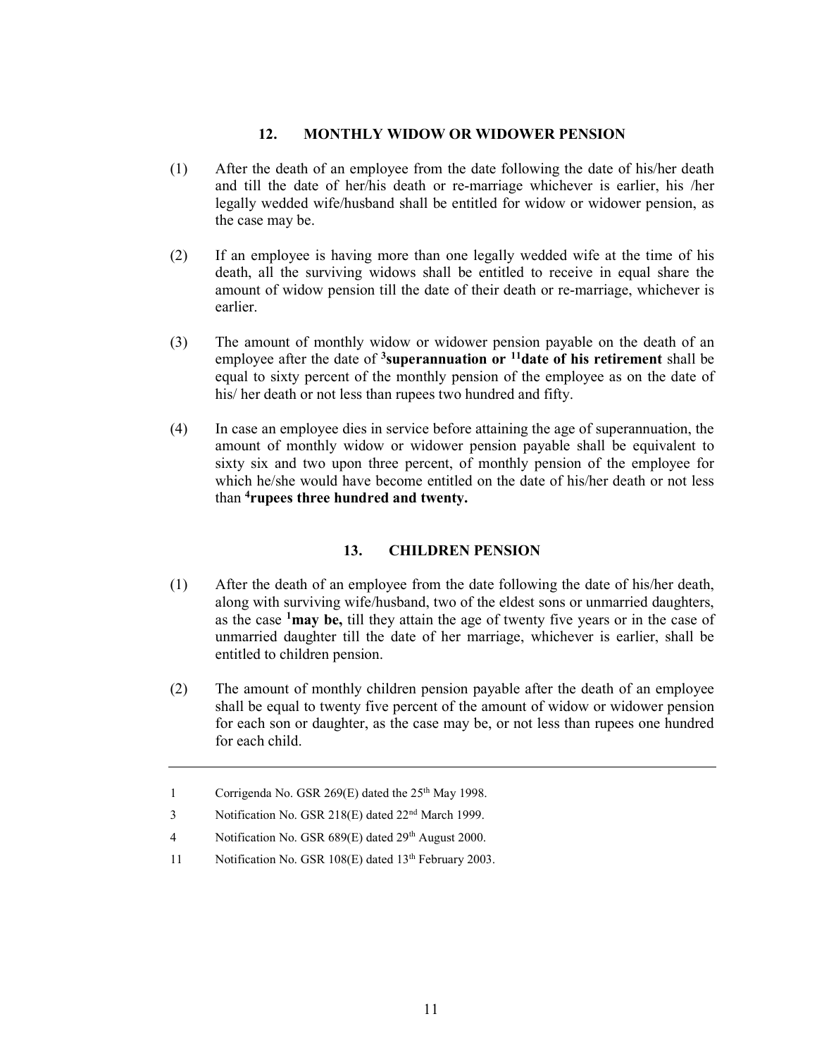### 12. MONTHLY WIDOW OR WIDOWER PENSION

(1) After the death of an employee from the date following the date of his/her death and till the date of her/his death or re-marriage whichever is earlier, his /her legally wedded wife/husband shall be entitled for widow or widower pension, as the case may be.

(2) If an employee is having more than one legally wedded wife at the time of his death, all the surviving widows shall be entitled to receive in equal share the amount of widow pension till the date of their death or re-marriage, whichever is earlier.

(3) The amount of monthly widow or widower pension payable on the death of an employee after the date of [3]**superannuation or** [11]**date of his retirement** shall be equal to sixty percent of the monthly pension of the employee as on the date of his/ her death or not less than rupees two hundred and fifty.

(4) In case an employee dies in service before attaining the age of superannuation, the amount of monthly widow or widower pension payable shall be equivalent to sixty six and two upon three percent, of monthly pension of the employee for which he/she would have become entitled on the date of his/her death or not less than [4]**rupees three hundred and twenty.**

### 13. CHILDREN PENSION

(1) After the death of an employee from the date following the date of his/her death, along with surviving wife/husband, two of the eldest sons or unmarried daughters, as the case [1]**may be,** till they attain the age of twenty five years or in the case of unmarried daughter till the date of her marriage, whichever is earlier, shall be entitled to children pension.

(2) The amount of monthly children pension payable after the death of an employee shall be equal to twenty five percent of the amount of widow or widower pension for each son or daughter, as the case may be, or not less than rupees one hundred for each child.

---

1 Corrigenda No. GSR 269(E) dated the 25th May 1998.

3 Notification No. GSR 218(E) dated 22nd March 1999.

4 Notification No. GSR 689(E) dated 29th August 2000.

11 Notification No. GSR 108(E) dated 13th February 2003.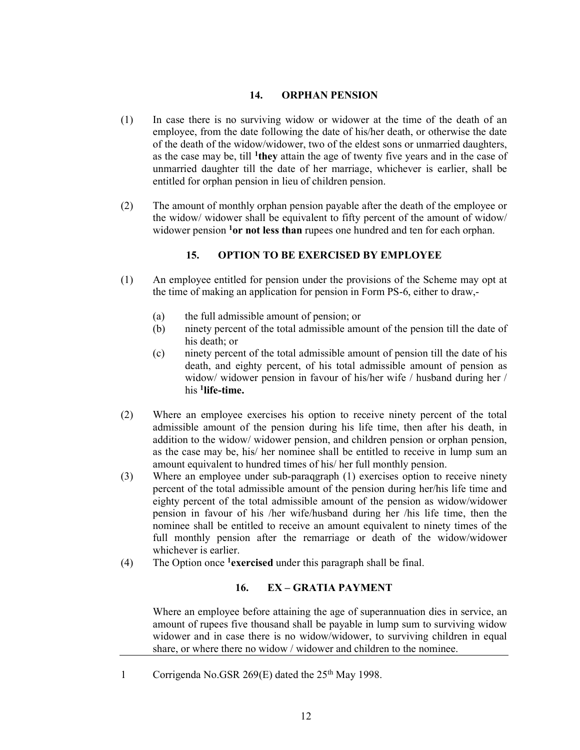## 14. ORPHAN PENSION

(1) In case there is no surviving widow or widower at the time of the death of an employee, from the date following the date of his/her death, or otherwise the date of the death of the widow/widower, two of the eldest sons or unmarried daughters, as the case may be, till [1]**they** attain the age of twenty five years and in the case of unmarried daughter till the date of her marriage, whichever is earlier, shall be entitled for orphan pension in lieu of children pension.

(2) The amount of monthly orphan pension payable after the death of the employee or the widow/ widower shall be equivalent to fifty percent of the amount of widow/ widower pension [1]**or not less than** rupees one hundred and ten for each orphan.

## 15. OPTION TO BE EXERCISED BY EMPLOYEE

(1) An employee entitled for pension under the provisions of the Scheme may opt at the time of making an application for pension in Form PS-6, either to draw,-

(a) the full admissible amount of pension; or
(b) ninety percent of the total admissible amount of the pension till the date of his death; or
(c) ninety percent of the total admissible amount of pension till the date of his death, and eighty percent, of his total admissible amount of pension as widow/ widower pension in favour of his/her wife / husband during her / his [1]**life-time.**

(2) Where an employee exercises his option to receive ninety percent of the total admissible amount of the pension during his life time, then after his death, in addition to the widow/ widower pension, and children pension or orphan pension, as the case may be, his/ her nominee shall be entitled to receive in lump sum an amount equivalent to hundred times of his/ her full monthly pension.

(3) Where an employee under sub-paraqgraph (1) exercises option to receive ninety percent of the total admissible amount of the pension during her/his life time and eighty percent of the total admissible amount of the pension as widow/widower pension in favour of his /her wife/husband during her /his life time, then the nominee shall be entitled to receive an amount equivalent to ninety times of the full monthly pension after the remarriage or death of the widow/widower whichever is earlier.

(4) The Option once [1]**exercised** under this paragraph shall be final.

## 16. EX – GRATIA PAYMENT

Where an employee before attaining the age of superannuation dies in service, an amount of rupees five thousand shall be payable in lump sum to surviving widow widower and in case there is no widow/widower, to surviving children in equal share, or where there no widow / widower and children to the nominee.

---

1 Corrigenda No.GSR 269(E) dated the 25th May 1998.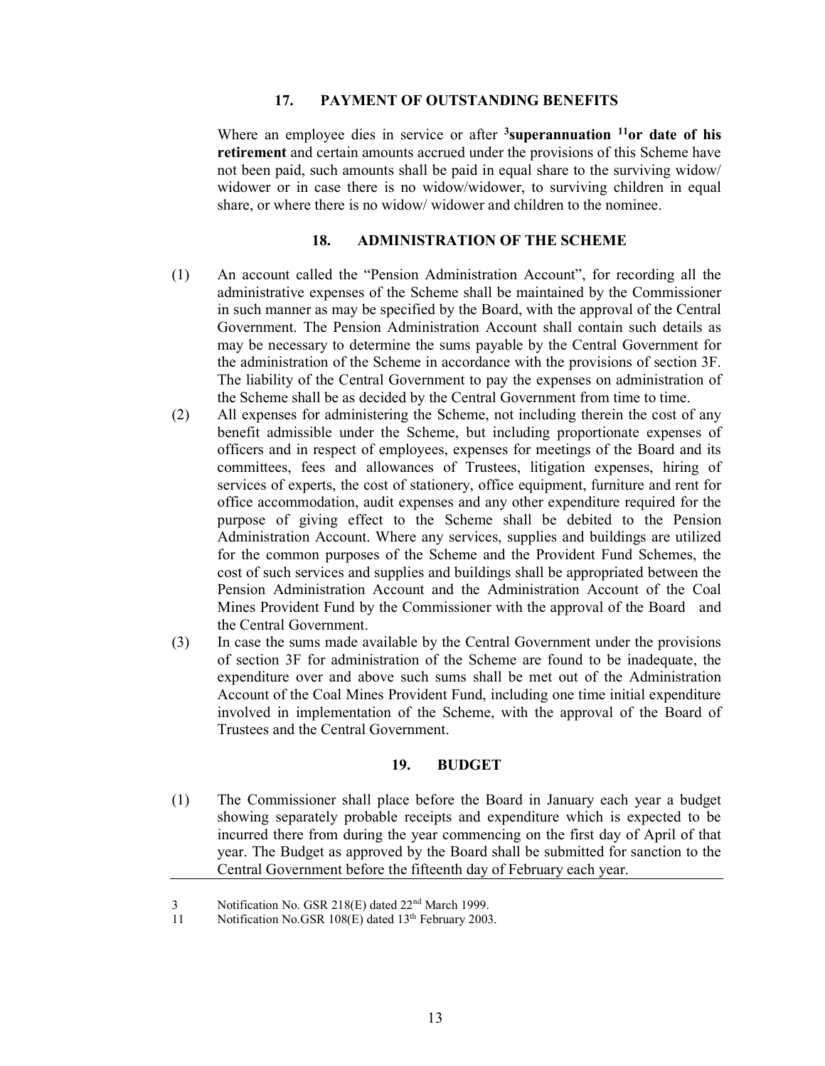## 17. PAYMENT OF OUTSTANDING BENEFITS

Where an employee dies in service or after [3]**superannuation** [11]**or date of his retirement** and certain amounts accrued under the provisions of this Scheme have not been paid, such amounts shall be paid in equal share to the surviving widow/ widower or in case there is no widow/widower, to surviving children in equal share, or where there is no widow/ widower and children to the nominee.

## 18. ADMINISTRATION OF THE SCHEME

(1) An account called the "Pension Administration Account", for recording all the administrative expenses of the Scheme shall be maintained by the Commissioner in such manner as may be specified by the Board, with the approval of the Central Government. The Pension Administration Account shall contain such details as may be necessary to determine the sums payable by the Central Government for the administration of the Scheme in accordance with the provisions of section 3F. The liability of the Central Government to pay the expenses on administration of the Scheme shall be as decided by the Central Government from time to time.

(2) All expenses for administering the Scheme, not including therein the cost of any benefit admissible under the Scheme, but including proportionate expenses of officers and in respect of employees, expenses for meetings of the Board and its committees, fees and allowances of Trustees, litigation expenses, hiring of services of experts, the cost of stationery, office equipment, furniture and rent for office accommodation, audit expenses and any other expenditure required for the purpose of giving effect to the Scheme shall be debited to the Pension Administration Account. Where any services, supplies and buildings are utilized for the common purposes of the Scheme and the Provident Fund Schemes, the cost of such services and supplies and buildings shall be appropriated between the Pension Administration Account and the Administration Account of the Coal Mines Provident Fund by the Commissioner with the approval of the Board and the Central Government.

(3) In case the sums made available by the Central Government under the provisions of section 3F for administration of the Scheme are found to be inadequate, the expenditure over and above such sums shall be met out of the Administration Account of the Coal Mines Provident Fund, including one time initial expenditure involved in implementation of the Scheme, with the approval of the Board of Trustees and the Central Government.

## 19. BUDGET

(1) The Commissioner shall place before the Board in January each year a budget showing separately probable receipts and expenditure which is expected to be incurred there from during the year commencing on the first day of April of that year. The Budget as approved by the Board shall be submitted for sanction to the Central Government before the fifteenth day of February each year.

---

3 Notification No. GSR 218(E) dated 22nd March 1999.

11 Notification No.GSR 108(E) dated 13th February 2003.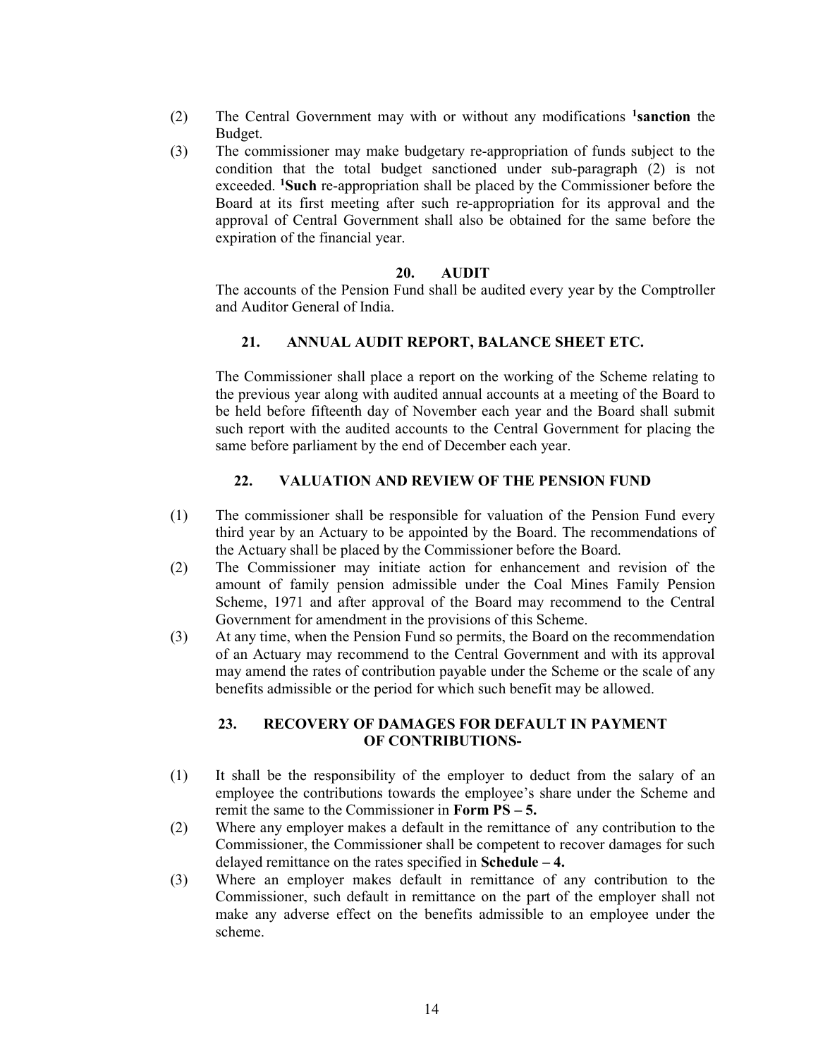(2) The Central Government may with or without any modifications [1]**sanction** the Budget.

(3) The commissioner may make budgetary re-appropriation of funds subject to the condition that the total budget sanctioned under sub-paragraph (2) is not exceeded. [1]**Such** re-appropriation shall be placed by the Commissioner before the Board at its first meeting after such re-appropriation for its approval and the approval of Central Government shall also be obtained for the same before the expiration of the financial year.

### 20. AUDIT

The accounts of the Pension Fund shall be audited every year by the Comptroller and Auditor General of India.

### 21. ANNUAL AUDIT REPORT, BALANCE SHEET ETC.

The Commissioner shall place a report on the working of the Scheme relating to the previous year along with audited annual accounts at a meeting of the Board to be held before fifteenth day of November each year and the Board shall submit such report with the audited accounts to the Central Government for placing the same before parliament by the end of December each year.

### 22. VALUATION AND REVIEW OF THE PENSION FUND

(1) The commissioner shall be responsible for valuation of the Pension Fund every third year by an Actuary to be appointed by the Board. The recommendations of the Actuary shall be placed by the Commissioner before the Board.

(2) The Commissioner may initiate action for enhancement and revision of the amount of family pension admissible under the Coal Mines Family Pension Scheme, 1971 and after approval of the Board may recommend to the Central Government for amendment in the provisions of this Scheme.

(3) At any time, when the Pension Fund so permits, the Board on the recommendation of an Actuary may recommend to the Central Government and with its approval may amend the rates of contribution payable under the Scheme or the scale of any benefits admissible or the period for which such benefit may be allowed.

### 23. RECOVERY OF DAMAGES FOR DEFAULT IN PAYMENT OF CONTRIBUTIONS-

(1) It shall be the responsibility of the employer to deduct from the salary of an employee the contributions towards the employee's share under the Scheme and remit the same to the Commissioner in **Form PS – 5.**

(2) Where any employer makes a default in the remittance of any contribution to the Commissioner, the Commissioner shall be competent to recover damages for such delayed remittance on the rates specified in **Schedule – 4.**

(3) Where an employer makes default in remittance of any contribution to the Commissioner, such default in remittance on the part of the employer shall not make any adverse effect on the benefits admissible to an employee under the scheme.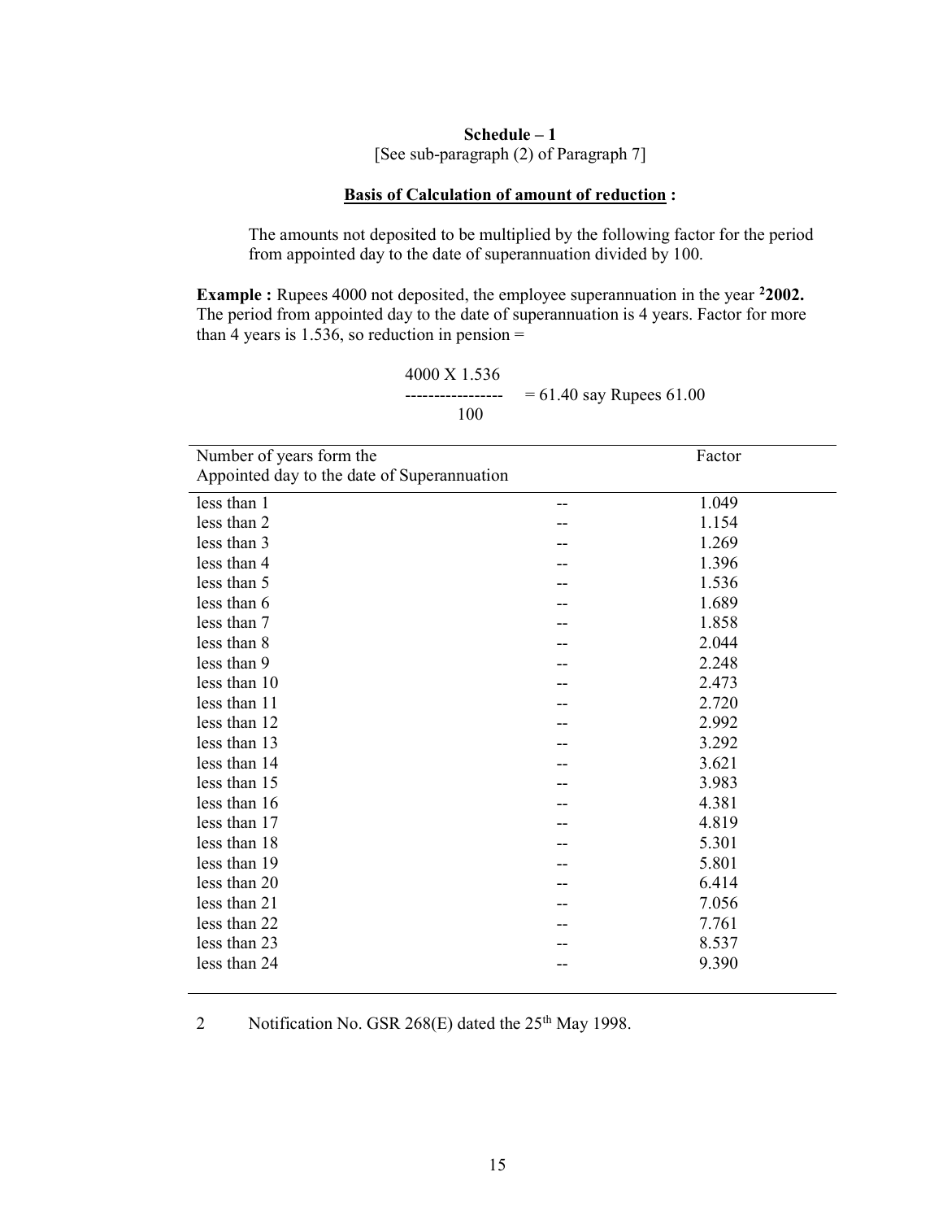**Schedule – 1**

[See sub-paragraph (2) of Paragraph 7]

**<u>Basis of Calculation of amount of reduction</u> :**

The amounts not deposited to be multiplied by the following factor for the period from appointed day to the date of superannuation divided by 100.

**Example :** Rupees 4000 not deposited, the employee superannuation in the year [2]**2002.** The period from appointed day to the date of superannuation is 4 years. Factor for more than 4 years is 1.536, so reduction in pension =

$$\frac{4000 \text{ X } 1.536}{100} = 61.40 \text{ say Rupees } 61.00$$

| Number of years form the Appointed day to the date of Superannuation | | Factor |
|---|---|---|
| less than 1 | -- | 1.049 |
| less than 2 | -- | 1.154 |
| less than 3 | -- | 1.269 |
| less than 4 | -- | 1.396 |
| less than 5 | -- | 1.536 |
| less than 6 | -- | 1.689 |
| less than 7 | -- | 1.858 |
| less than 8 | -- | 2.044 |
| less than 9 | -- | 2.248 |
| less than 10 | -- | 2.473 |
| less than 11 | -- | 2.720 |
| less than 12 | -- | 2.992 |
| less than 13 | -- | 3.292 |
| less than 14 | -- | 3.621 |
| less than 15 | -- | 3.983 |
| less than 16 | -- | 4.381 |
| less than 17 | -- | 4.819 |
| less than 18 | -- | 5.301 |
| less than 19 | -- | 5.801 |
| less than 20 | -- | 6.414 |
| less than 21 | -- | 7.056 |
| less than 22 | -- | 7.761 |
| less than 23 | -- | 8.537 |
| less than 24 | -- | 9.390 |

2 Notification No. GSR 268(E) dated the 25th May 1998.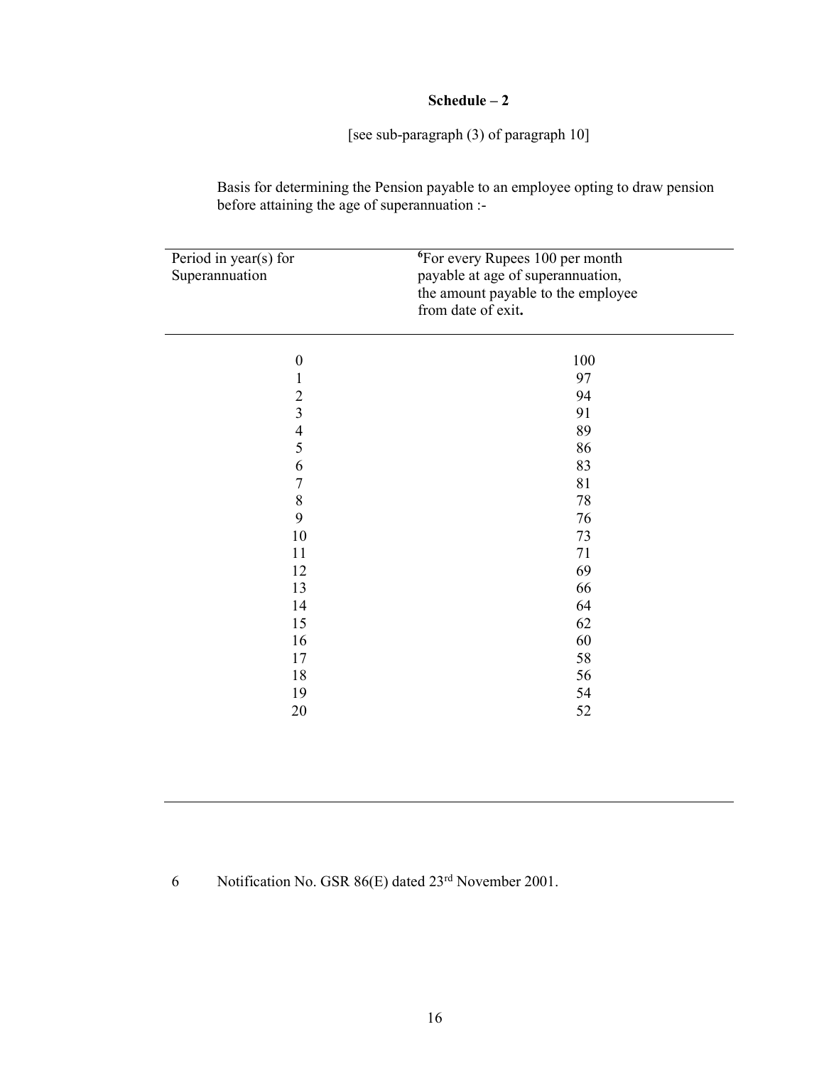# Schedule – 2

[see sub-paragraph (3) of paragraph 10]

Basis for determining the Pension payable to an employee opting to draw pension before attaining the age of superannuation :-

| Period in year(s) for Superannuation | [6]For every Rupees 100 per month payable at age of superannuation, the amount payable to the employee from date of exit**.** |
|---|---|
| 0 | 100 |
| 1 | 97 |
| 2 | 94 |
| 3 | 91 |
| 4 | 89 |
| 5 | 86 |
| 6 | 83 |
| 7 | 81 |
| 8 | 78 |
| 9 | 76 |
| 10 | 73 |
| 11 | 71 |
| 12 | 69 |
| 13 | 66 |
| 14 | 64 |
| 15 | 62 |
| 16 | 60 |
| 17 | 58 |
| 18 | 56 |
| 19 | 54 |
| 20 | 52 |

6 Notification No. GSR 86(E) dated 23rd November 2001.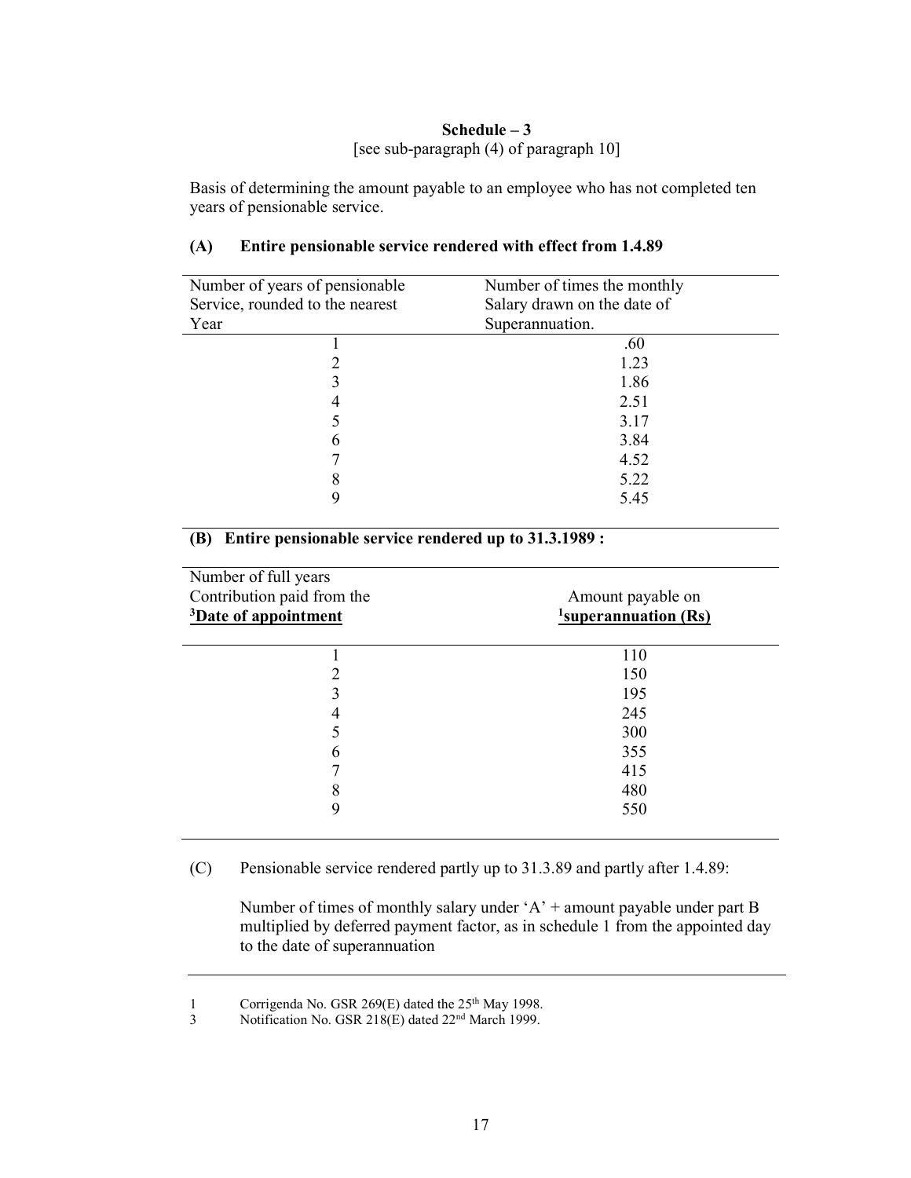**Schedule – 3**
[see sub-paragraph (4) of paragraph 10]

Basis of determining the amount payable to an employee who has not completed ten years of pensionable service.

**(A) Entire pensionable service rendered with effect from 1.4.89**

| Number of years of pensionable Service, rounded to the nearest Year | Number of times the monthly Salary drawn on the date of Superannuation. |
|---|---|
| 1 | .60 |
| 2 | 1.23 |
| 3 | 1.86 |
| 4 | 2.51 |
| 5 | 3.17 |
| 6 | 3.84 |
| 7 | 4.52 |
| 8 | 5.22 |
| 9 | 5.45 |

**(B) Entire pensionable service rendered up to 31.3.1989 :**

| Number of full years Contribution paid from the [3]**Date of appointment** | Amount payable on [1]**superannuation (Rs)** |
|---|---|
| 1 | 110 |
| 2 | 150 |
| 3 | 195 |
| 4 | 245 |
| 5 | 300 |
| 6 | 355 |
| 7 | 415 |
| 8 | 480 |
| 9 | 550 |

(C) Pensionable service rendered partly up to 31.3.89 and partly after 1.4.89:

Number of times of monthly salary under 'A' + amount payable under part B multiplied by deferred payment factor, as in schedule 1 from the appointed day to the date of superannuation

---

1 Corrigenda No. GSR 269(E) dated the 25th May 1998.
3 Notification No. GSR 218(E) dated 22nd March 1999.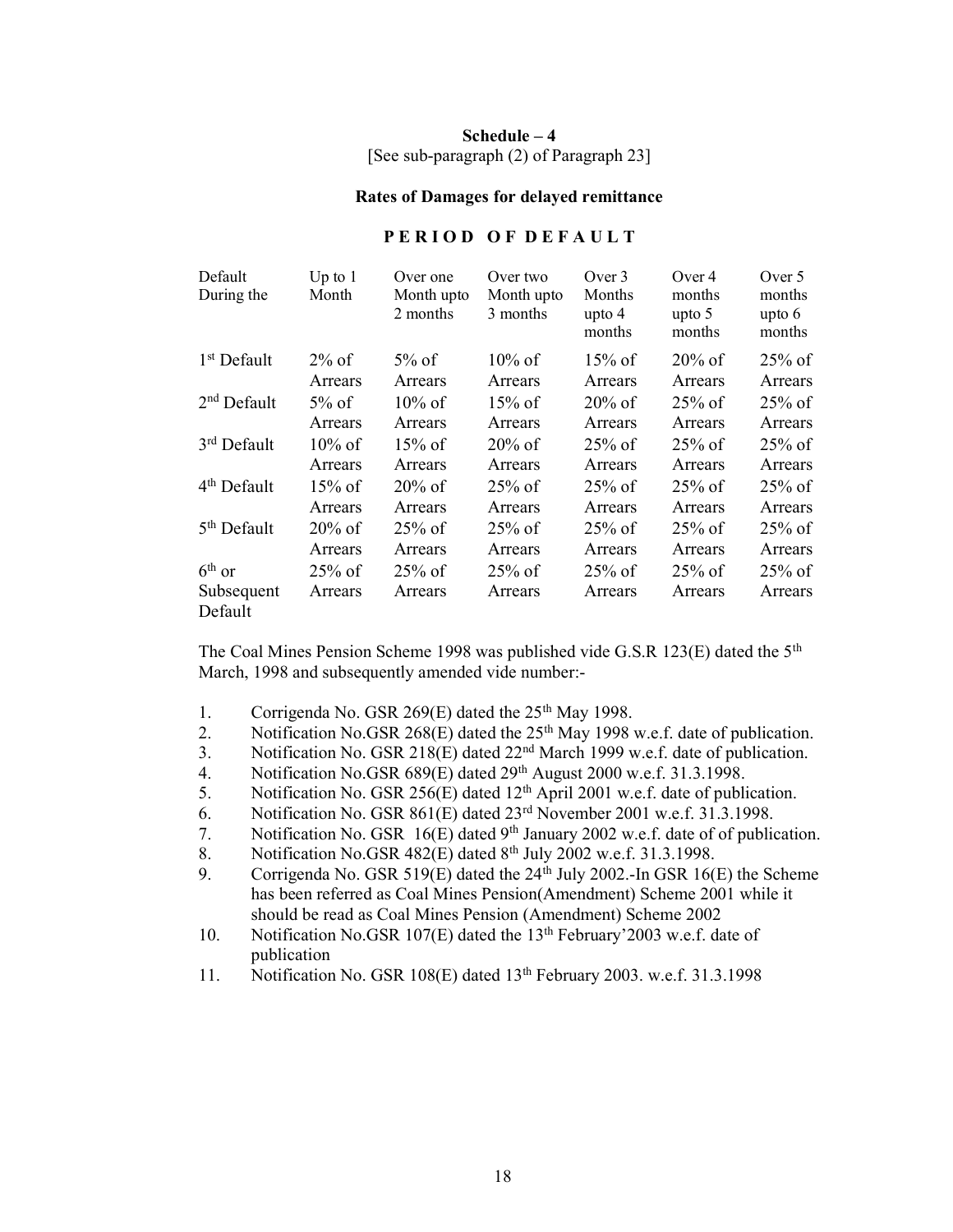**Schedule – 4**

[See sub-paragraph (2) of Paragraph 23]

**Rates of Damages for delayed remittance**

**PERIOD OF DEFAULT**

| Default During the | Up to 1 Month | Over one Month upto 2 months | Over two Month upto 3 months | Over 3 Months upto 4 months | Over 4 months upto 5 months | Over 5 months upto 6 months |
|---|---|---|---|---|---|---|
| 1st Default | 2% of Arrears | 5% of Arrears | 10% of Arrears | 15% of Arrears | 20% of Arrears | 25% of Arrears |
| 2nd Default | 5% of Arrears | 10% of Arrears | 15% of Arrears | 20% of Arrears | 25% of Arrears | 25% of Arrears |
| 3rd Default | 10% of Arrears | 15% of Arrears | 20% of Arrears | 25% of Arrears | 25% of Arrears | 25% of Arrears |
| 4th Default | 15% of Arrears | 20% of Arrears | 25% of Arrears | 25% of Arrears | 25% of Arrears | 25% of Arrears |
| 5th Default | 20% of Arrears | 25% of Arrears | 25% of Arrears | 25% of Arrears | 25% of Arrears | 25% of Arrears |
| 6th or Subsequent Default | 25% of Arrears | 25% of Arrears | 25% of Arrears | 25% of Arrears | 25% of Arrears | 25% of Arrears |

The Coal Mines Pension Scheme 1998 was published vide G.S.R 123(E) dated the 5th March, 1998 and subsequently amended vide number:-

1. Corrigenda No. GSR 269(E) dated the 25th May 1998.
2. Notification No.GSR 268(E) dated the 25th May 1998 w.e.f. date of publication.
3. Notification No. GSR 218(E) dated 22nd March 1999 w.e.f. date of publication.
4. Notification No.GSR 689(E) dated 29th August 2000 w.e.f. 31.3.1998.
5. Notification No. GSR 256(E) dated 12th April 2001 w.e.f. date of publication.
6. Notification No. GSR 861(E) dated 23rd November 2001 w.e.f. 31.3.1998.
7. Notification No. GSR 16(E) dated 9th January 2002 w.e.f. date of of publication.
8. Notification No.GSR 482(E) dated 8th July 2002 w.e.f. 31.3.1998.
9. Corrigenda No. GSR 519(E) dated the 24th July 2002.-In GSR 16(E) the Scheme has been referred as Coal Mines Pension(Amendment) Scheme 2001 while it should be read as Coal Mines Pension (Amendment) Scheme 2002
10. Notification No.GSR 107(E) dated the 13th February'2003 w.e.f. date of publication
11. Notification No. GSR 108(E) dated 13th February 2003. w.e.f. 31.3.1998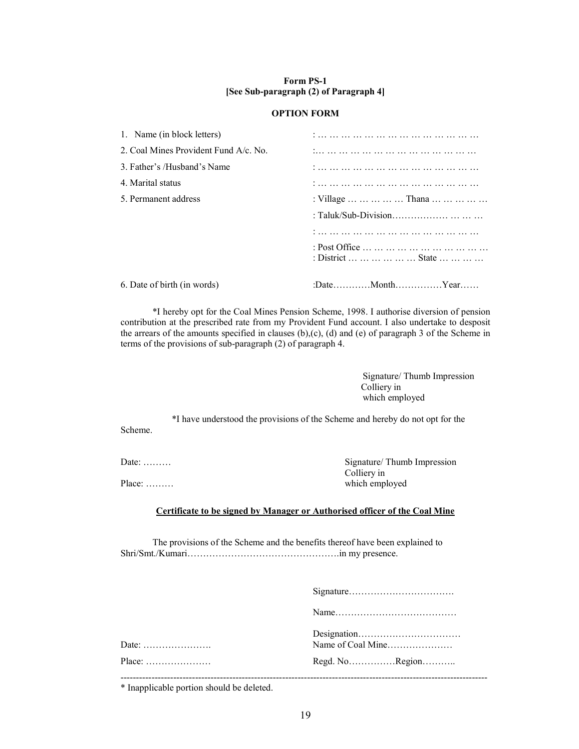**Form PS-1**
**[See Sub-paragraph (2) of Paragraph 4]**

**OPTION FORM**

| | |
|---|---|
| 1. Name (in block letters) | : … … … … … … … … … … … … … |
| 2. Coal Mines Provident Fund A/c. No. | :… … … … … … … … … … … … … |
| 3. Father's /Husband's Name | : … … … … … … … … … … … … … |
| 4. Marital status | : … … … … … … … … … … … … … |
| 5. Permanent address | : Village … … … … … Thana … … … … … |
| | : Taluk/Sub-Division……………… … … … |
| | : … … … … … … … … … … … … … |
| | : Post Office … … … … … … … … … … …<br>: District … … … … … … State … … … … |
| 6. Date of birth (in words) | :Date…………Month……………Year…… |

*I hereby opt for the Coal Mines Pension Scheme, 1998. I authorise diversion of pension contribution at the prescribed rate from my Provident Fund account. I also undertake to desposit the arrears of the amounts specified in clauses (b),(c), (d) and (e) of paragraph 3 of the Scheme in terms of the provisions of sub-paragraph (2) of paragraph 4.

Signature/ Thumb Impression
Colliery in
which employed

*I have understood the provisions of the Scheme and hereby do not opt for the Scheme.

Date: ………

Place: ………

Signature/ Thumb Impression
Colliery in
which employed

**Certificate to be signed by Manager or Authorised officer of the Coal Mine**

The provisions of the Scheme and the benefits thereof have been explained to Shri/Smt./Kumari………………………………………….in my presence.

Signature…………………………….

Name…………………………………

Designation……………………………

Date: ………………….

Name of Coal Mine…………………

Place: …………………

Regd. No……………Region………..

---

\* Inapplicable portion should be deleted.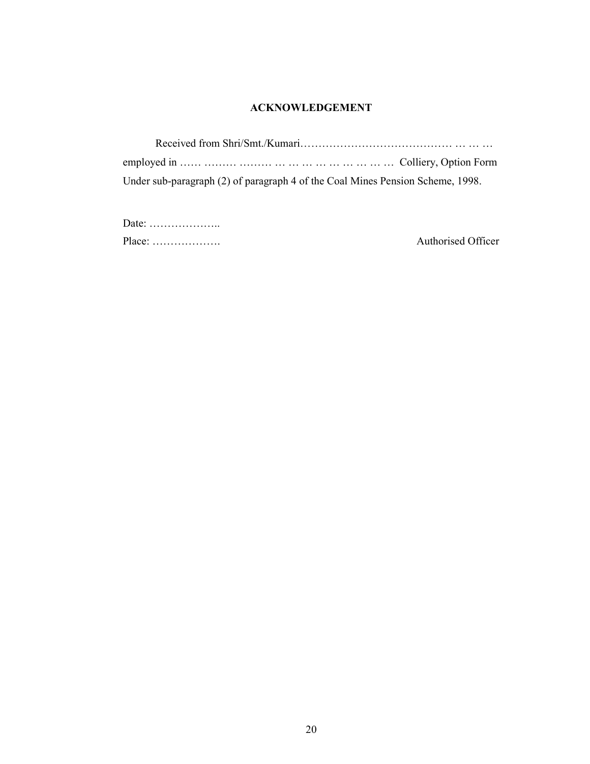## ACKNOWLEDGEMENT

Received from Shri/Smt./Kumari…………………………………… … … … employed in …… ……… ……… … … … … … … … … Colliery, Option Form Under sub-paragraph (2) of paragraph 4 of the Coal Mines Pension Scheme, 1998.

Date: ………………..

Place: ………………. Authorised Officer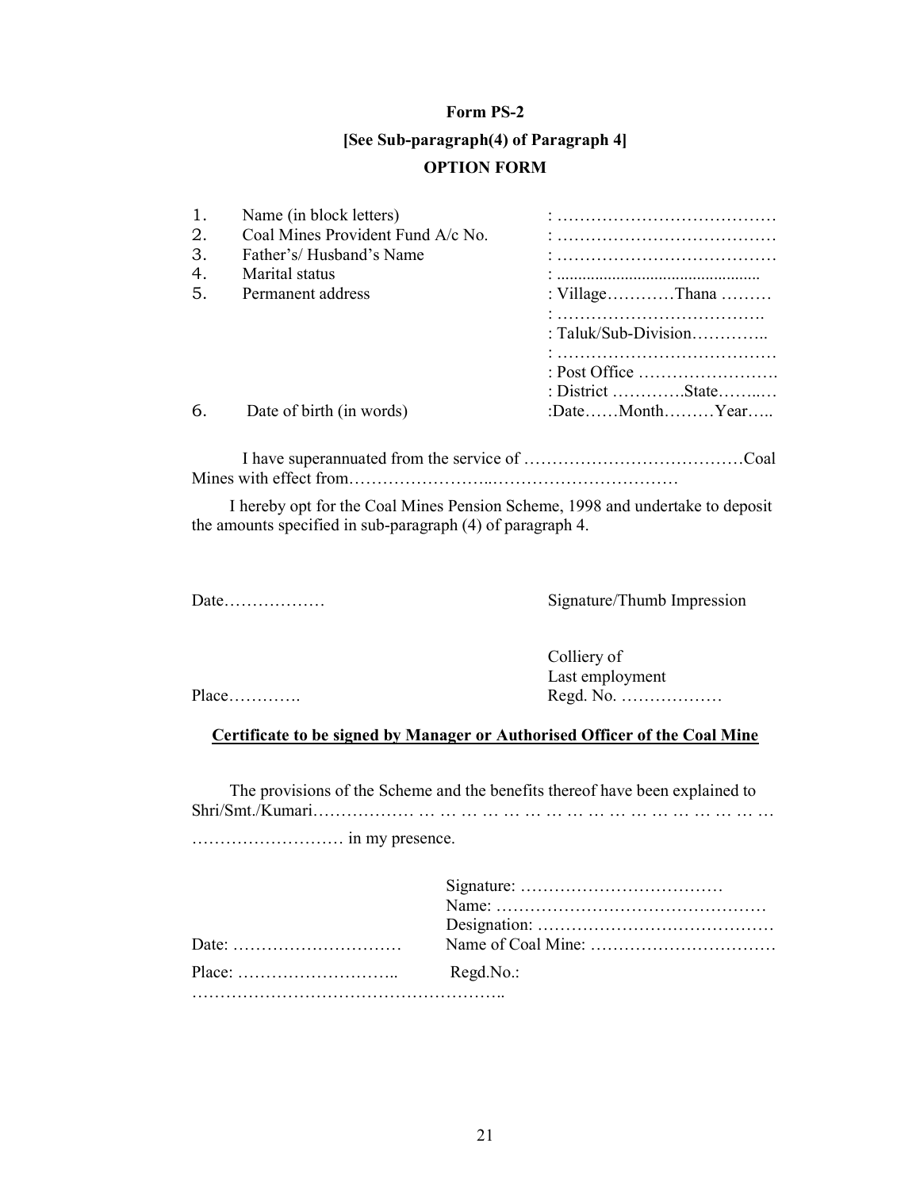**Form PS-2**

**[See Sub-paragraph(4) of Paragraph 4]**

**OPTION FORM**

| | | |
|---|---|---|
| 1. | Name (in block letters) | : ………………………………… |
| 2. | Coal Mines Provident Fund A/c No. | : ………………………………… |
| 3. | Father's/ Husband's Name | : ………………………………… |
| 4. | Marital status | : ……………………………………… |
| 5. | Permanent address | : Village…………Thana ……… |
| | | : ………………………………. |
| | | : Taluk/Sub-Division………….. |
| | | : ………………………………… |
| | | : Post Office ……………………. |
| | | : District ………….State……..… |
| 6. | Date of birth (in words) | :Date……Month………Year….. |

I have superannuated from the service of …………………………………Coal Mines with effect from……………………..……………………………

I hereby opt for the Coal Mines Pension Scheme, 1998 and undertake to deposit the amounts specified in sub-paragraph (4) of paragraph 4.

Date……………… Signature/Thumb Impression

Colliery of
Last employment
Place…………. Regd. No. ………………

**Certificate to be signed by Manager or Authorised Officer of the Coal Mine**

The provisions of the Scheme and the benefits thereof have been explained to Shri/Smt./Kumari……………… … … … … … … … … … … … … … … … …
……………………… in my presence.

Signature: ………………………………
Name: …………………………………………
Designation: ……………………………………
Date: ………………………… Name of Coal Mine: ……………………………
Place: ……………………….. Regd.No.:
………………………………………………..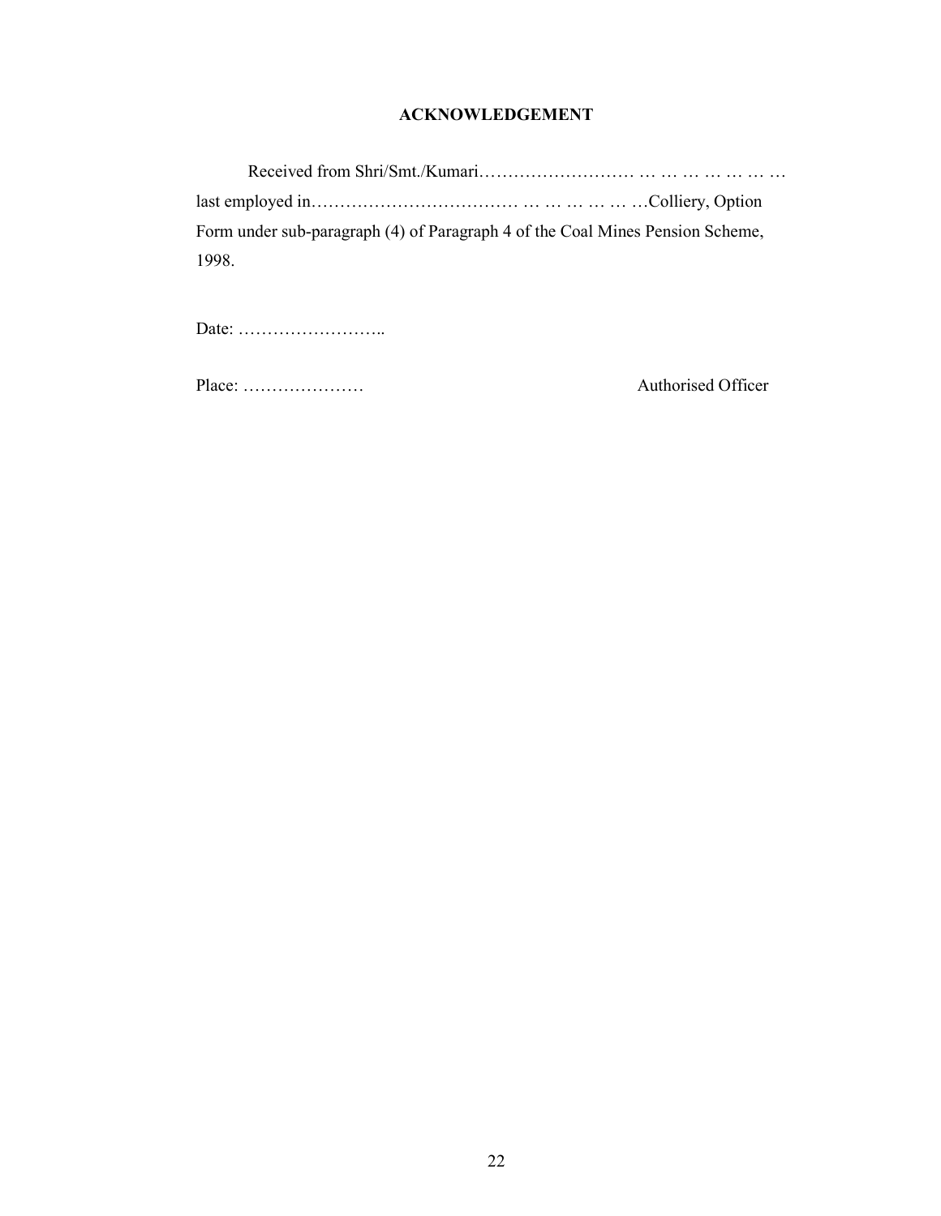## ACKNOWLEDGEMENT

Received from Shri/Smt./Kumari……………………… … … … … … … … last employed in……………………………… … … … … … …Colliery, Option Form under sub-paragraph (4) of Paragraph 4 of the Coal Mines Pension Scheme, 1998.

Date: ……………………..

Place: …………………                                                  Authorised Officer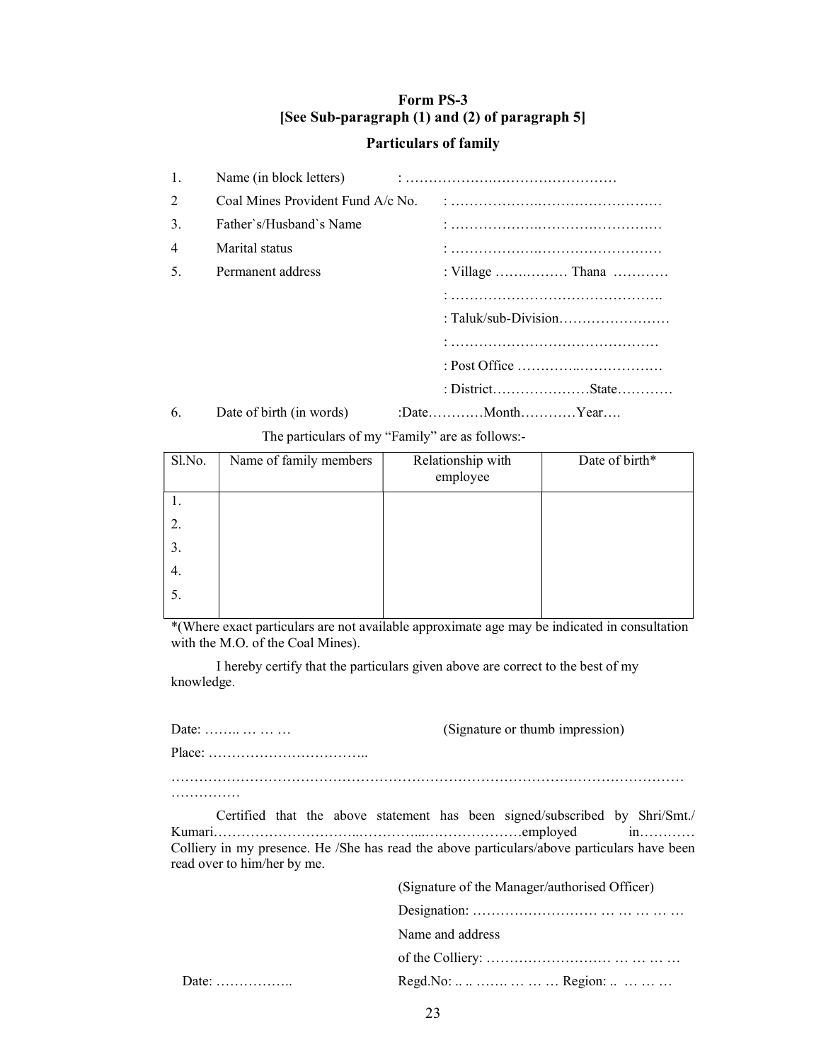## Form PS-3
## [See Sub-paragraph (1) and (2) of paragraph 5]

### Particulars of family

1. Name (in block letters) : ………………………………………
2. Coal Mines Provident Fund A/c No. : ………………………………………
3. Father`s/Husband`s Name : ………………………………………
4. Marital status : ………………………………………
5. Permanent address : Village ……………… Thana …………
   : ……………………………………….
   : Taluk/sub-Division……………………
   : ………………………………………
   : Post Office ……………………………
   : District…………………State…………
6. Date of birth (in words) :Date…………Month…………Year….

The particulars of my "Family" are as follows:-

| Sl.No. | Name of family members | Relationship with employee | Date of birth* |
|---|---|---|---|
| 1. | | | |
| 2. | | | |
| 3. | | | |
| 4. | | | |
| 5. | | | |

*(Where exact particulars are not available approximate age may be indicated in consultation with the M.O. of the Coal Mines).

I hereby certify that the particulars given above are correct to the best of my knowledge.

Date: …….. … … … (Signature or thumb impression)

Place: ……………………………..

……………………………………………………………………………………………………………

Certified that the above statement has been signed/subscribed by Shri/Smt./ Kumari……………………………………………………………employed in………… Colliery in my presence. He /She has read the above particulars/above particulars have been read over to him/her by me.

(Signature of the Manager/authorised Officer)

Designation: ……………………… … … … … …

Name and address

of the Colliery: ……………………… … … … …

Date: ……………..

Regd.No: .. .. ……. … … … Region: .. … … …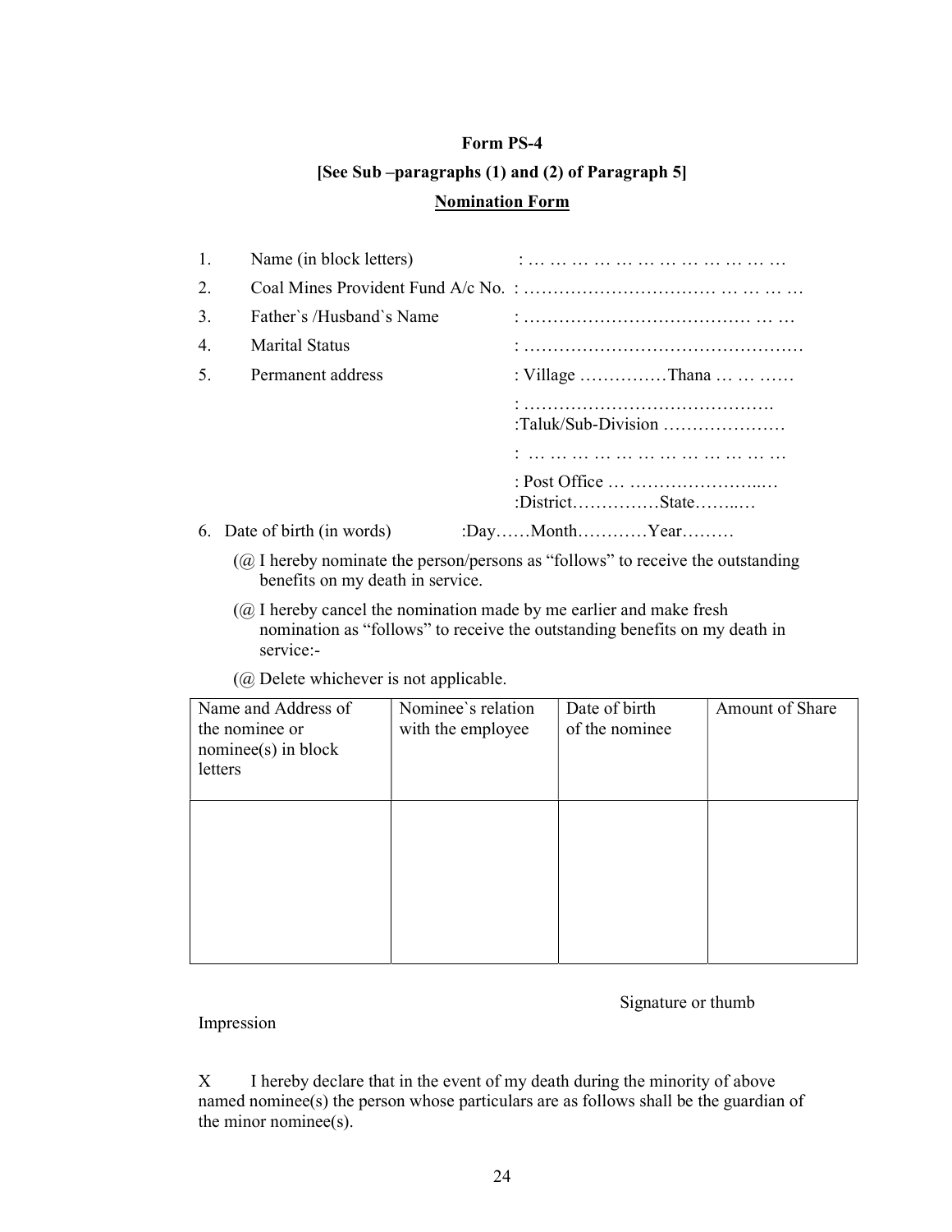**Form PS-4**

**[See Sub –paragraphs (1) and (2) of Paragraph 5]**

**<u>Nomination Form</u>**

1. Name (in block letters) : … … … … … … … … … … … …
2. Coal Mines Provident Fund A/c No. : …………………………… … … … …
3. Father`s /Husband`s Name : ………………………………… … …
4. Marital Status : …………………………………………
5. Permanent address : Village ……………Thana … … ……

   : …………………………………….
   :Taluk/Sub-Division …………………

   : … … … … … … … … … … … …

   : Post Office … …………………...…
   :District……………State……..…

6. Date of birth (in words) :Day……Month…………Year………

(@ I hereby nominate the person/persons as "follows" to receive the outstanding benefits on my death in service.

(@ I hereby cancel the nomination made by me earlier and make fresh nomination as "follows" to receive the outstanding benefits on my death in service:-

(@ Delete whichever is not applicable.

| Name and Address of the nominee or nominee(s) in block letters | Nominee`s relation with the employee | Date of birth of the nominee | Amount of Share |
|---|---|---|---|
| | | | |

Signature or thumb Impression

X I hereby declare that in the event of my death during the minority of above named nominee(s) the person whose particulars are as follows shall be the guardian of the minor nominee(s).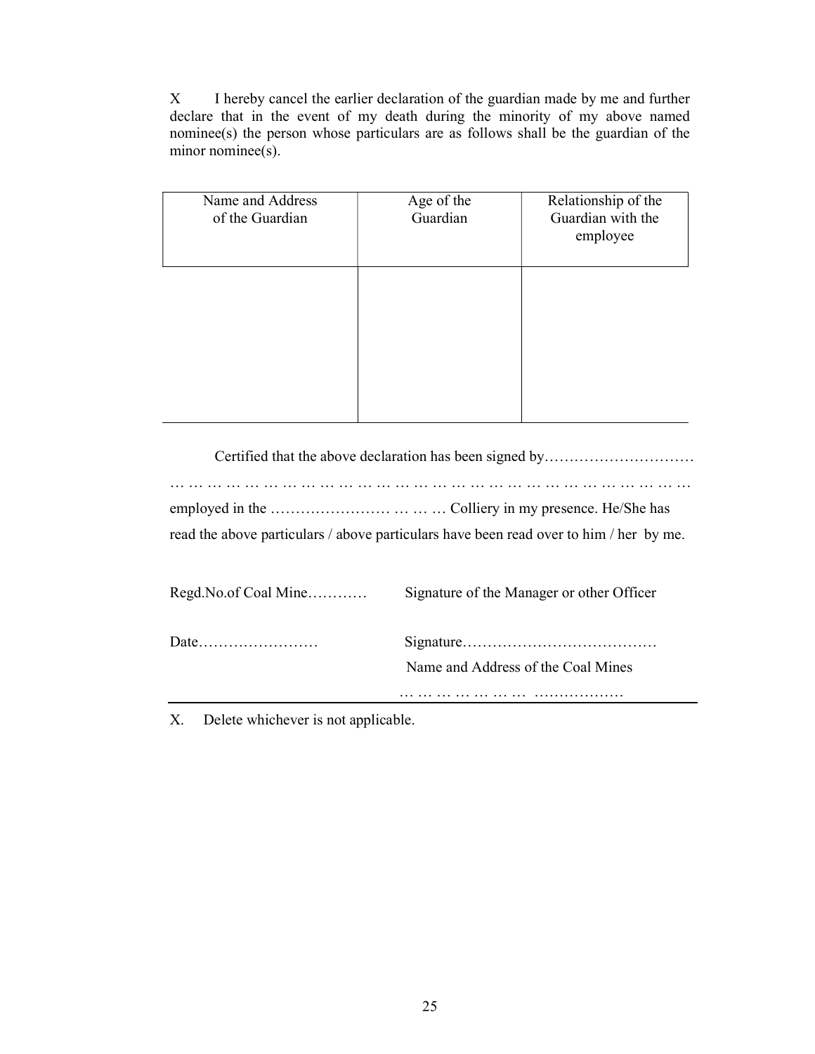X I hereby cancel the earlier declaration of the guardian made by me and further declare that in the event of my death during the minority of my above named nominee(s) the person whose particulars are as follows shall be the guardian of the minor nominee(s).

| Name and Address of the Guardian | Age of the Guardian | Relationship of the Guardian with the employee |
|---|---|---|
| | | |

Certified that the above declaration has been signed by…………………………
… … … … … … … … … … … … … … … … … … … … … … … … … … … …
employed in the …………………… … … … Colliery in my presence. He/She has read the above particulars / above particulars have been read over to him / her by me.

Regd.No.of Coal Mine………… Signature of the Manager or other Officer

Date…………………… Signature…………………………………
Name and Address of the Coal Mines
… … … … … … … ………………

X. Delete whichever is not applicable.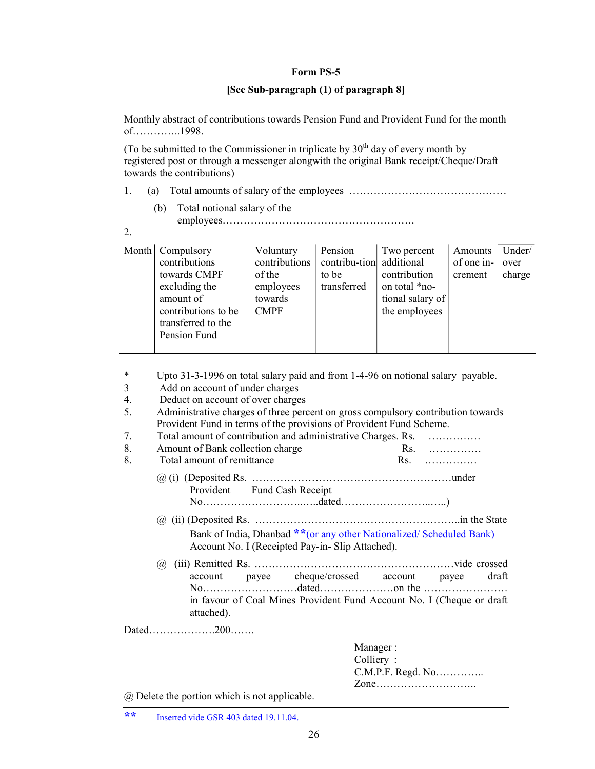**Form PS-5**

**[See Sub-paragraph (1) of paragraph 8]**

Monthly abstract of contributions towards Pension Fund and Provident Fund for the month of…………..1998.

(To be submitted to the Commissioner in triplicate by 30th day of every month by registered post or through a messenger alongwith the original Bank receipt/Cheque/Draft towards the contributions)

1. (a) Total amounts of salary of the employees ………………………………………

   (b) Total notional salary of the employees……………………………………………….

2.

| Month | Compulsory contributions towards CMPF excluding the amount of contributions to be transferred to the Pension Fund | Voluntary contributions of the employees towards CMPF | Pension contribu-tion to be transferred | Two percent additional contribution on total *no-tional salary of the employees | Amounts of one in-crement | Under/ over charge |
|---|---|---|---|---|---|---|
| | | | | | | |

\* Upto 31-3-1996 on total salary paid and from 1-4-96 on notional salary payable.

3 Add on account of under charges

4. Deduct on account of over charges

5. Administrative charges of three percent on gross compulsory contribution towards Provident Fund in terms of the provisions of Provident Fund Scheme.

7. Total amount of contribution and administrative Charges. Rs. ……………

8. Amount of Bank collection charge Rs. ……………

8. Total amount of remittance Rs. ……………

@ (i) (Deposited Rs. …………………………………………………under Provident Fund Cash Receipt No………………………..…..dated……………………..…..)

@ (ii) (Deposited Rs. …………………………………………………..in the State Bank of India, Dhanbad **(or any other Nationalized/ Scheduled Bank) Account No. I (Receipted Pay-in- Slip Attached).

@ (iii) Remitted Rs. …………………………………………………vide crossed account payee cheque/crossed account payee draft No………………………dated…………………on the …………………… in favour of Coal Mines Provident Fund Account No. I (Cheque or draft attached).

Dated……………….200…….

Manager :
Colliery :
C.M.P.F. Regd. No…………..
Zone………………………..

@ Delete the portion which is not applicable.

** Inserted vide GSR 403 dated 19.11.04.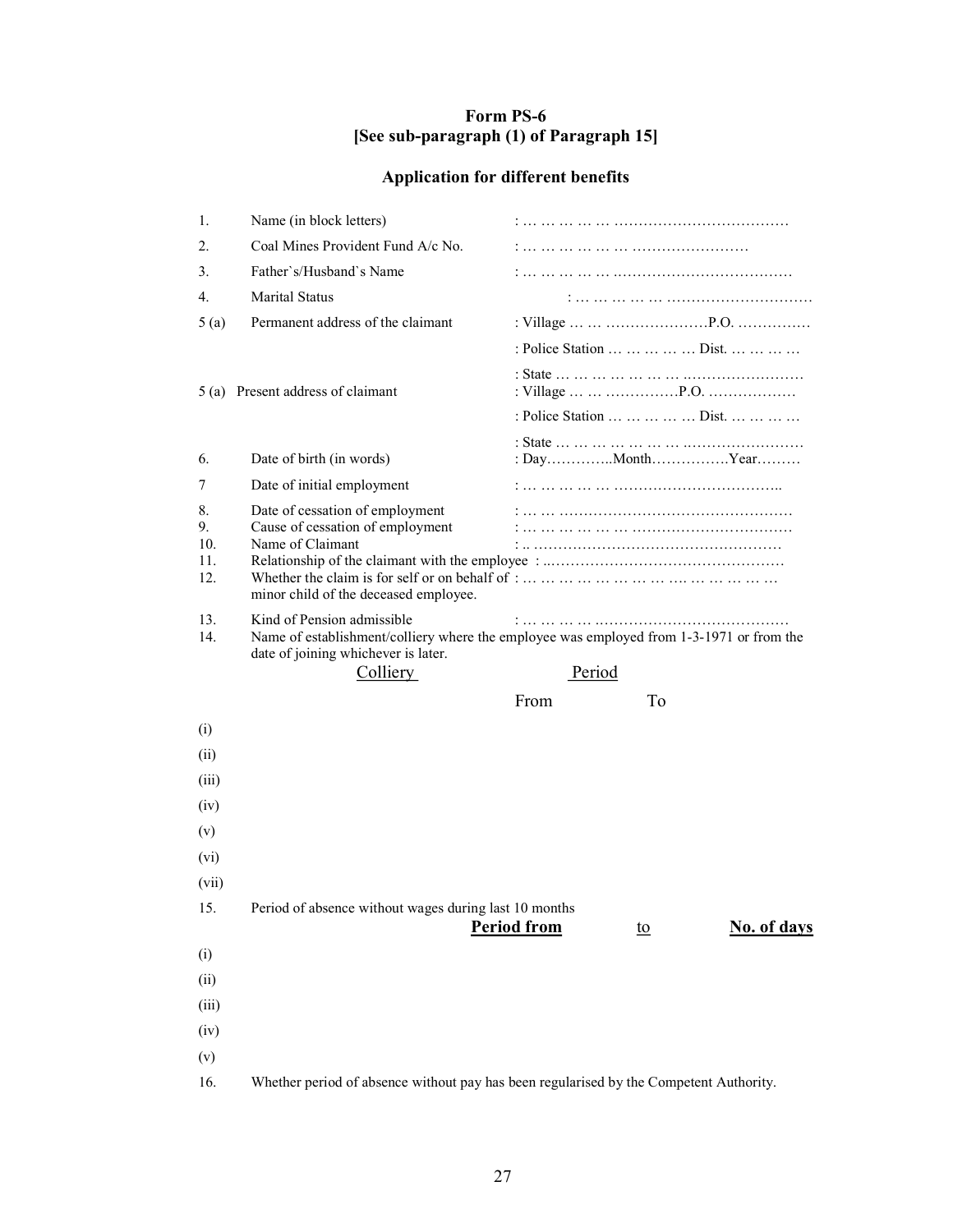# Form PS-6

## [See sub-paragraph (1) of Paragraph 15]

### Application for different benefits

| | | |
|---|---|---|
| 1. | Name (in block letters) | : … … … … … ……………………………… |
| 2. | Coal Mines Provident Fund A/c No. | : … … … … … … …………………… |
| 3. | Father`s/Husband`s Name | : … … … … … ……………………………… |
| 4. | Marital Status | : … … … … … ………………………… |
| 5 (a) | Permanent address of the claimant | : Village … … …………………P.O. …………… |
| | | : Police Station … … … … … Dist. … … … … |
| | | : State … … … … … … … …………………… |
| 5 (a) | Present address of claimant | : Village … … ……………P.O. ……………… |
| | | : Police Station … … … … … Dist. … … … … |
| | | : State … … … … … … … …………………… |
| 6. | Date of birth (in words) | : Day…………..Month……………Year……… |
| 7 | Date of initial employment | : … … … … … …………………………….. |
| 8. | Date of cessation of employment | : … … ………………………………………… |
| 9. | Cause of cessation of employment | : … … … … … … …………………………… |
| 10. | Name of Claimant | : .. …………………………………………… |
| 11. | Relationship of the claimant with the employee | : ..………………………………………… |
| 12. | Whether the claim is for self or on behalf of minor child of the deceased employee. | : … … … … … … … … …. … … … … … |
| 13. | Kind of Pension admissible | : … … … … ..………………………………… |

14. Name of establishment/colliery where the employee was employed from 1-3-1971 or from the date of joining whichever is later.

| | Colliery | Period From | Period To |
|---|---|---|---|
| (i) | | | |
| (ii) | | | |
| (iii) | | | |
| (iv) | | | |
| (v) | | | |
| (vi) | | | |
| (vii) | | | |

15. Period of absence without wages during last 10 months

| | **Period from** | to | **No. of days** |
|---|---|---|---|
| (i) | | | |
| (ii) | | | |
| (iii) | | | |
| (iv) | | | |
| (v) | | | |

16. Whether period of absence without pay has been regularised by the Competent Authority.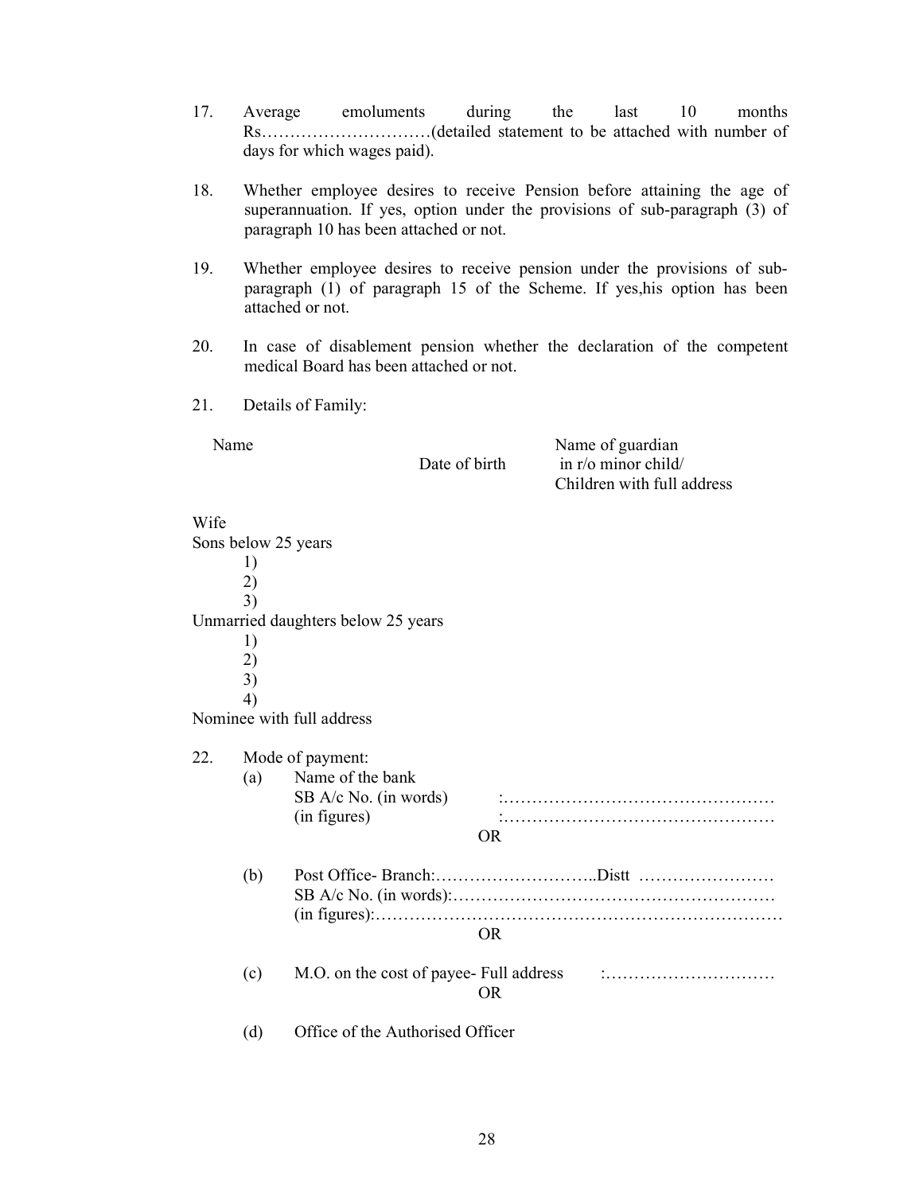17. Average emoluments during the last 10 months Rs…………………………(detailed statement to be attached with number of days for which wages paid).

18. Whether employee desires to receive Pension before attaining the age of superannuation. If yes, option under the provisions of sub-paragraph (3) of paragraph 10 has been attached or not.

19. Whether employee desires to receive pension under the provisions of sub-paragraph (1) of paragraph 15 of the Scheme. If yes,his option has been attached or not.

20. In case of disablement pension whether the declaration of the competent medical Board has been attached or not.

21. Details of Family:

| Name | Date of birth | Name of guardian in r/o minor child/ Children with full address |
|---|---|---|
| Wife | | |
| Sons below 25 years | | |
| 1) | | |
| 2) | | |
| 3) | | |
| Unmarried daughters below 25 years | | |
| 1) | | |
| 2) | | |
| 3) | | |
| 4) | | |
| Nominee with full address | | |

22. Mode of payment:

   (a) Name of the bank
   SB A/c No. (in words) :…………………………………………
   (in figures) :…………………………………………

   OR

   (b) Post Office- Branch:………………………..Distt ……………………
   SB A/c No. (in words):…………………………………………………
   (in figures):……………………………………………………………

   OR

   (c) M.O. on the cost of payee- Full address :…………………………

   OR

   (d) Office of the Authorised Officer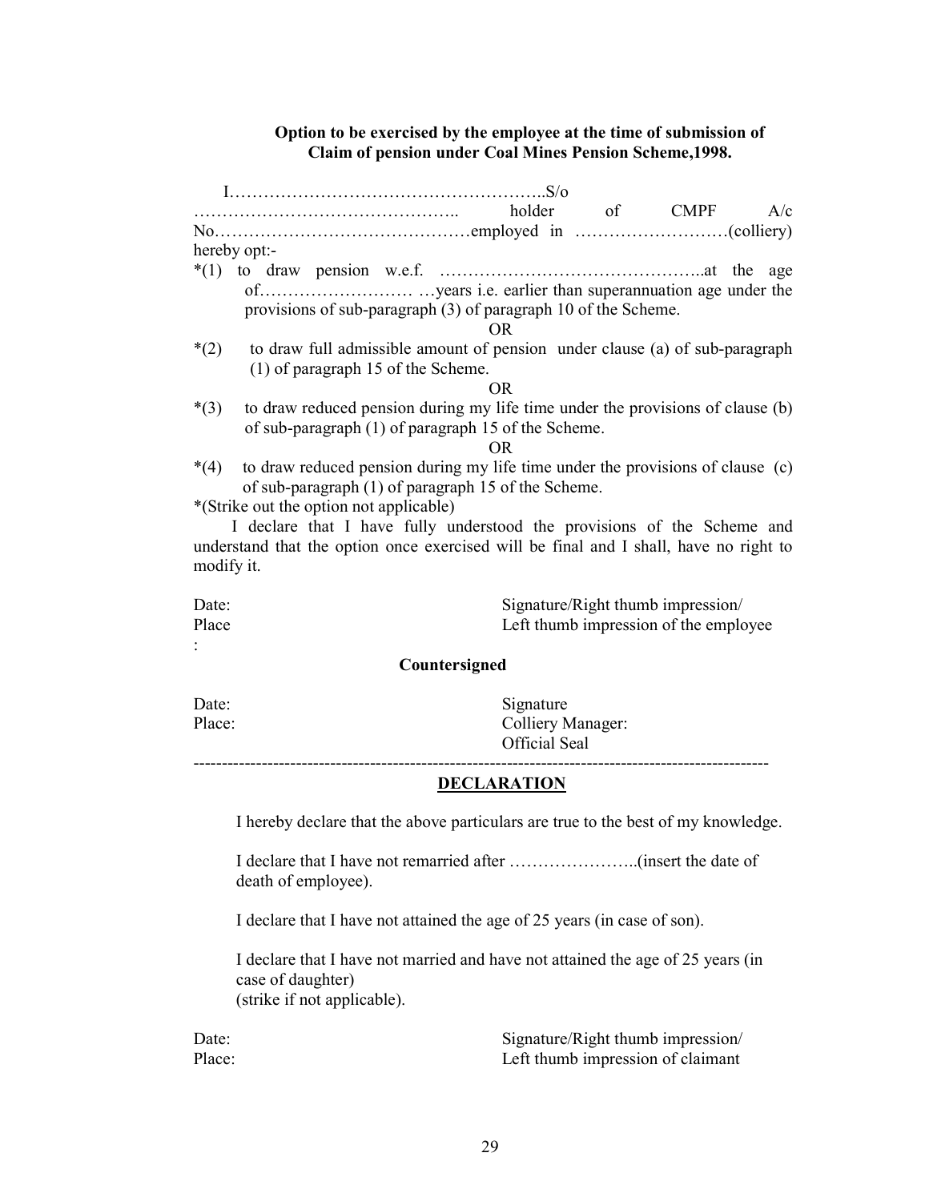**Option to be exercised by the employee at the time of submission of Claim of pension under Coal Mines Pension Scheme,1998.**

I………………………………………………..S/o ……………………………………….. holder of CMPF A/c No………………………………………employed in ………………………(colliery) hereby opt:-

*(1) to draw pension w.e.f. ………………………………………..at the age of……………………… …years i.e. earlier than superannuation age under the provisions of sub-paragraph (3) of paragraph 10 of the Scheme.

OR

*(2) to draw full admissible amount of pension under clause (a) of sub-paragraph (1) of paragraph 15 of the Scheme.

OR

*(3) to draw reduced pension during my life time under the provisions of clause (b) of sub-paragraph (1) of paragraph 15 of the Scheme.

OR

*(4) to draw reduced pension during my life time under the provisions of clause (c) of sub-paragraph (1) of paragraph 15 of the Scheme.

*(Strike out the option not applicable)

I declare that I have fully understood the provisions of the Scheme and understand that the option once exercised will be final and I shall, have no right to modify it.

Date: Signature/Right thumb impression/
Place : Left thumb impression of the employee

**Countersigned**

Date: Signature
Place: Colliery Manager:
Official Seal

---

**DECLARATION**

I hereby declare that the above particulars are true to the best of my knowledge.

I declare that I have not remarried after …………………..(insert the date of death of employee).

I declare that I have not attained the age of 25 years (in case of son).

I declare that I have not married and have not attained the age of 25 years (in case of daughter)
(strike if not applicable).

Date: Signature/Right thumb impression/
Place: Left thumb impression of claimant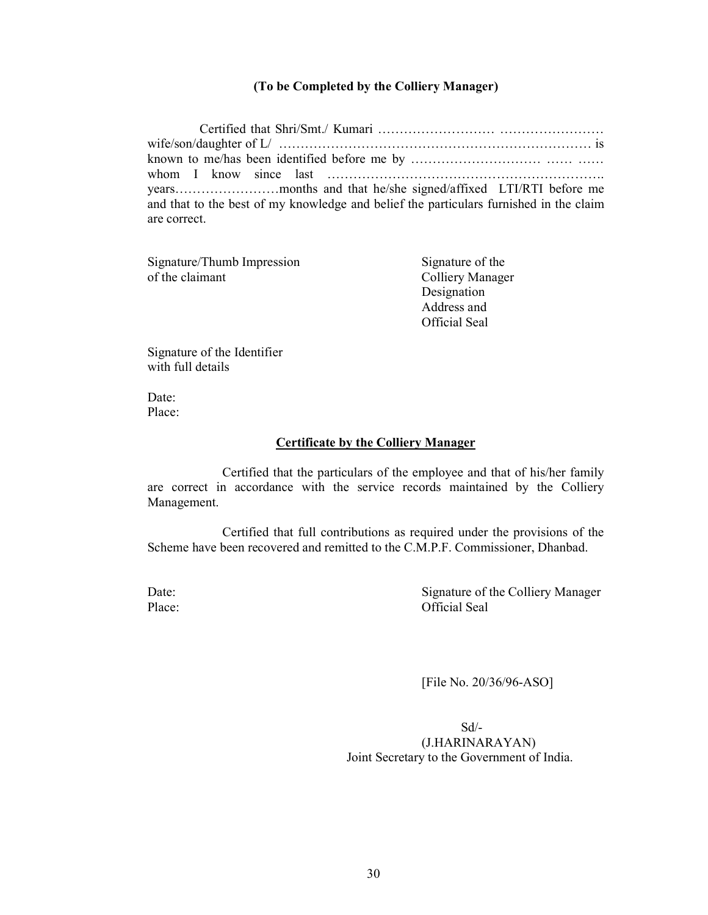**(To be Completed by the Colliery Manager)**

Certified that Shri/Smt./ Kumari …………………….. …………………… wife/son/daughter of L/ ……………………………………………………………… is known to me/has been identified before me by ……………………….. …… …… whom I know since last ……………………………………………………. years……………………months and that he/she signed/affixed LTI/RTI before me and that to the best of my knowledge and belief the particulars furnished in the claim are correct.

Signature/Thumb Impression of the claimant

Signature of the Colliery Manager
Designation
Address and
Official Seal

Signature of the Identifier with full details

Date:
Place:

**Certificate by the Colliery Manager**

Certified that the particulars of the employee and that of his/her family are correct in accordance with the service records maintained by the Colliery Management.

Certified that full contributions as required under the provisions of the Scheme have been recovered and remitted to the C.M.P.F. Commissioner, Dhanbad.

Date:
Place:

Signature of the Colliery Manager
Official Seal

[File No. 20/36/96-ASO]

Sd/-
(J.HARINARAYAN)
Joint Secretary to the Government of India.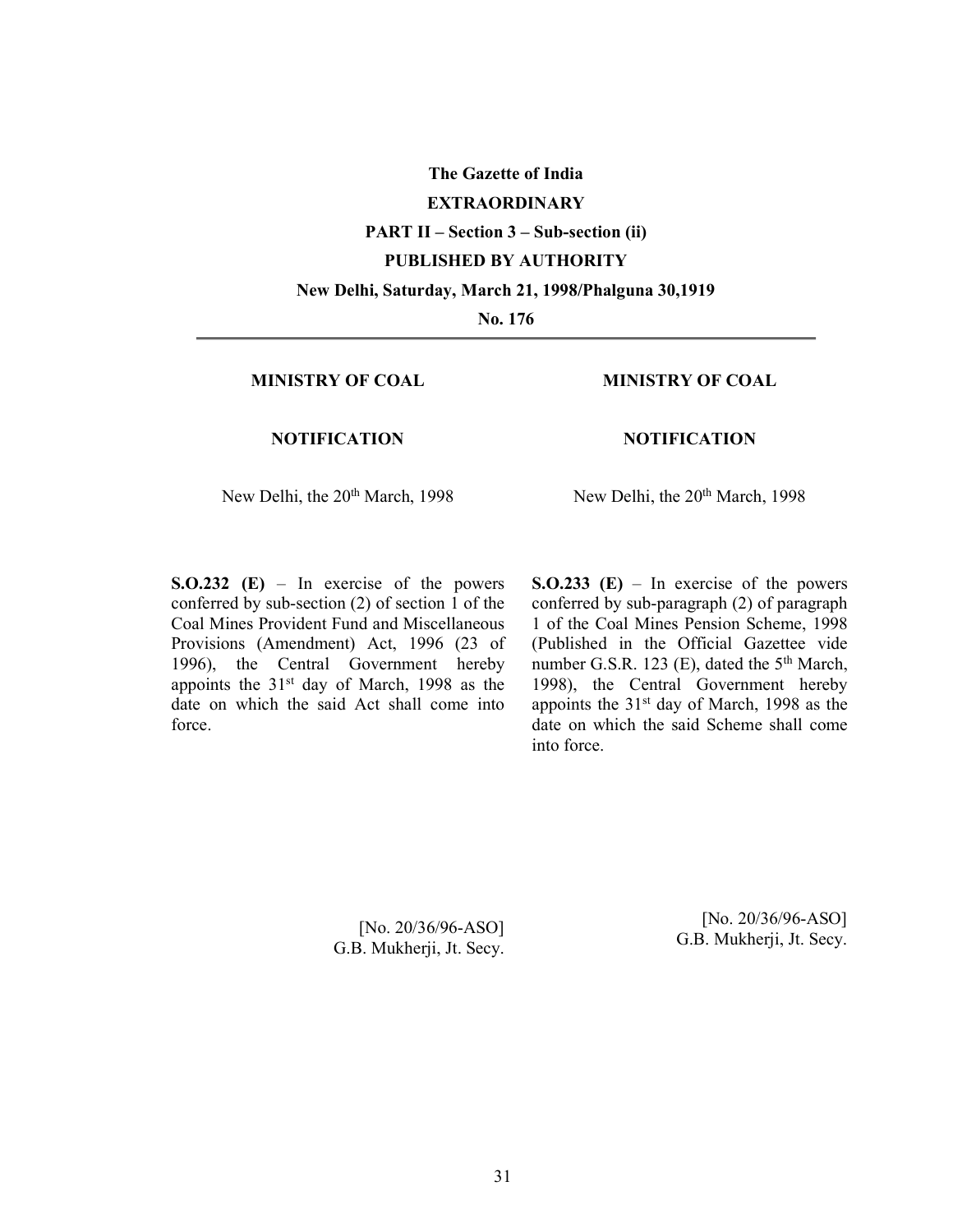**The Gazette of India**

**EXTRAORDINARY**

**PART II – Section 3 – Sub-section (ii)**

**PUBLISHED BY AUTHORITY**

**New Delhi, Saturday, March 21, 1998/Phalguna 30,1919**

**No. 176**

---

**MINISTRY OF COAL**

**NOTIFICATION**

New Delhi, the 20th March, 1998

**S.O.232 (E)** – In exercise of the powers conferred by sub-section (2) of section 1 of the Coal Mines Provident Fund and Miscellaneous Provisions (Amendment) Act, 1996 (23 of 1996), the Central Government hereby appoints the 31st day of March, 1998 as the date on which the said Act shall come into force.

[No. 20/36/96-ASO]
G.B. Mukherji, Jt. Secy.

**MINISTRY OF COAL**

**NOTIFICATION**

New Delhi, the 20th March, 1998

**S.O.233 (E)** – In exercise of the powers conferred by sub-paragraph (2) of paragraph 1 of the Coal Mines Pension Scheme, 1998 (Published in the Official Gazettee vide number G.S.R. 123 (E), dated the 5th March, 1998), the Central Government hereby appoints the 31st day of March, 1998 as the date on which the said Scheme shall come into force.

[No. 20/36/96-ASO]
G.B. Mukherji, Jt. Secy.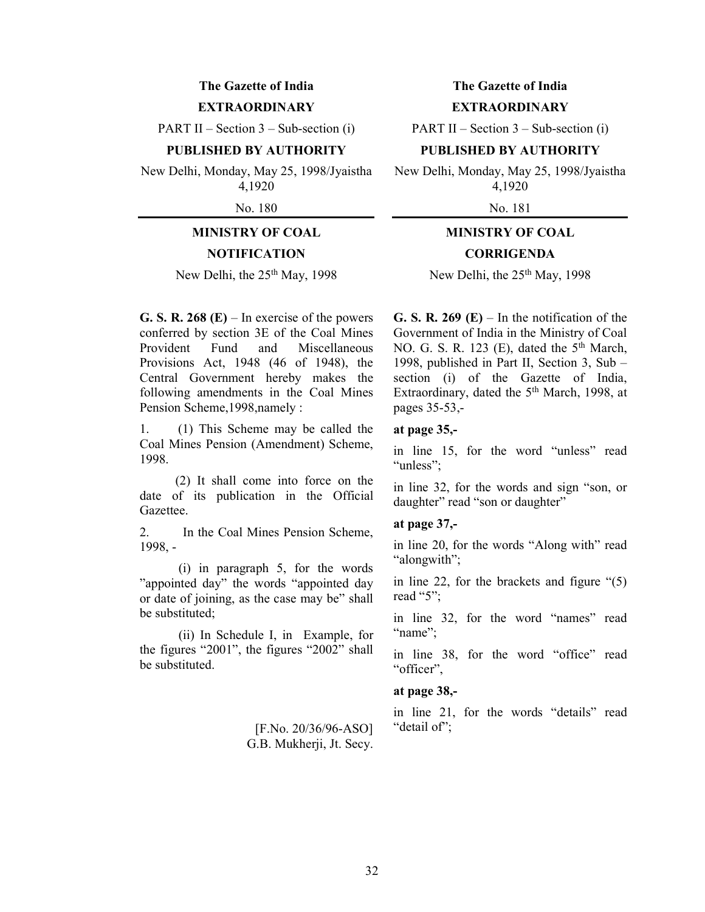**The Gazette of India**

**EXTRAORDINARY**

PART II – Section 3 – Sub-section (i)

**PUBLISHED BY AUTHORITY**

New Delhi, Monday, May 25, 1998/Jyaistha 4,1920

No. 180

---

**MINISTRY OF COAL**

**NOTIFICATION**

New Delhi, the 25th May, 1998

**G. S. R. 268 (E)** – In exercise of the powers conferred by section 3E of the Coal Mines Provident Fund and Miscellaneous Provisions Act, 1948 (46 of 1948), the Central Government hereby makes the following amendments in the Coal Mines Pension Scheme,1998,namely :

1. (1) This Scheme may be called the Coal Mines Pension (Amendment) Scheme, 1998.

   (2) It shall come into force on the date of its publication in the Official Gazettee.

2. In the Coal Mines Pension Scheme, 1998, -

   (i) in paragraph 5, for the words "appointed day" the words "appointed day or date of joining, as the case may be" shall be substituted;

   (ii) In Schedule I, in Example, for the figures "2001", the figures "2002" shall be substituted.

[F.No. 20/36/96-ASO]
G.B. Mukherji, Jt. Secy.

**The Gazette of India**

**EXTRAORDINARY**

PART II – Section 3 – Sub-section (i)

**PUBLISHED BY AUTHORITY**

New Delhi, Monday, May 25, 1998/Jyaistha 4,1920

No. 181

---

**MINISTRY OF COAL**

**CORRIGENDA**

New Delhi, the 25th May, 1998

**G. S. R. 269 (E)** – In the notification of the Government of India in the Ministry of Coal NO. G. S. R. 123 (E), dated the 5th March, 1998, published in Part II, Section 3, Sub – section (i) of the Gazette of India, Extraordinary, dated the 5th March, 1998, at pages 35-53,-

**at page 35,-**

in line 15, for the word "unless" read "unless";

in line 32, for the words and sign "son, or daughter" read "son or daughter"

**at page 37,-**

in line 20, for the words "Along with" read "alongwith";

in line 22, for the brackets and figure "(5) read "5";

in line 32, for the word "names" read "name";

in line 38, for the word "office" read "officer",

**at page 38,-**

in line 21, for the words "details" read "detail of";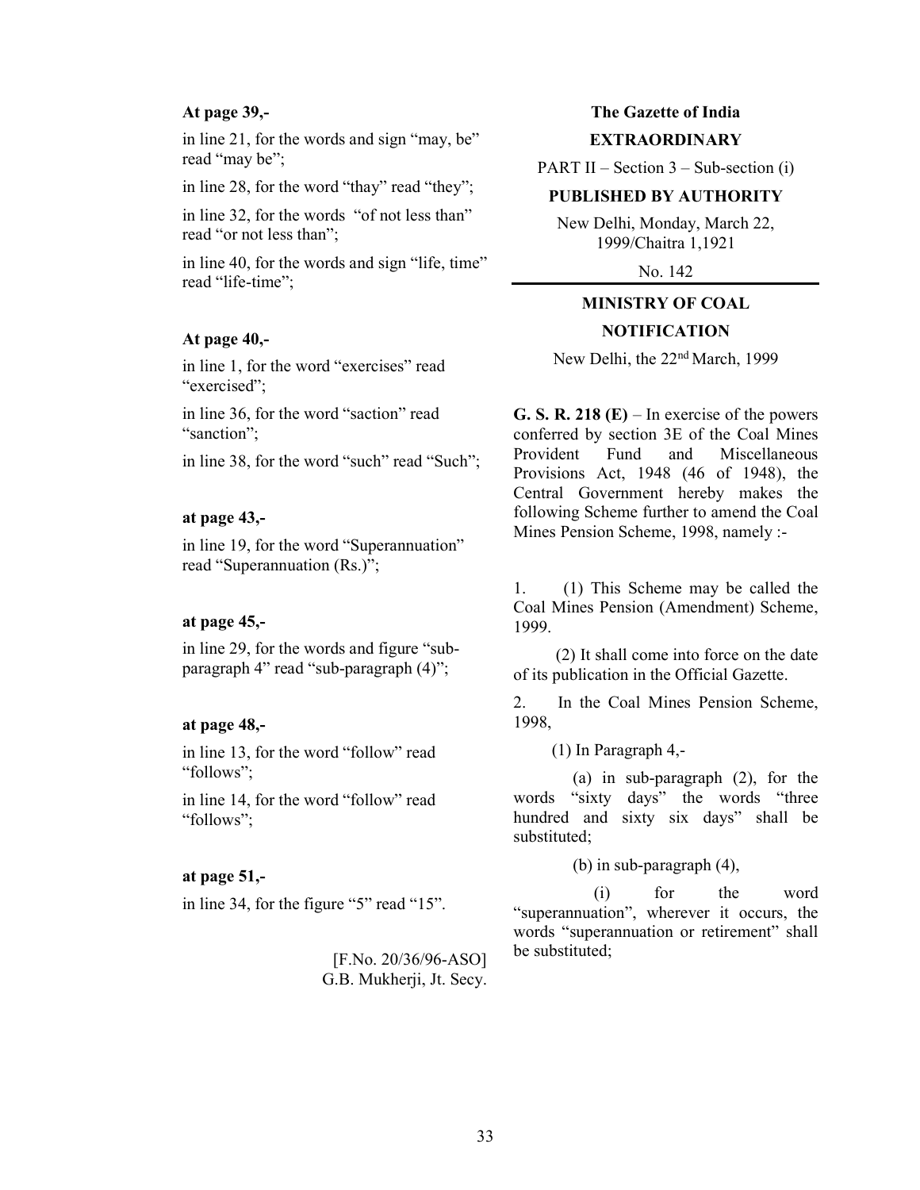**At page 39,-**

in line 21, for the words and sign “may, be” read “may be”;

in line 28, for the word “thay” read “they”;

in line 32, for the words “of not less than” read “or not less than”;

in line 40, for the words and sign “life, time” read “life-time”;

**At page 40,-**

in line 1, for the word “exercises” read “exercised”;

in line 36, for the word “saction” read “sanction”;

in line 38, for the word “such” read “Such”;

**at page 43,-**

in line 19, for the word “Superannuation” read “Superannuation (Rs.)”;

**at page 45,-**

in line 29, for the words and figure “sub-paragraph 4” read “sub-paragraph (4)”;

**at page 48,-**

in line 13, for the word “follow” read “follows”;

in line 14, for the word “follow” read “follows”;

**at page 51,-**

in line 34, for the figure “5” read “15”.

[F.No. 20/36/96-ASO]
G.B. Mukherji, Jt. Secy.

**The Gazette of India**

**EXTRAORDINARY**

PART II – Section 3 – Sub-section (i)

**PUBLISHED BY AUTHORITY**

New Delhi, Monday, March 22, 1999/Chaitra 1,1921

No. 142

**MINISTRY OF COAL**

**NOTIFICATION**

New Delhi, the 22nd March, 1999

**G. S. R. 218 (E)** – In exercise of the powers conferred by section 3E of the Coal Mines Provident Fund and Miscellaneous Provisions Act, 1948 (46 of 1948), the Central Government hereby makes the following Scheme further to amend the Coal Mines Pension Scheme, 1998, namely :-

1. (1) This Scheme may be called the Coal Mines Pension (Amendment) Scheme, 1999.

(2) It shall come into force on the date of its publication in the Official Gazette.

2. In the Coal Mines Pension Scheme, 1998,

(1) In Paragraph 4,-

(a) in sub-paragraph (2), for the words “sixty days” the words “three hundred and sixty six days” shall be substituted;

(b) in sub-paragraph (4),

(i) for the word “superannuation”, wherever it occurs, the words “superannuation or retirement” shall be substituted;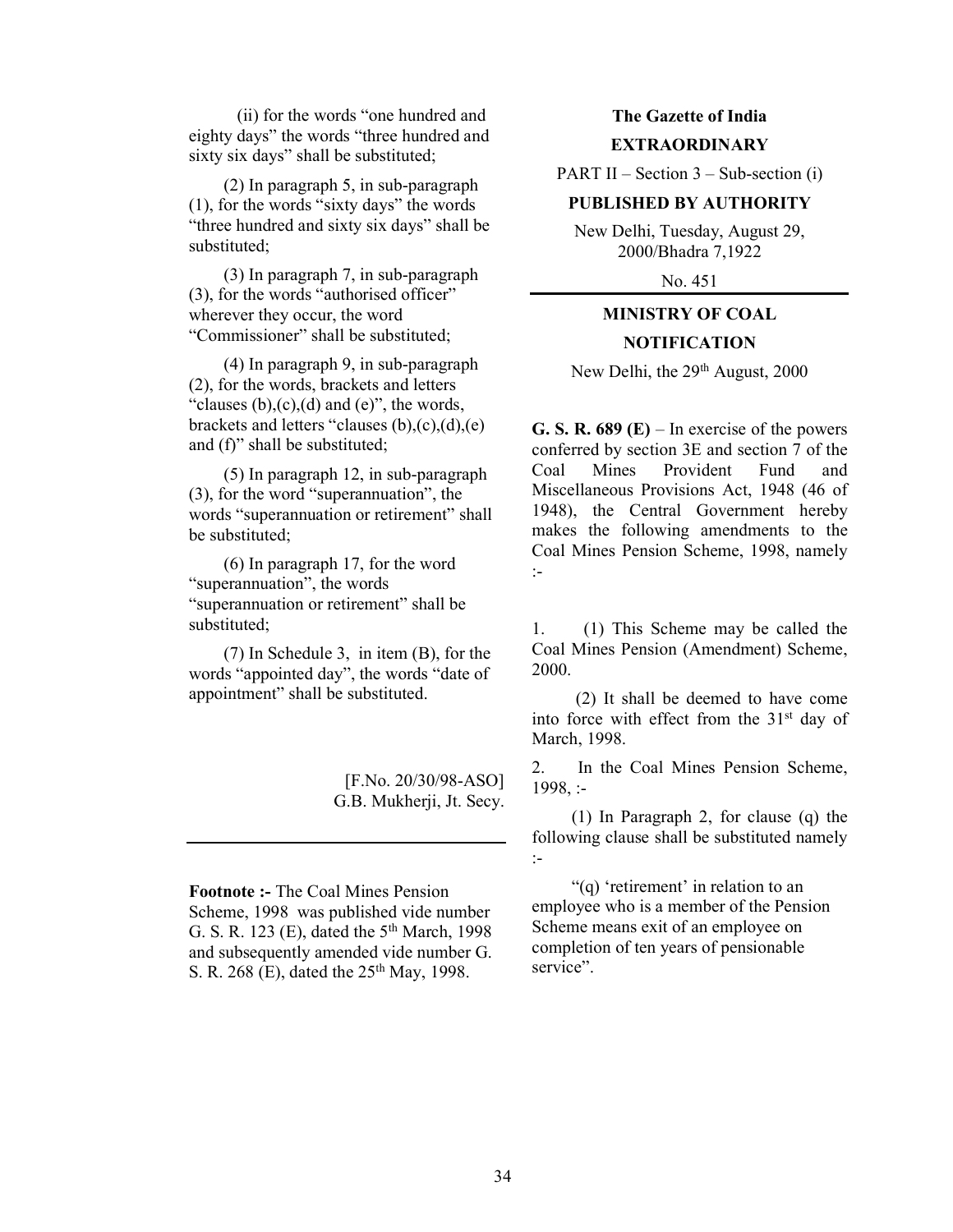(ii) for the words "one hundred and eighty days" the words "three hundred and sixty six days" shall be substituted;

(2) In paragraph 5, in sub-paragraph (1), for the words "sixty days" the words "three hundred and sixty six days" shall be substituted;

(3) In paragraph 7, in sub-paragraph (3), for the words "authorised officer" wherever they occur, the word "Commissioner" shall be substituted;

(4) In paragraph 9, in sub-paragraph (2), for the words, brackets and letters "clauses (b),(c),(d) and (e)", the words, brackets and letters "clauses (b),(c),(d),(e) and (f)" shall be substituted;

(5) In paragraph 12, in sub-paragraph (3), for the word "superannuation", the words "superannuation or retirement" shall be substituted;

(6) In paragraph 17, for the word "superannuation", the words "superannuation or retirement" shall be substituted;

(7) In Schedule 3, in item (B), for the words "appointed day", the words "date of appointment" shall be substituted.

[F.No. 20/30/98-ASO]
G.B. Mukherji, Jt. Secy.

---

**Footnote :-** The Coal Mines Pension Scheme, 1998 was published vide number G. S. R. 123 (E), dated the 5th March, 1998 and subsequently amended vide number G. S. R. 268 (E), dated the 25th May, 1998.

**The Gazette of India**

**EXTRAORDINARY**

PART II – Section 3 – Sub-section (i)

**PUBLISHED BY AUTHORITY**

New Delhi, Tuesday, August 29, 2000/Bhadra 7,1922

No. 451

---

**MINISTRY OF COAL**

**NOTIFICATION**

New Delhi, the 29th August, 2000

**G. S. R. 689 (E)** – In exercise of the powers conferred by section 3E and section 7 of the Coal Mines Provident Fund and Miscellaneous Provisions Act, 1948 (46 of 1948), the Central Government hereby makes the following amendments to the Coal Mines Pension Scheme, 1998, namely :-

1. (1) This Scheme may be called the Coal Mines Pension (Amendment) Scheme, 2000.

(2) It shall be deemed to have come into force with effect from the 31st day of March, 1998.

2. In the Coal Mines Pension Scheme, 1998, :-

(1) In Paragraph 2, for clause (q) the following clause shall be substituted namely :-

"(q) 'retirement' in relation to an employee who is a member of the Pension Scheme means exit of an employee on completion of ten years of pensionable service".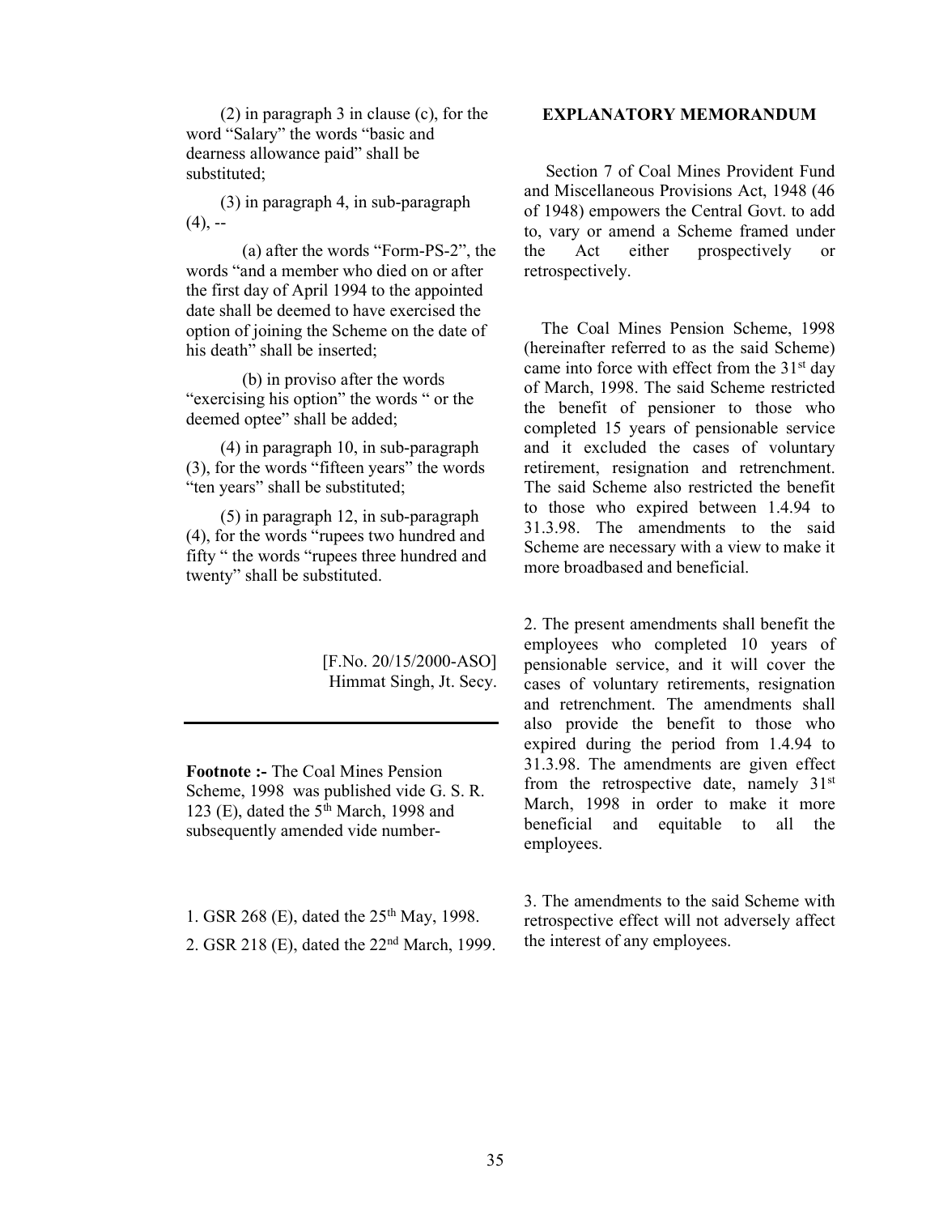(2) in paragraph 3 in clause (c), for the word "Salary" the words "basic and dearness allowance paid" shall be substituted;

(3) in paragraph 4, in sub-paragraph (4), --

(a) after the words "Form-PS-2", the words "and a member who died on or after the first day of April 1994 to the appointed date shall be deemed to have exercised the option of joining the Scheme on the date of his death" shall be inserted;

(b) in proviso after the words "exercising his option" the words " or the deemed optee" shall be added;

(4) in paragraph 10, in sub-paragraph (3), for the words "fifteen years" the words "ten years" shall be substituted;

(5) in paragraph 12, in sub-paragraph (4), for the words "rupees two hundred and fifty " the words "rupees three hundred and twenty" shall be substituted.

[F.No. 20/15/2000-ASO]
Himmat Singh, Jt. Secy.

---

**Footnote :-** The Coal Mines Pension Scheme, 1998 was published vide G. S. R. 123 (E), dated the 5th March, 1998 and subsequently amended vide number-

1. GSR 268 (E), dated the 25th May, 1998.
2. GSR 218 (E), dated the 22nd March, 1999.

**EXPLANATORY MEMORANDUM**

Section 7 of Coal Mines Provident Fund and Miscellaneous Provisions Act, 1948 (46 of 1948) empowers the Central Govt. to add to, vary or amend a Scheme framed under the Act either prospectively or retrospectively.

The Coal Mines Pension Scheme, 1998 (hereinafter referred to as the said Scheme) came into force with effect from the 31st day of March, 1998. The said Scheme restricted the benefit of pensioner to those who completed 15 years of pensionable service and it excluded the cases of voluntary retirement, resignation and retrenchment. The said Scheme also restricted the benefit to those who expired between 1.4.94 to 31.3.98. The amendments to the said Scheme are necessary with a view to make it more broadbased and beneficial.

2. The present amendments shall benefit the employees who completed 10 years of pensionable service, and it will cover the cases of voluntary retirements, resignation and retrenchment. The amendments shall also provide the benefit to those who expired during the period from 1.4.94 to 31.3.98. The amendments are given effect from the retrospective date, namely 31st March, 1998 in order to make it more beneficial and equitable to all the employees.

3. The amendments to the said Scheme with retrospective effect will not adversely affect the interest of any employees.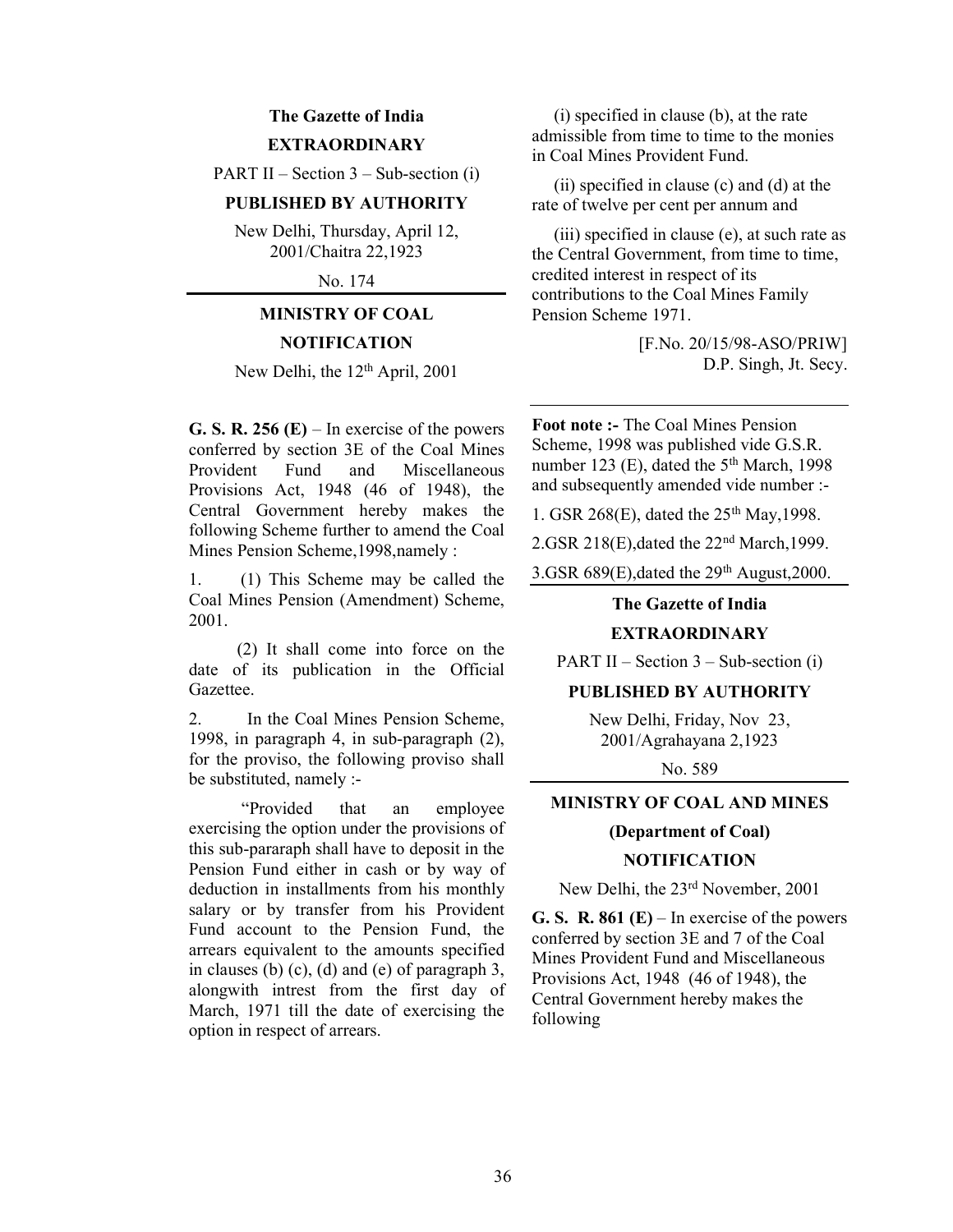**The Gazette of India**

**EXTRAORDINARY**

PART II – Section 3 – Sub-section (i)

**PUBLISHED BY AUTHORITY**

New Delhi, Thursday, April 12, 2001/Chaitra 22,1923

No. 174

---

**MINISTRY OF COAL**

**NOTIFICATION**

New Delhi, the 12th April, 2001

**G. S. R. 256 (E)** – In exercise of the powers conferred by section 3E of the Coal Mines Provident Fund and Miscellaneous Provisions Act, 1948 (46 of 1948), the Central Government hereby makes the following Scheme further to amend the Coal Mines Pension Scheme,1998,namely :

1. (1) This Scheme may be called the Coal Mines Pension (Amendment) Scheme, 2001.

(2) It shall come into force on the date of its publication in the Official Gazettee.

2. In the Coal Mines Pension Scheme, 1998, in paragraph 4, in sub-paragraph (2), for the proviso, the following proviso shall be substituted, namely :-

"Provided that an employee exercising the option under the provisions of this sub-pararaph shall have to deposit in the Pension Fund either in cash or by way of deduction in installments from his monthly salary or by transfer from his Provident Fund account to the Pension Fund, the arrears equivalent to the amounts specified in clauses (b) (c), (d) and (e) of paragraph 3, alongwith intrest from the first day of March, 1971 till the date of exercising the option in respect of arrears.

(i) specified in clause (b), at the rate admissible from time to time to the monies in Coal Mines Provident Fund.

(ii) specified in clause (c) and (d) at the rate of twelve per cent per annum and

(iii) specified in clause (e), at such rate as the Central Government, from time to time, credited interest in respect of its contributions to the Coal Mines Family Pension Scheme 1971.

[F.No. 20/15/98-ASO/PRIW]
D.P. Singh, Jt. Secy.

---

**Foot note :-** The Coal Mines Pension Scheme, 1998 was published vide G.S.R. number 123 (E), dated the 5th March, 1998 and subsequently amended vide number :-

1. GSR 268(E), dated the 25th May,1998.
2. GSR 218(E),dated the 22nd March,1999.
3. GSR 689(E),dated the 29th August,2000.

---

**The Gazette of India**

**EXTRAORDINARY**

PART II – Section 3 – Sub-section (i)

**PUBLISHED BY AUTHORITY**

New Delhi, Friday, Nov 23, 2001/Agrahayana 2,1923

No. 589

---

**MINISTRY OF COAL AND MINES**

**(Department of Coal)**

**NOTIFICATION**

New Delhi, the 23rd November, 2001

**G. S. R. 861 (E)** – In exercise of the powers conferred by section 3E and 7 of the Coal Mines Provident Fund and Miscellaneous Provisions Act, 1948 (46 of 1948), the Central Government hereby makes the following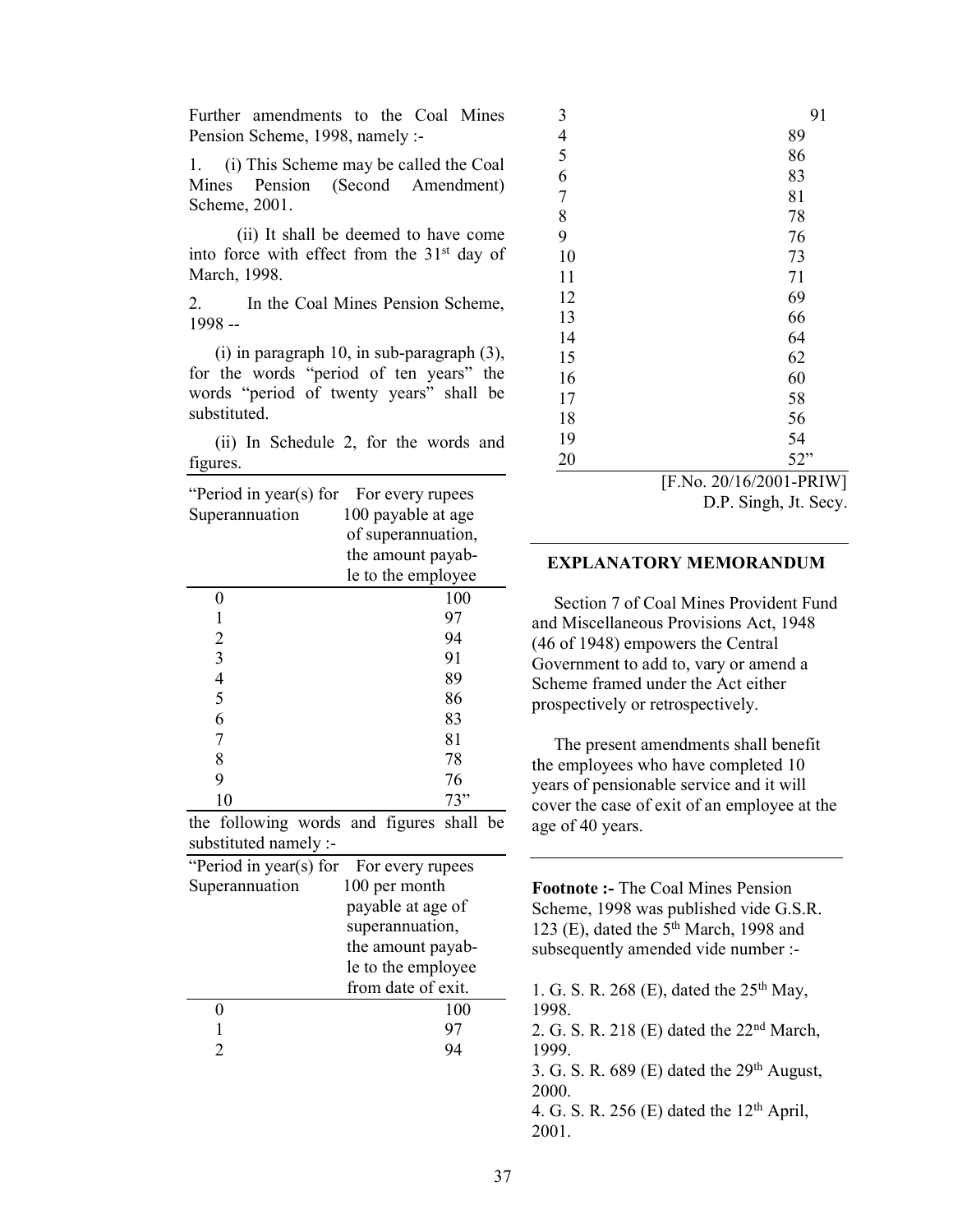Further amendments to the Coal Mines Pension Scheme, 1998, namely :-

1. (i) This Scheme may be called the Coal Mines Pension (Second Amendment) Scheme, 2001.

(ii) It shall be deemed to have come into force with effect from the 31st day of March, 1998.

2. In the Coal Mines Pension Scheme, 1998 --

(i) in paragraph 10, in sub-paragraph (3), for the words "period of ten years" the words "period of twenty years" shall be substituted.

(ii) In Schedule 2, for the words and figures.

| "Period in year(s) for Superannuation | For every rupees 100 payable at age of superannuation, the amount payable to the employee |
|---|---|
| 0 | 100 |
| 1 | 97 |
| 2 | 94 |
| 3 | 91 |
| 4 | 89 |
| 5 | 86 |
| 6 | 83 |
| 7 | 81 |
| 8 | 78 |
| 9 | 76 |
| 10 | 73" |

the following words and figures shall be substituted namely :-

| "Period in year(s) for Superannuation | For every rupees 100 per month payable at age of superannuation, the amount payable to the employee from date of exit. |
|---|---|
| 0 | 100 |
| 1 | 97 |
| 2 | 94 |
| 3 | 91 |
| 4 | 89 |
| 5 | 86 |
| 6 | 83 |
| 7 | 81 |
| 8 | 78 |
| 9 | 76 |
| 10 | 73 |
| 11 | 71 |
| 12 | 69 |
| 13 | 66 |
| 14 | 64 |
| 15 | 62 |
| 16 | 60 |
| 17 | 58 |
| 18 | 56 |
| 19 | 54 |
| 20 | 52" |

[F.No. 20/16/2001-PRIW]
D.P. Singh, Jt. Secy.

## EXPLANATORY MEMORANDUM

Section 7 of Coal Mines Provident Fund and Miscellaneous Provisions Act, 1948 (46 of 1948) empowers the Central Government to add to, vary or amend a Scheme framed under the Act either prospectively or retrospectively.

The present amendments shall benefit the employees who have completed 10 years of pensionable service and it will cover the case of exit of an employee at the age of 40 years.

**Footnote :-** The Coal Mines Pension Scheme, 1998 was published vide G.S.R. 123 (E), dated the 5th March, 1998 and subsequently amended vide number :-

1. G. S. R. 268 (E), dated the 25th May, 1998.
2. G. S. R. 218 (E) dated the 22nd March, 1999.
3. G. S. R. 689 (E) dated the 29th August, 2000.
4. G. S. R. 256 (E) dated the 12th April, 2001.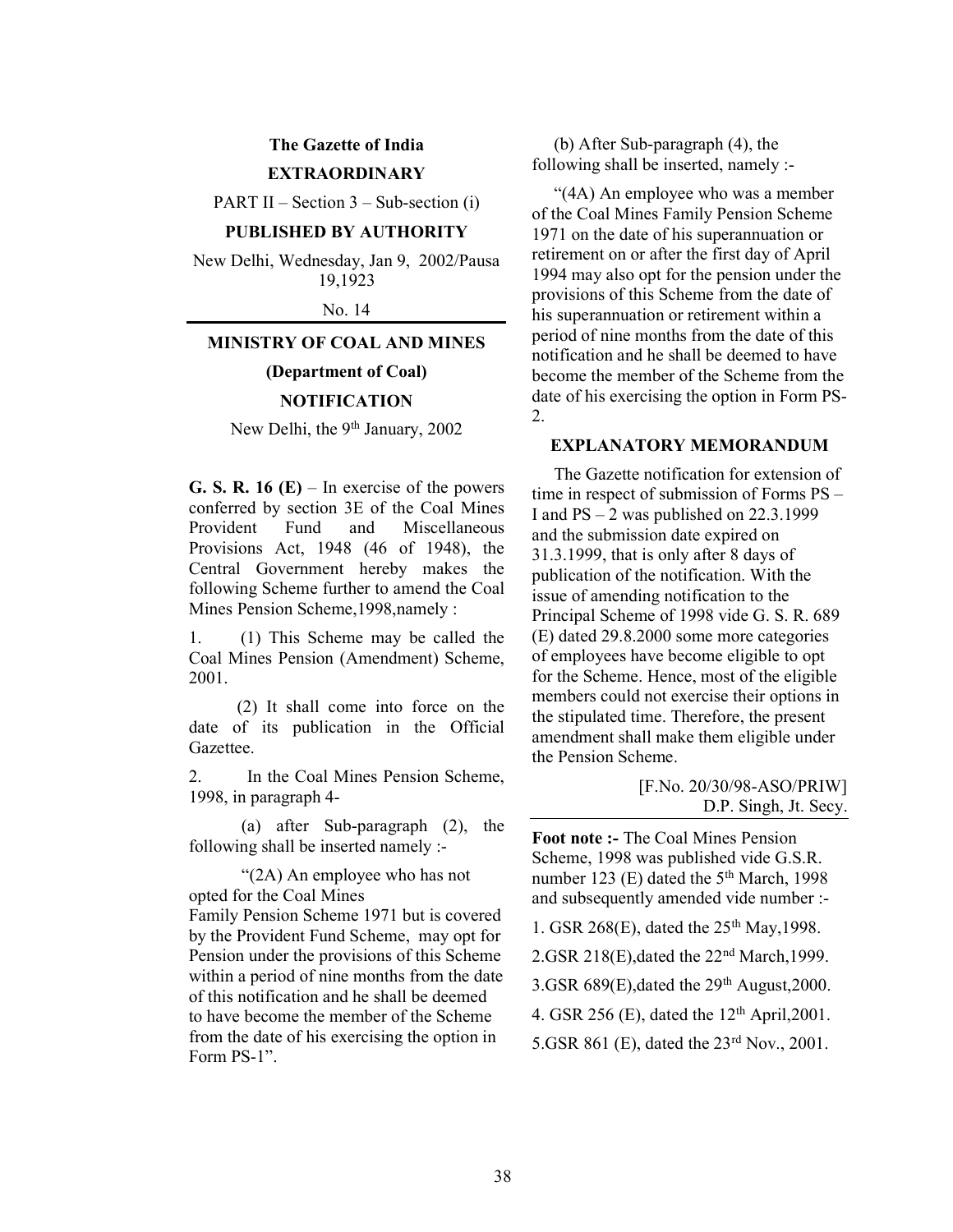**The Gazette of India**

**EXTRAORDINARY**

PART II – Section 3 – Sub-section (i)

**PUBLISHED BY AUTHORITY**

New Delhi, Wednesday, Jan 9, 2002/Pausa 19,1923

No. 14

## MINISTRY OF COAL AND MINES

**(Department of Coal)**

**NOTIFICATION**

New Delhi, the 9th January, 2002

**G. S. R. 16 (E)** – In exercise of the powers conferred by section 3E of the Coal Mines Provident Fund and Miscellaneous Provisions Act, 1948 (46 of 1948), the Central Government hereby makes the following Scheme further to amend the Coal Mines Pension Scheme,1998,namely :

1. (1) This Scheme may be called the Coal Mines Pension (Amendment) Scheme, 2001.

   (2) It shall come into force on the date of its publication in the Official Gazettee.

2. In the Coal Mines Pension Scheme, 1998, in paragraph 4-

   (a) after Sub-paragraph (2), the following shall be inserted namely :-

   "(2A) An employee who has not opted for the Coal Mines Family Pension Scheme 1971 but is covered by the Provident Fund Scheme, may opt for Pension under the provisions of this Scheme within a period of nine months from the date of this notification and he shall be deemed to have become the member of the Scheme from the date of his exercising the option in Form PS-1".

   (b) After Sub-paragraph (4), the following shall be inserted, namely :-

   "(4A) An employee who was a member of the Coal Mines Family Pension Scheme 1971 on the date of his superannuation or retirement on or after the first day of April 1994 may also opt for the pension under the provisions of this Scheme from the date of his superannuation or retirement within a period of nine months from the date of this notification and he shall be deemed to have become the member of the Scheme from the date of his exercising the option in Form PS-2.

### EXPLANATORY MEMORANDUM

The Gazette notification for extension of time in respect of submission of Forms PS – I and PS – 2 was published on 22.3.1999 and the submission date expired on 31.3.1999, that is only after 8 days of publication of the notification. With the issue of amending notification to the Principal Scheme of 1998 vide G. S. R. 689 (E) dated 29.8.2000 some more categories of employees have become eligible to opt for the Scheme. Hence, most of the eligible members could not exercise their options in the stipulated time. Therefore, the present amendment shall make them eligible under the Pension Scheme.

[F.No. 20/30/98-ASO/PRIW]
D.P. Singh, Jt. Secy.

**Foot note :-** The Coal Mines Pension Scheme, 1998 was published vide G.S.R. number 123 (E) dated the 5th March, 1998 and subsequently amended vide number :-

1. GSR 268(E), dated the 25th May,1998.
2. GSR 218(E),dated the 22nd March,1999.
3. GSR 689(E),dated the 29th August,2000.
4. GSR 256 (E), dated the 12th April,2001.
5. GSR 861 (E), dated the 23rd Nov., 2001.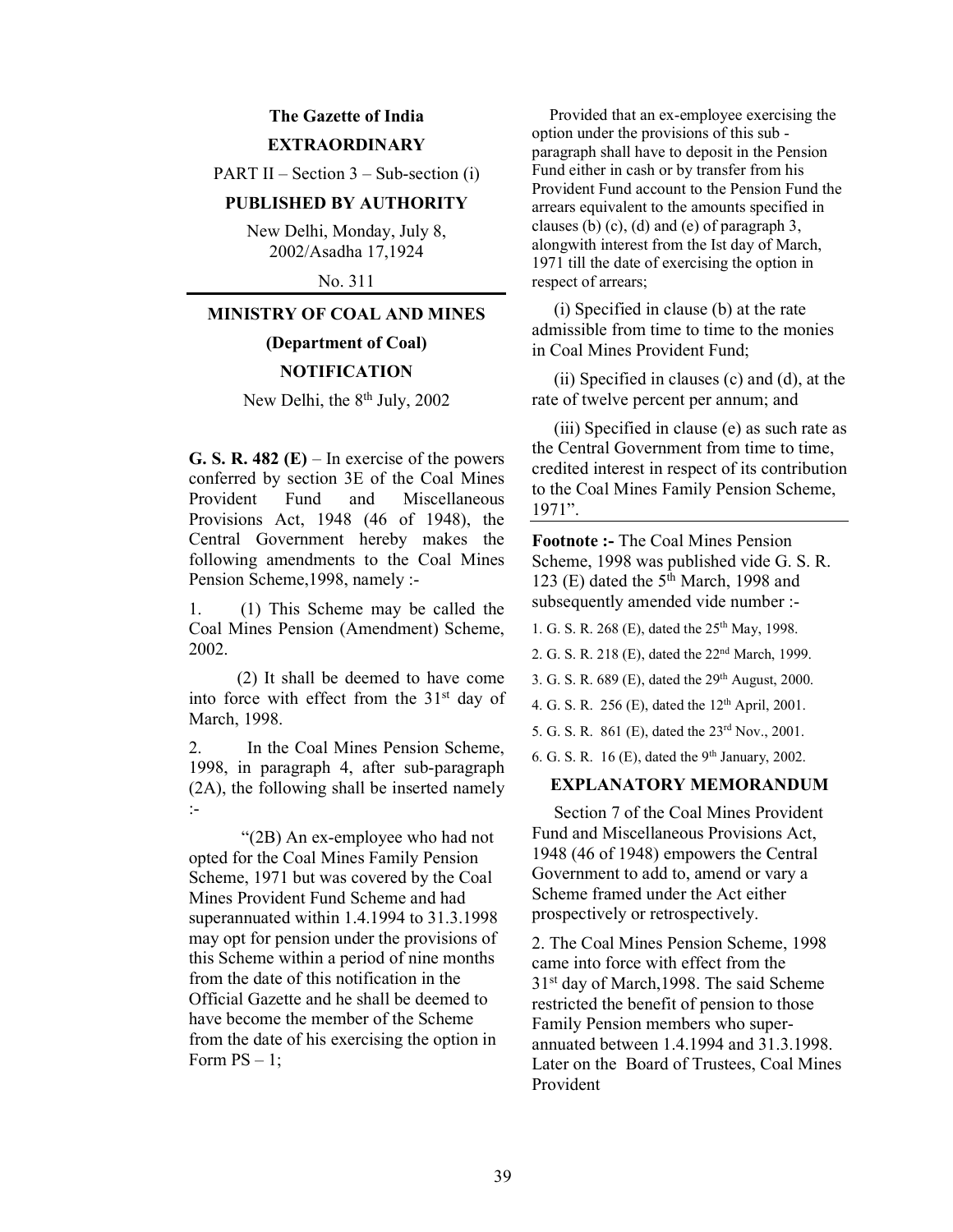**The Gazette of India**

**EXTRAORDINARY**

PART II – Section 3 – Sub-section (i)

**PUBLISHED BY AUTHORITY**

New Delhi, Monday, July 8, 2002/Asadha 17,1924

No. 311

**MINISTRY OF COAL AND MINES**

**(Department of Coal)**

**NOTIFICATION**

New Delhi, the 8th July, 2002

**G. S. R. 482 (E)** – In exercise of the powers conferred by section 3E of the Coal Mines Provident Fund and Miscellaneous Provisions Act, 1948 (46 of 1948), the Central Government hereby makes the following amendments to the Coal Mines Pension Scheme,1998, namely :-

1. (1) This Scheme may be called the Coal Mines Pension (Amendment) Scheme, 2002.

(2) It shall be deemed to have come into force with effect from the 31st day of March, 1998.

2. In the Coal Mines Pension Scheme, 1998, in paragraph 4, after sub-paragraph (2A), the following shall be inserted namely :-

"(2B) An ex-employee who had not opted for the Coal Mines Family Pension Scheme, 1971 but was covered by the Coal Mines Provident Fund Scheme and had superannuated within 1.4.1994 to 31.3.1998 may opt for pension under the provisions of this Scheme within a period of nine months from the date of this notification in the Official Gazette and he shall be deemed to have become the member of the Scheme from the date of his exercising the option in Form PS – 1;

Provided that an ex-employee exercising the option under the provisions of this sub - paragraph shall have to deposit in the Pension Fund either in cash or by transfer from his Provident Fund account to the Pension Fund the arrears equivalent to the amounts specified in clauses (b) (c), (d) and (e) of paragraph 3, alongwith interest from the Ist day of March, 1971 till the date of exercising the option in respect of arrears;

(i) Specified in clause (b) at the rate admissible from time to time to the monies in Coal Mines Provident Fund;

(ii) Specified in clauses (c) and (d), at the rate of twelve percent per annum; and

(iii) Specified in clause (e) as such rate as the Central Government from time to time, credited interest in respect of its contribution to the Coal Mines Family Pension Scheme, 1971".

**Footnote :-** The Coal Mines Pension Scheme, 1998 was published vide G. S. R. 123 (E) dated the 5th March, 1998 and subsequently amended vide number :-

1. G. S. R. 268 (E), dated the 25th May, 1998.
2. G. S. R. 218 (E), dated the 22nd March, 1999.
3. G. S. R. 689 (E), dated the 29th August, 2000.
4. G. S. R. 256 (E), dated the 12th April, 2001.
5. G. S. R. 861 (E), dated the 23rd Nov., 2001.
6. G. S. R. 16 (E), dated the 9th January, 2002.

**EXPLANATORY MEMORANDUM**

Section 7 of the Coal Mines Provident Fund and Miscellaneous Provisions Act, 1948 (46 of 1948) empowers the Central Government to add to, amend or vary a Scheme framed under the Act either prospectively or retrospectively.

2. The Coal Mines Pension Scheme, 1998 came into force with effect from the 31st day of March,1998. The said Scheme restricted the benefit of pension to those Family Pension members who super-annuated between 1.4.1994 and 31.3.1998. Later on the Board of Trustees, Coal Mines Provident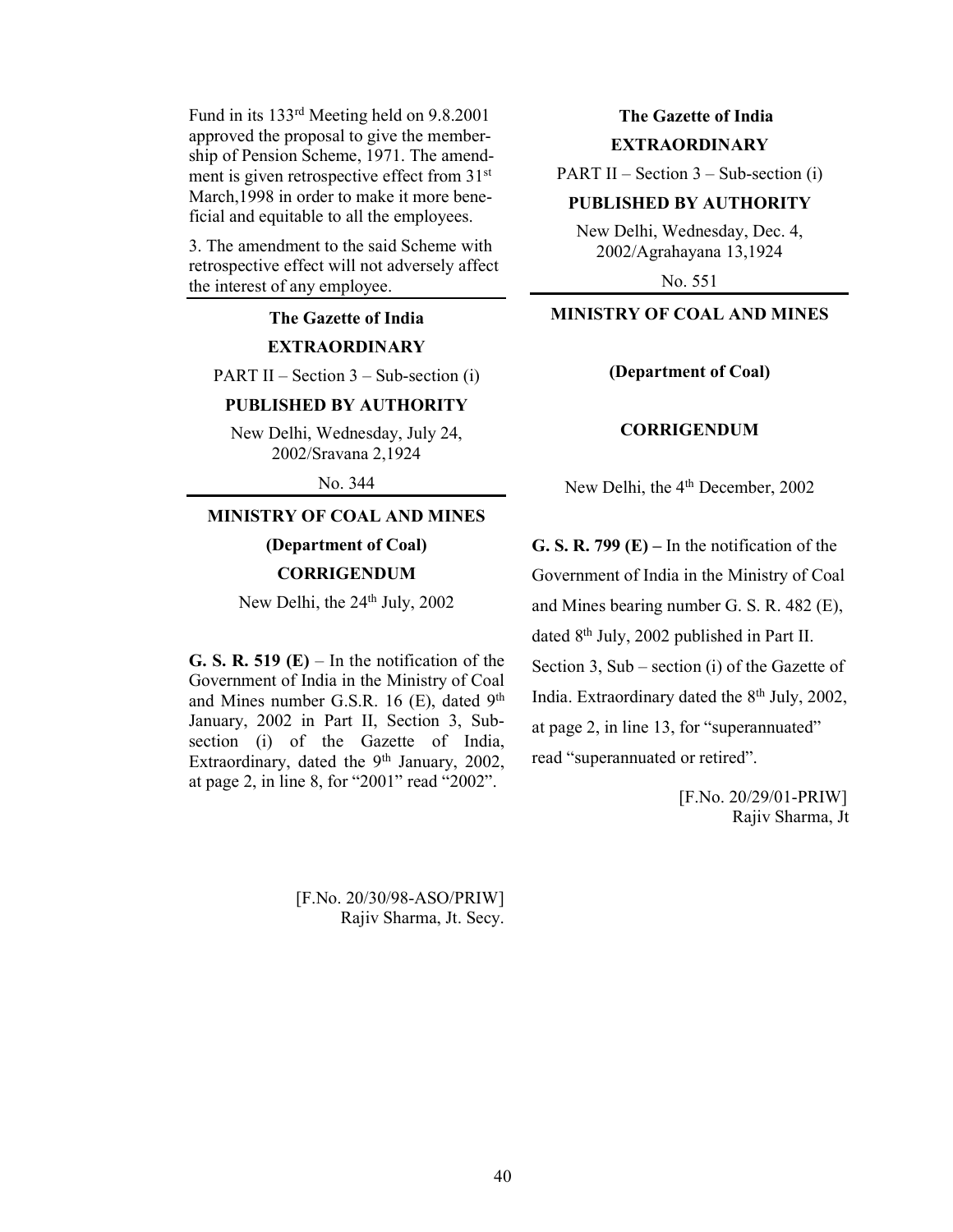Fund in its 133rd Meeting held on 9.8.2001 approved the proposal to give the membership of Pension Scheme, 1971. The amendment is given retrospective effect from 31st March,1998 in order to make it more beneficial and equitable to all the employees.

3. The amendment to the said Scheme with retrospective effect will not adversely affect the interest of any employee.

---

**The Gazette of India**

**EXTRAORDINARY**

PART II – Section 3 – Sub-section (i)

**PUBLISHED BY AUTHORITY**

New Delhi, Wednesday, July 24, 2002/Sravana 2,1924

No. 344

---

**MINISTRY OF COAL AND MINES**

**(Department of Coal)**

**CORRIGENDUM**

New Delhi, the 24th July, 2002

**G. S. R. 519 (E)** – In the notification of the Government of India in the Ministry of Coal and Mines number G.S.R. 16 (E), dated 9th January, 2002 in Part II, Section 3, Sub-section (i) of the Gazette of India, Extraordinary, dated the 9th January, 2002, at page 2, in line 8, for "2001" read "2002".

[F.No. 20/30/98-ASO/PRIW]
Rajiv Sharma, Jt. Secy.

---

**The Gazette of India**

**EXTRAORDINARY**

PART II – Section 3 – Sub-section (i)

**PUBLISHED BY AUTHORITY**

New Delhi, Wednesday, Dec. 4, 2002/Agrahayana 13,1924

No. 551

---

**MINISTRY OF COAL AND MINES**

**(Department of Coal)**

**CORRIGENDUM**

New Delhi, the 4th December, 2002

**G. S. R. 799 (E) –** In the notification of the Government of India in the Ministry of Coal and Mines bearing number G. S. R. 482 (E), dated 8th July, 2002 published in Part II. Section 3, Sub – section (i) of the Gazette of India. Extraordinary dated the 8th July, 2002, at page 2, in line 13, for "superannuated" read "superannuated or retired".

[F.No. 20/29/01-PRIW]
Rajiv Sharma, Jt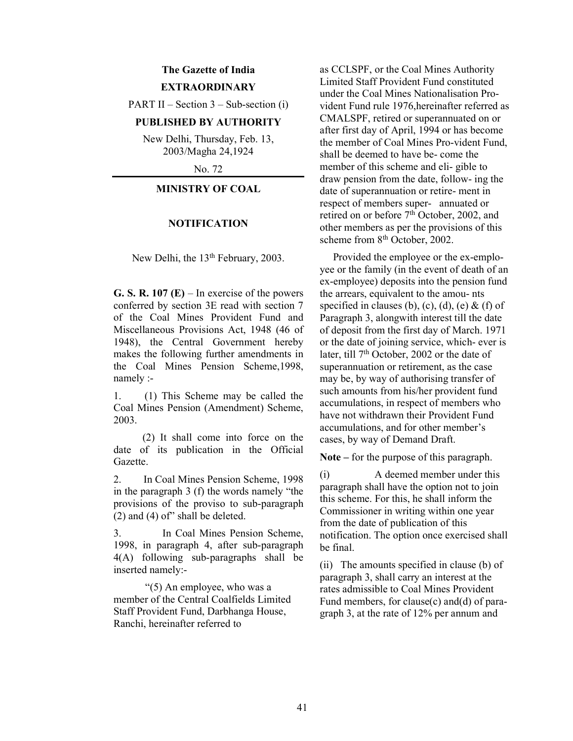**The Gazette of India**

**EXTRAORDINARY**

PART II – Section 3 – Sub-section (i)

**PUBLISHED BY AUTHORITY**

New Delhi, Thursday, Feb. 13, 2003/Magha 24,1924

No. 72

**MINISTRY OF COAL**

**NOTIFICATION**

New Delhi, the 13th February, 2003.

**G. S. R. 107 (E)** – In exercise of the powers conferred by section 3E read with section 7 of the Coal Mines Provident Fund and Miscellaneous Provisions Act, 1948 (46 of 1948), the Central Government hereby makes the following further amendments in the Coal Mines Pension Scheme,1998, namely :-

1. (1) This Scheme may be called the Coal Mines Pension (Amendment) Scheme, 2003.

(2) It shall come into force on the date of its publication in the Official Gazette.

2. In Coal Mines Pension Scheme, 1998 in the paragraph 3 (f) the words namely "the provisions of the proviso to sub-paragraph (2) and (4) of" shall be deleted.

3. In Coal Mines Pension Scheme, 1998, in paragraph 4, after sub-paragraph 4(A) following sub-paragraphs shall be inserted namely:-

"(5) An employee, who was a member of the Central Coalfields Limited Staff Provident Fund, Darbhanga House, Ranchi, hereinafter referred to as CCLSPF, or the Coal Mines Authority Limited Staff Provident Fund constituted under the Coal Mines Nationalisation Provident Fund rule 1976,hereinafter referred as CMALSPF, retired or superannuated on or after first day of April, 1994 or has become the member of Coal Mines Provident Fund, shall be deemed to have become the member of this scheme and eligible to draw pension from the date, following the date of superannuation or retirement in respect of members superannuated or retired on or before 7th October, 2002, and other members as per the provisions of this scheme from 8th October, 2002.

Provided the employee or the ex-employee or the family (in the event of death of an ex-employee) deposits into the pension fund the arrears, equivalent to the amounts specified in clauses (b), (c), (d), (e) & (f) of Paragraph 3, alongwith interest till the date of deposit from the first day of March. 1971 or the date of joining service, whichever is later, till 7th October, 2002 or the date of superannuation or retirement, as the case may be, by way of authorising transfer of such amounts from his/her provident fund accumulations, in respect of members who have not withdrawn their Provident Fund accumulations, and for other member's cases, by way of Demand Draft.

**Note –** for the purpose of this paragraph.

(i) A deemed member under this paragraph shall have the option not to join this scheme. For this, he shall inform the Commissioner in writing within one year from the date of publication of this notification. The option once exercised shall be final.

(ii) The amounts specified in clause (b) of paragraph 3, shall carry an interest at the rates admissible to Coal Mines Provident Fund members, for clause(c) and(d) of paragraph 3, at the rate of 12% per annum and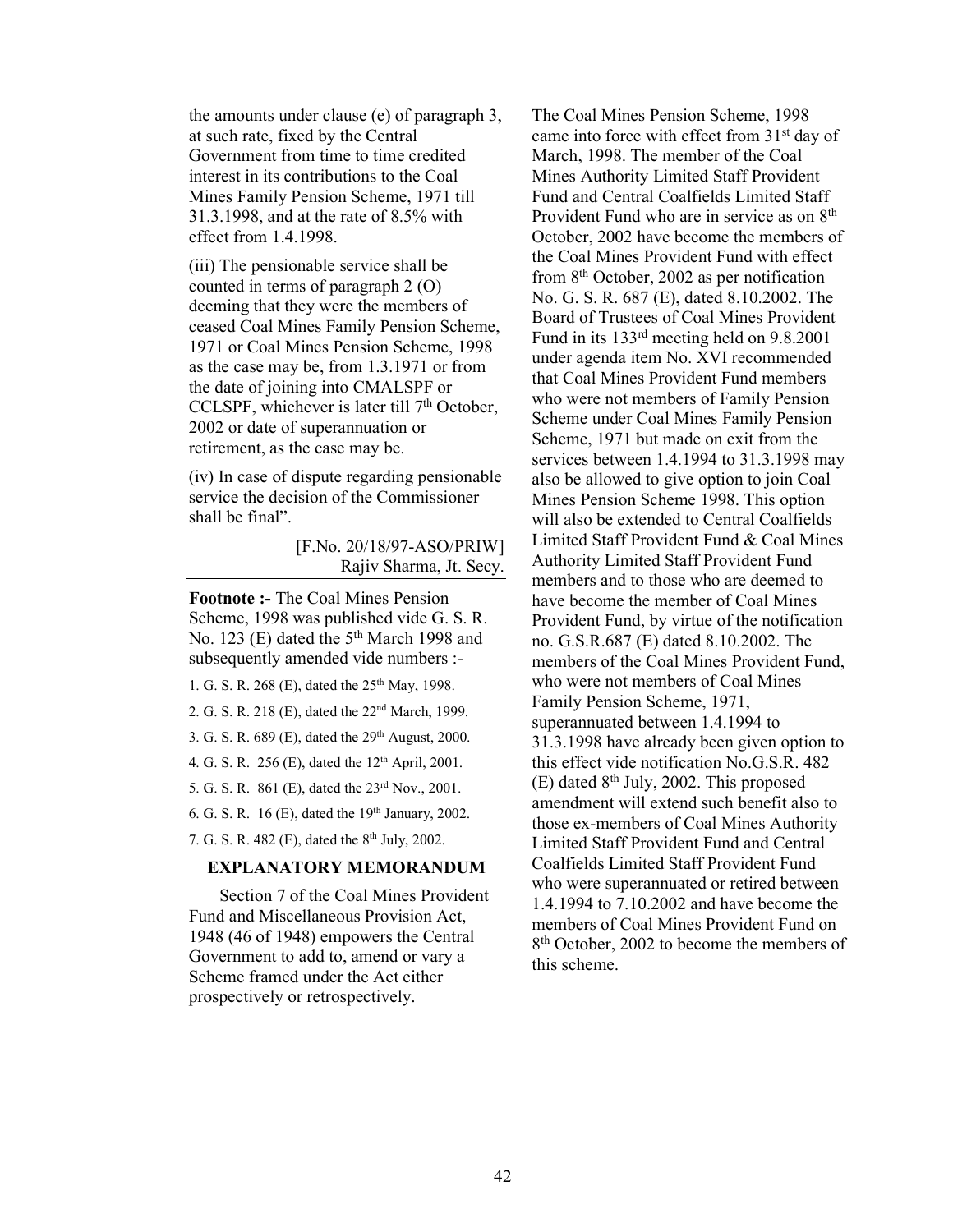the amounts under clause (e) of paragraph 3, at such rate, fixed by the Central Government from time to time credited interest in its contributions to the Coal Mines Family Pension Scheme, 1971 till 31.3.1998, and at the rate of 8.5% with effect from 1.4.1998.

(iii) The pensionable service shall be counted in terms of paragraph 2 (O) deeming that they were the members of ceased Coal Mines Family Pension Scheme, 1971 or Coal Mines Pension Scheme, 1998 as the case may be, from 1.3.1971 or from the date of joining into CMALSPF or CCLSPF, whichever is later till 7th October, 2002 or date of superannuation or retirement, as the case may be.

(iv) In case of dispute regarding pensionable service the decision of the Commissioner shall be final".

[F.No. 20/18/97-ASO/PRIW]
Rajiv Sharma, Jt. Secy.

---

**Footnote :-** The Coal Mines Pension Scheme, 1998 was published vide G. S. R. No. 123 (E) dated the 5th March 1998 and subsequently amended vide numbers :-

1. G. S. R. 268 (E), dated the 25th May, 1998.
2. G. S. R. 218 (E), dated the 22nd March, 1999.
3. G. S. R. 689 (E), dated the 29th August, 2000.
4. G. S. R. 256 (E), dated the 12th April, 2001.
5. G. S. R. 861 (E), dated the 23rd Nov., 2001.
6. G. S. R. 16 (E), dated the 19th January, 2002.
7. G. S. R. 482 (E), dated the 8th July, 2002.

## EXPLANATORY MEMORANDUM

Section 7 of the Coal Mines Provident Fund and Miscellaneous Provision Act, 1948 (46 of 1948) empowers the Central Government to add to, amend or vary a Scheme framed under the Act either prospectively or retrospectively.

The Coal Mines Pension Scheme, 1998 came into force with effect from 31st day of March, 1998. The member of the Coal Mines Authority Limited Staff Provident Fund and Central Coalfields Limited Staff Provident Fund who are in service as on 8th October, 2002 have become the members of the Coal Mines Provident Fund with effect from 8th October, 2002 as per notification No. G. S. R. 687 (E), dated 8.10.2002. The Board of Trustees of Coal Mines Provident Fund in its 133rd meeting held on 9.8.2001 under agenda item No. XVI recommended that Coal Mines Provident Fund members who were not members of Family Pension Scheme under Coal Mines Family Pension Scheme, 1971 but made on exit from the services between 1.4.1994 to 31.3.1998 may also be allowed to give option to join Coal Mines Pension Scheme 1998. This option will also be extended to Central Coalfields Limited Staff Provident Fund & Coal Mines Authority Limited Staff Provident Fund members and to those who are deemed to have become the member of Coal Mines Provident Fund, by virtue of the notification no. G.S.R.687 (E) dated 8.10.2002. The members of the Coal Mines Provident Fund, who were not members of Coal Mines Family Pension Scheme, 1971, superannuated between 1.4.1994 to 31.3.1998 have already been given option to this effect vide notification No.G.S.R. 482 (E) dated 8th July, 2002. This proposed amendment will extend such benefit also to those ex-members of Coal Mines Authority Limited Staff Provident Fund and Central Coalfields Limited Staff Provident Fund who were superannuated or retired between 1.4.1994 to 7.10.2002 and have become the members of Coal Mines Provident Fund on 8th October, 2002 to become the members of this scheme.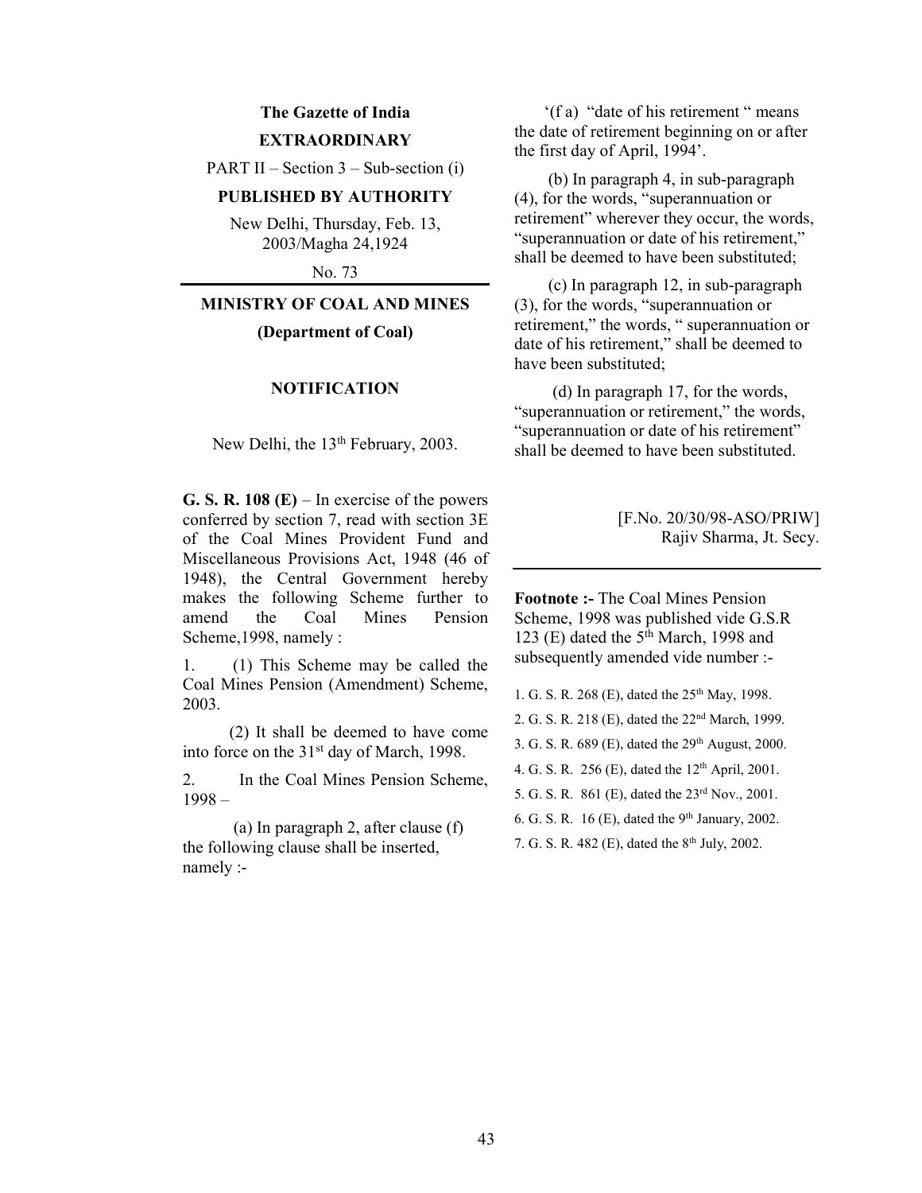**The Gazette of India**

**EXTRAORDINARY**

PART II – Section 3 – Sub-section (i)

**PUBLISHED BY AUTHORITY**

New Delhi, Thursday, Feb. 13, 2003/Magha 24,1924

No. 73

**MINISTRY OF COAL AND MINES**

**(Department of Coal)**

**NOTIFICATION**

New Delhi, the 13th February, 2003.

**G. S. R. 108 (E)** – In exercise of the powers conferred by section 7, read with section 3E of the Coal Mines Provident Fund and Miscellaneous Provisions Act, 1948 (46 of 1948), the Central Government hereby makes the following Scheme further to amend the Coal Mines Pension Scheme,1998, namely :

1. (1) This Scheme may be called the Coal Mines Pension (Amendment) Scheme, 2003.

(2) It shall be deemed to have come into force on the 31st day of March, 1998.

2. In the Coal Mines Pension Scheme, 1998 –

(a) In paragraph 2, after clause (f) the following clause shall be inserted, namely :-

'(f a) "date of his retirement " means the date of retirement beginning on or after the first day of April, 1994'.

(b) In paragraph 4, in sub-paragraph (4), for the words, "superannuation or retirement" wherever they occur, the words, "superannuation or date of his retirement," shall be deemed to have been substituted;

(c) In paragraph 12, in sub-paragraph (3), for the words, "superannuation or retirement," the words, " superannuation or date of his retirement," shall be deemed to have been substituted;

(d) In paragraph 17, for the words, "superannuation or retirement," the words, "superannuation or date of his retirement" shall be deemed to have been substituted.

[F.No. 20/30/98-ASO/PRIW]
Rajiv Sharma, Jt. Secy.

---

**Footnote :-** The Coal Mines Pension Scheme, 1998 was published vide G.S.R 123 (E) dated the 5th March, 1998 and subsequently amended vide number :-

1. G. S. R. 268 (E), dated the 25th May, 1998.
2. G. S. R. 218 (E), dated the 22nd March, 1999.
3. G. S. R. 689 (E), dated the 29th August, 2000.
4. G. S. R. 256 (E), dated the 12th April, 2001.
5. G. S. R. 861 (E), dated the 23rd Nov., 2001.
6. G. S. R. 16 (E), dated the 9th January, 2002.
7. G. S. R. 482 (E), dated the 8th July, 2002.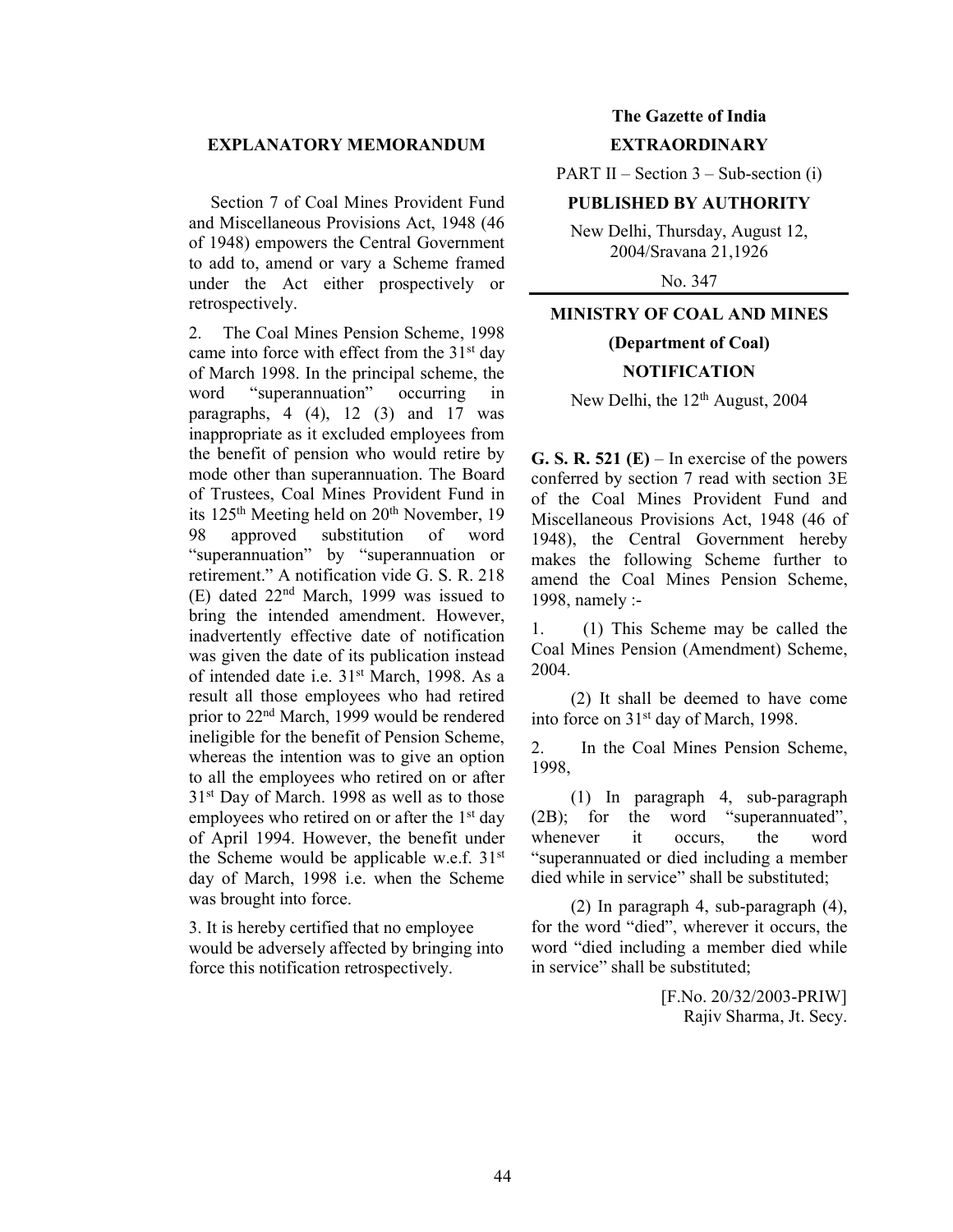## EXPLANATORY MEMORANDUM

Section 7 of Coal Mines Provident Fund and Miscellaneous Provisions Act, 1948 (46 of 1948) empowers the Central Government to add to, amend or vary a Scheme framed under the Act either prospectively or retrospectively.

2. The Coal Mines Pension Scheme, 1998 came into force with effect from the 31st day of March 1998. In the principal scheme, the word "superannuation" occurring in paragraphs, 4 (4), 12 (3) and 17 was inappropriate as it excluded employees from the benefit of pension who would retire by mode other than superannuation. The Board of Trustees, Coal Mines Provident Fund in its 125th Meeting held on 20th November, 19 98 approved substitution of word "superannuation" by "superannuation or retirement." A notification vide G. S. R. 218 (E) dated 22nd March, 1999 was issued to bring the intended amendment. However, inadvertently effective date of notification was given the date of its publication instead of intended date i.e. 31st March, 1998. As a result all those employees who had retired prior to 22nd March, 1999 would be rendered ineligible for the benefit of Pension Scheme, whereas the intention was to give an option to all the employees who retired on or after 31st Day of March. 1998 as well as to those employees who retired on or after the 1st day of April 1994. However, the benefit under the Scheme would be applicable w.e.f. 31st day of March, 1998 i.e. when the Scheme was brought into force.

3. It is hereby certified that no employee would be adversely affected by bringing into force this notification retrospectively.

**The Gazette of India**

**EXTRAORDINARY**

PART II – Section 3 – Sub-section (i)

**PUBLISHED BY AUTHORITY**

New Delhi, Thursday, August 12, 2004/Sravana 21,1926

No. 347

## MINISTRY OF COAL AND MINES

### (Department of Coal)

### NOTIFICATION

New Delhi, the 12th August, 2004

**G. S. R. 521 (E)** – In exercise of the powers conferred by section 7 read with section 3E of the Coal Mines Provident Fund and Miscellaneous Provisions Act, 1948 (46 of 1948), the Central Government hereby makes the following Scheme further to amend the Coal Mines Pension Scheme, 1998, namely :-

1. (1) This Scheme may be called the Coal Mines Pension (Amendment) Scheme, 2004.

(2) It shall be deemed to have come into force on 31st day of March, 1998.

2. In the Coal Mines Pension Scheme, 1998,

(1) In paragraph 4, sub-paragraph (2B); for the word "superannuated", whenever it occurs, the word "superannuated or died including a member died while in service" shall be substituted;

(2) In paragraph 4, sub-paragraph (4), for the word "died", wherever it occurs, the word "died including a member died while in service" shall be substituted;

[F.No. 20/32/2003-PRIW]
Rajiv Sharma, Jt. Secy.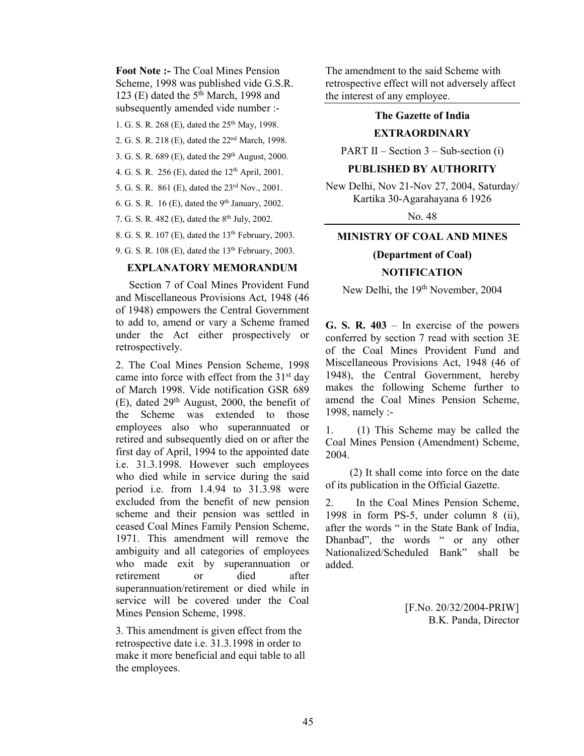**Foot Note :-** The Coal Mines Pension Scheme, 1998 was published vide G.S.R. 123 (E) dated the 5th March, 1998 and subsequently amended vide number :-

1. G. S. R. 268 (E), dated the 25th May, 1998.
2. G. S. R. 218 (E), dated the 22nd March, 1998.
3. G. S. R. 689 (E), dated the 29th August, 2000.
4. G. S. R. 256 (E), dated the 12th April, 2001.
5. G. S. R. 861 (E), dated the 23rd Nov., 2001.
6. G. S. R. 16 (E), dated the 9th January, 2002.
7. G. S. R. 482 (E), dated the 8th July, 2002.
8. G. S. R. 107 (E), dated the 13th February, 2003.
9. G. S. R. 108 (E), dated the 13th February, 2003.

## EXPLANATORY MEMORANDUM

Section 7 of Coal Mines Provident Fund and Miscellaneous Provisions Act, 1948 (46 of 1948) empowers the Central Government to add to, amend or vary a Scheme framed under the Act either prospectively or retrospectively.

2. The Coal Mines Pension Scheme, 1998 came into force with effect from the 31st day of March 1998. Vide notification GSR 689 (E), dated 29th August, 2000, the benefit of the Scheme was extended to those employees also who superannuated or retired and subsequently died on or after the first day of April, 1994 to the appointed date i.e. 31.3.1998. However such employees who died while in service during the said period i.e. from 1.4.94 to 31.3.98 were excluded from the benefit of new pension scheme and their pension was settled in ceased Coal Mines Family Pension Scheme, 1971. This amendment will remove the ambiguity and all categories of employees who made exit by superannuation or retirement or died after superannuation/retirement or died while in service will be covered under the Coal Mines Pension Scheme, 1998.

3. This amendment is given effect from the retrospective date i.e. 31.3.1998 in order to make it more beneficial and equi table to all the employees.

The amendment to the said Scheme with retrospective effect will not adversely affect the interest of any employee.

---

**The Gazette of India**

**EXTRAORDINARY**

PART II – Section 3 – Sub-section (i)

**PUBLISHED BY AUTHORITY**

New Delhi, Nov 21-Nov 27, 2004, Saturday/ Kartika 30-Agarahayana 6 1926

No. 48

---

**MINISTRY OF COAL AND MINES**

**(Department of Coal)**

**NOTIFICATION**

New Delhi, the 19th November, 2004

**G. S. R. 403** – In exercise of the powers conferred by section 7 read with section 3E of the Coal Mines Provident Fund and Miscellaneous Provisions Act, 1948 (46 of 1948), the Central Government, hereby makes the following Scheme further to amend the Coal Mines Pension Scheme, 1998, namely :-

1. (1) This Scheme may be called the Coal Mines Pension (Amendment) Scheme, 2004.

   (2) It shall come into force on the date of its publication in the Official Gazette.

2. In the Coal Mines Pension Scheme, 1998 in form PS-5, under column 8 (ii), after the words " in the State Bank of India, Dhanbad", the words " or any other Nationalized/Scheduled Bank" shall be added.

[F.No. 20/32/2004-PRIW]
B.K. Panda, Director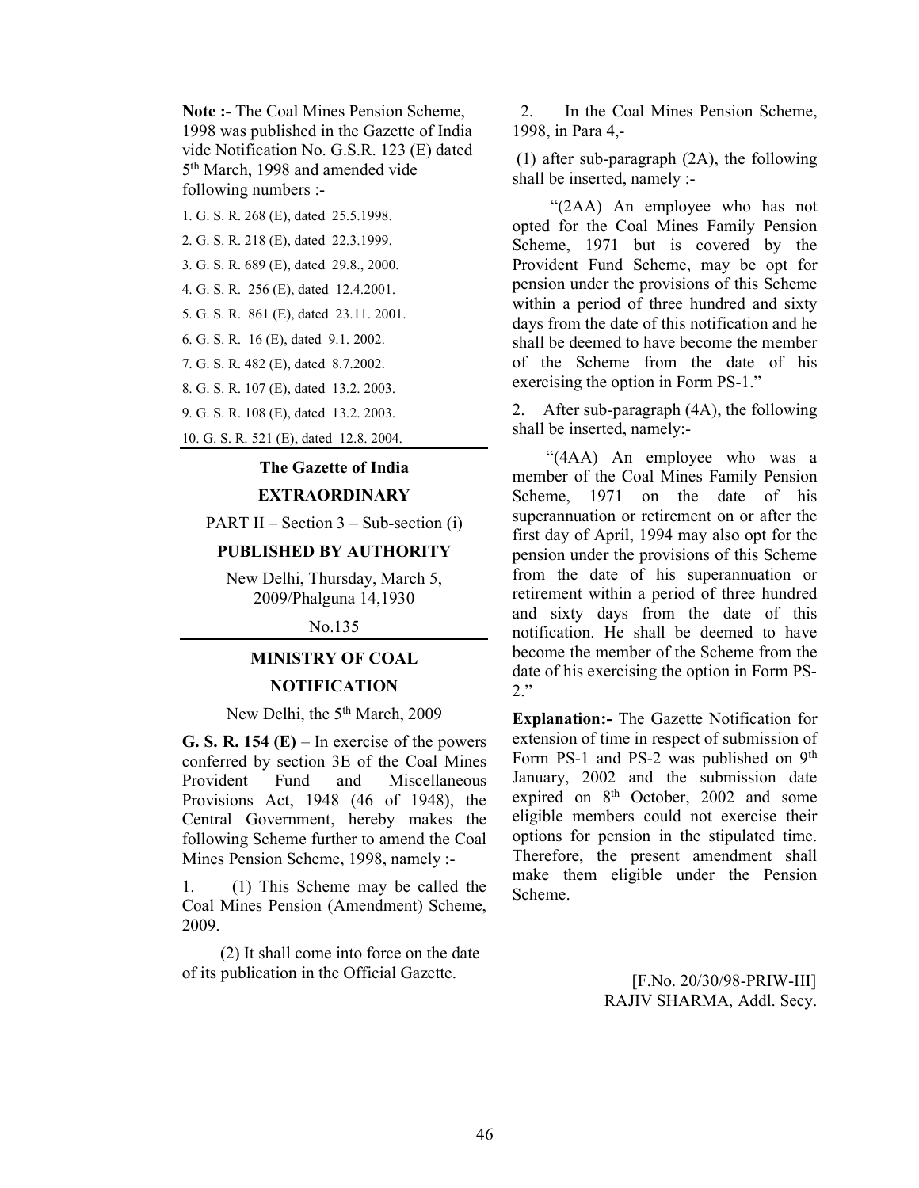**Note :-** The Coal Mines Pension Scheme, 1998 was published in the Gazette of India vide Notification No. G.S.R. 123 (E) dated 5th March, 1998 and amended vide following numbers :-

1. G. S. R. 268 (E), dated 25.5.1998.
2. G. S. R. 218 (E), dated 22.3.1999.
3. G. S. R. 689 (E), dated 29.8., 2000.
4. G. S. R. 256 (E), dated 12.4.2001.
5. G. S. R. 861 (E), dated 23.11. 2001.
6. G. S. R. 16 (E), dated 9.1. 2002.
7. G. S. R. 482 (E), dated 8.7.2002.
8. G. S. R. 107 (E), dated 13.2. 2003.
9. G. S. R. 108 (E), dated 13.2. 2003.
10. G. S. R. 521 (E), dated 12.8. 2004.

---

**The Gazette of India**

**EXTRAORDINARY**

PART II – Section 3 – Sub-section (i)

**PUBLISHED BY AUTHORITY**

New Delhi, Thursday, March 5, 2009/Phalguna 14,1930

No.135

---

**MINISTRY OF COAL**

**NOTIFICATION**

New Delhi, the 5th March, 2009

**G. S. R. 154 (E)** – In exercise of the powers conferred by section 3E of the Coal Mines Provident Fund and Miscellaneous Provisions Act, 1948 (46 of 1948), the Central Government, hereby makes the following Scheme further to amend the Coal Mines Pension Scheme, 1998, namely :-

1. (1) This Scheme may be called the Coal Mines Pension (Amendment) Scheme, 2009.

(2) It shall come into force on the date of its publication in the Official Gazette.

2. In the Coal Mines Pension Scheme, 1998, in Para 4,-

(1) after sub-paragraph (2A), the following shall be inserted, namely :-

"(2AA) An employee who has not opted for the Coal Mines Family Pension Scheme, 1971 but is covered by the Provident Fund Scheme, may be opt for pension under the provisions of this Scheme within a period of three hundred and sixty days from the date of this notification and he shall be deemed to have become the member of the Scheme from the date of his exercising the option in Form PS-1."

2. After sub-paragraph (4A), the following shall be inserted, namely:-

"(4AA) An employee who was a member of the Coal Mines Family Pension Scheme, 1971 on the date of his superannuation or retirement on or after the first day of April, 1994 may also opt for the pension under the provisions of this Scheme from the date of his superannuation or retirement within a period of three hundred and sixty days from the date of this notification. He shall be deemed to have become the member of the Scheme from the date of his exercising the option in Form PS-2."

**Explanation:-** The Gazette Notification for extension of time in respect of submission of Form PS-1 and PS-2 was published on 9th January, 2002 and the submission date expired on 8th October, 2002 and some eligible members could not exercise their options for pension in the stipulated time. Therefore, the present amendment shall make them eligible under the Pension Scheme.

[F.No. 20/30/98-PRIW-III]
RAJIV SHARMA, Addl. Secy.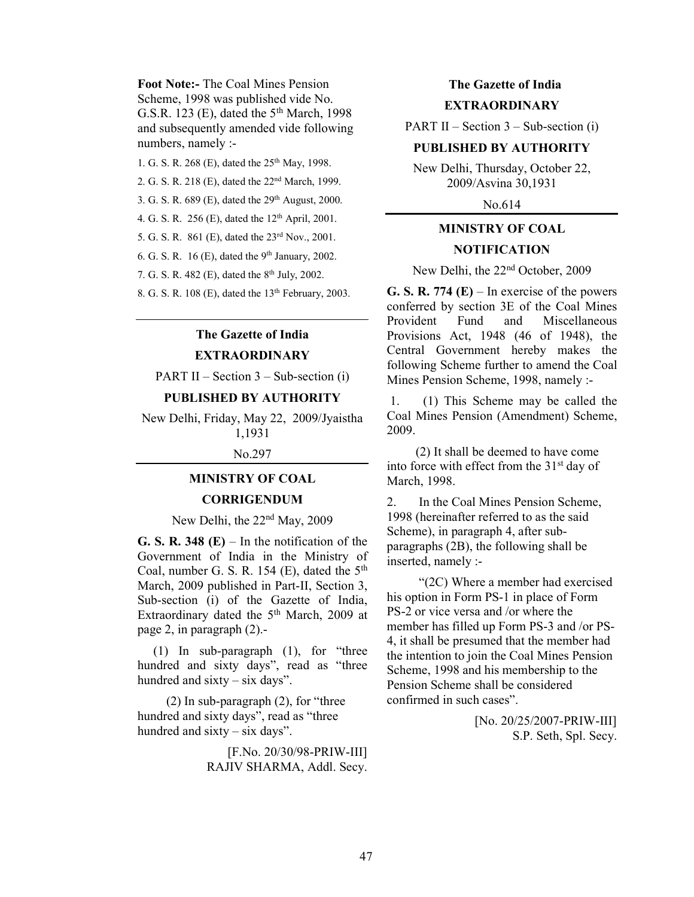**Foot Note:-** The Coal Mines Pension Scheme, 1998 was published vide No. G.S.R. 123 (E), dated the 5th March, 1998 and subsequently amended vide following numbers, namely :-

1. G. S. R. 268 (E), dated the 25th May, 1998.
2. G. S. R. 218 (E), dated the 22nd March, 1999.
3. G. S. R. 689 (E), dated the 29th August, 2000.
4. G. S. R. 256 (E), dated the 12th April, 2001.
5. G. S. R. 861 (E), dated the 23rd Nov., 2001.
6. G. S. R. 16 (E), dated the 9th January, 2002.
7. G. S. R. 482 (E), dated the 8th July, 2002.
8. G. S. R. 108 (E), dated the 13th February, 2003.

---

**The Gazette of India**

**EXTRAORDINARY**

PART II – Section 3 – Sub-section (i)

**PUBLISHED BY AUTHORITY**

New Delhi, Friday, May 22, 2009/Jyaistha 1,1931

No.297

---

**MINISTRY OF COAL**

**CORRIGENDUM**

New Delhi, the 22nd May, 2009

**G. S. R. 348 (E)** – In the notification of the Government of India in the Ministry of Coal, number G. S. R. 154 (E), dated the 5th March, 2009 published in Part-II, Section 3, Sub-section (i) of the Gazette of India, Extraordinary dated the 5th March, 2009 at page 2, in paragraph (2).-

(1) In sub-paragraph (1), for "three hundred and sixty days", read as "three hundred and sixty – six days".

(2) In sub-paragraph (2), for "three hundred and sixty days", read as "three hundred and sixty – six days".

[F.No. 20/30/98-PRIW-III]
RAJIV SHARMA, Addl. Secy.

---

**The Gazette of India**

**EXTRAORDINARY**

PART II – Section 3 – Sub-section (i)

**PUBLISHED BY AUTHORITY**

New Delhi, Thursday, October 22, 2009/Asvina 30,1931

No.614

---

**MINISTRY OF COAL**

**NOTIFICATION**

New Delhi, the 22nd October, 2009

**G. S. R. 774 (E)** – In exercise of the powers conferred by section 3E of the Coal Mines Provident Fund and Miscellaneous Provisions Act, 1948 (46 of 1948), the Central Government hereby makes the following Scheme further to amend the Coal Mines Pension Scheme, 1998, namely :-

1. (1) This Scheme may be called the Coal Mines Pension (Amendment) Scheme, 2009.

(2) It shall be deemed to have come into force with effect from the 31st day of March, 1998.

2. In the Coal Mines Pension Scheme, 1998 (hereinafter referred to as the said Scheme), in paragraph 4, after sub-paragraphs (2B), the following shall be inserted, namely :-

"(2C) Where a member had exercised his option in Form PS-1 in place of Form PS-2 or vice versa and /or where the member has filled up Form PS-3 and /or PS-4, it shall be presumed that the member had the intention to join the Coal Mines Pension Scheme, 1998 and his membership to the Pension Scheme shall be considered confirmed in such cases".

[No. 20/25/2007-PRIW-III]
S.P. Seth, Spl. Secy.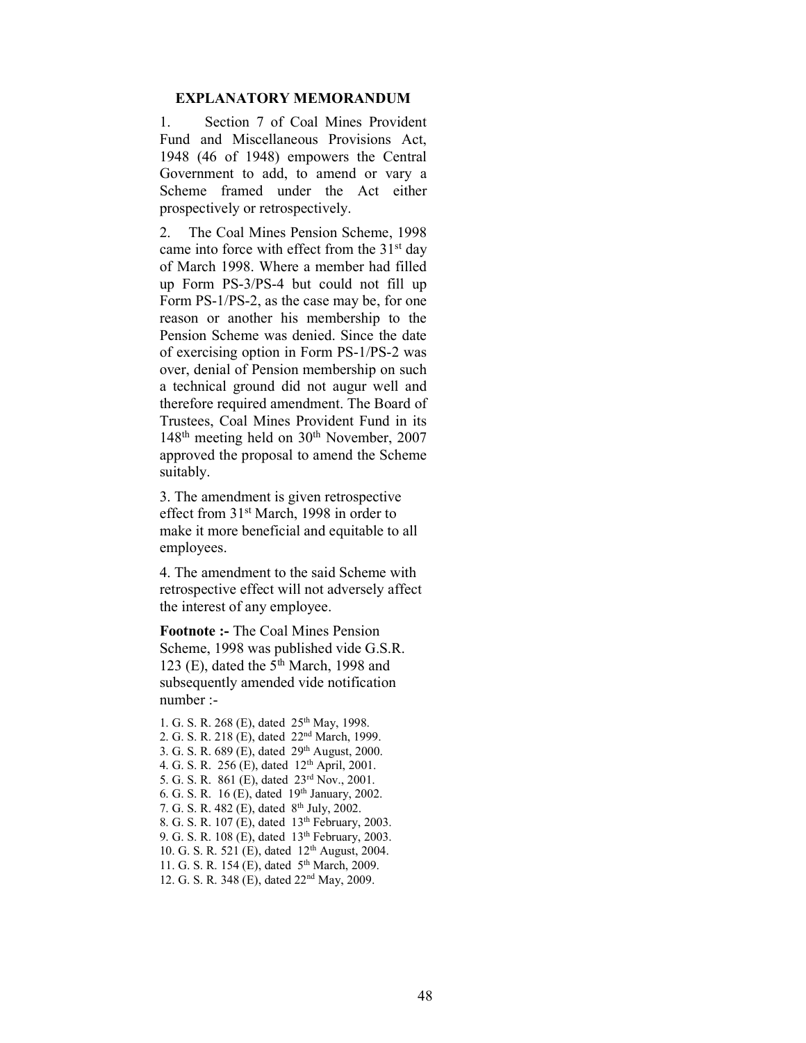## EXPLANATORY MEMORANDUM

1. Section 7 of Coal Mines Provident Fund and Miscellaneous Provisions Act, 1948 (46 of 1948) empowers the Central Government to add, to amend or vary a Scheme framed under the Act either prospectively or retrospectively.

2. The Coal Mines Pension Scheme, 1998 came into force with effect from the 31st day of March 1998. Where a member had filled up Form PS-3/PS-4 but could not fill up Form PS-1/PS-2, as the case may be, for one reason or another his membership to the Pension Scheme was denied. Since the date of exercising option in Form PS-1/PS-2 was over, denial of Pension membership on such a technical ground did not augur well and therefore required amendment. The Board of Trustees, Coal Mines Provident Fund in its 148th meeting held on 30th November, 2007 approved the proposal to amend the Scheme suitably.

3. The amendment is given retrospective effect from 31st March, 1998 in order to make it more beneficial and equitable to all employees.

4. The amendment to the said Scheme with retrospective effect will not adversely affect the interest of any employee.

**Footnote :-** The Coal Mines Pension Scheme, 1998 was published vide G.S.R. 123 (E), dated the 5th March, 1998 and subsequently amended vide notification number :-

1. G. S. R. 268 (E), dated 25th May, 1998.
2. G. S. R. 218 (E), dated 22nd March, 1999.
3. G. S. R. 689 (E), dated 29th August, 2000.
4. G. S. R. 256 (E), dated 12th April, 2001.
5. G. S. R. 861 (E), dated 23rd Nov., 2001.
6. G. S. R. 16 (E), dated 19th January, 2002.
7. G. S. R. 482 (E), dated 8th July, 2002.
8. G. S. R. 107 (E), dated 13th February, 2003.
9. G. S. R. 108 (E), dated 13th February, 2003.
10. G. S. R. 521 (E), dated 12th August, 2004.
11. G. S. R. 154 (E), dated 5th March, 2009.
12. G. S. R. 348 (E), dated 22nd May, 2009.